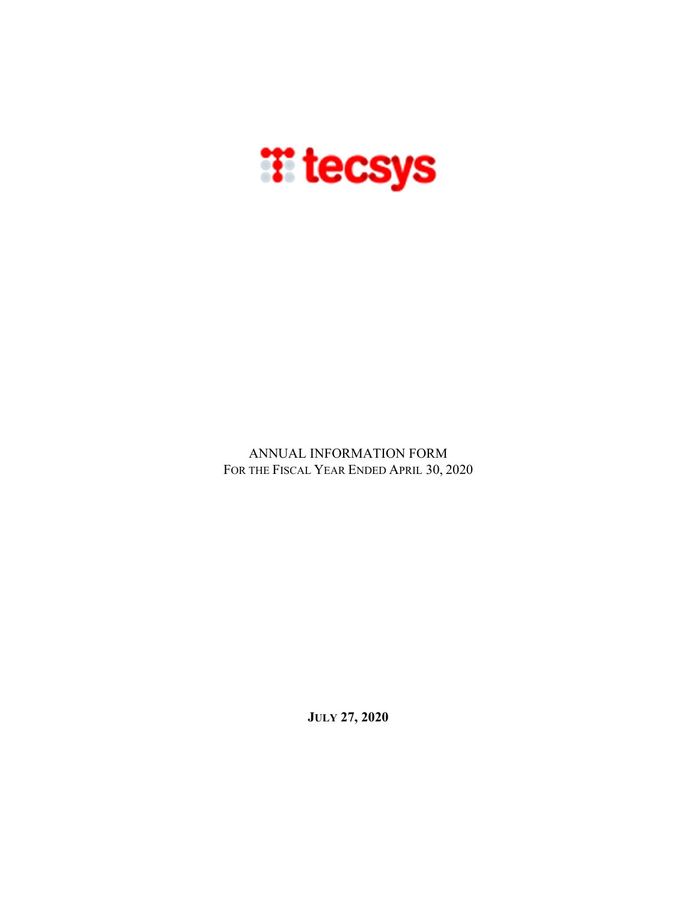tecsys

# ANNUAL INFORMATION FORM

FOR THE FISCAL YEAR ENDED APRIL 30, 2020

**JULY 27, 2020**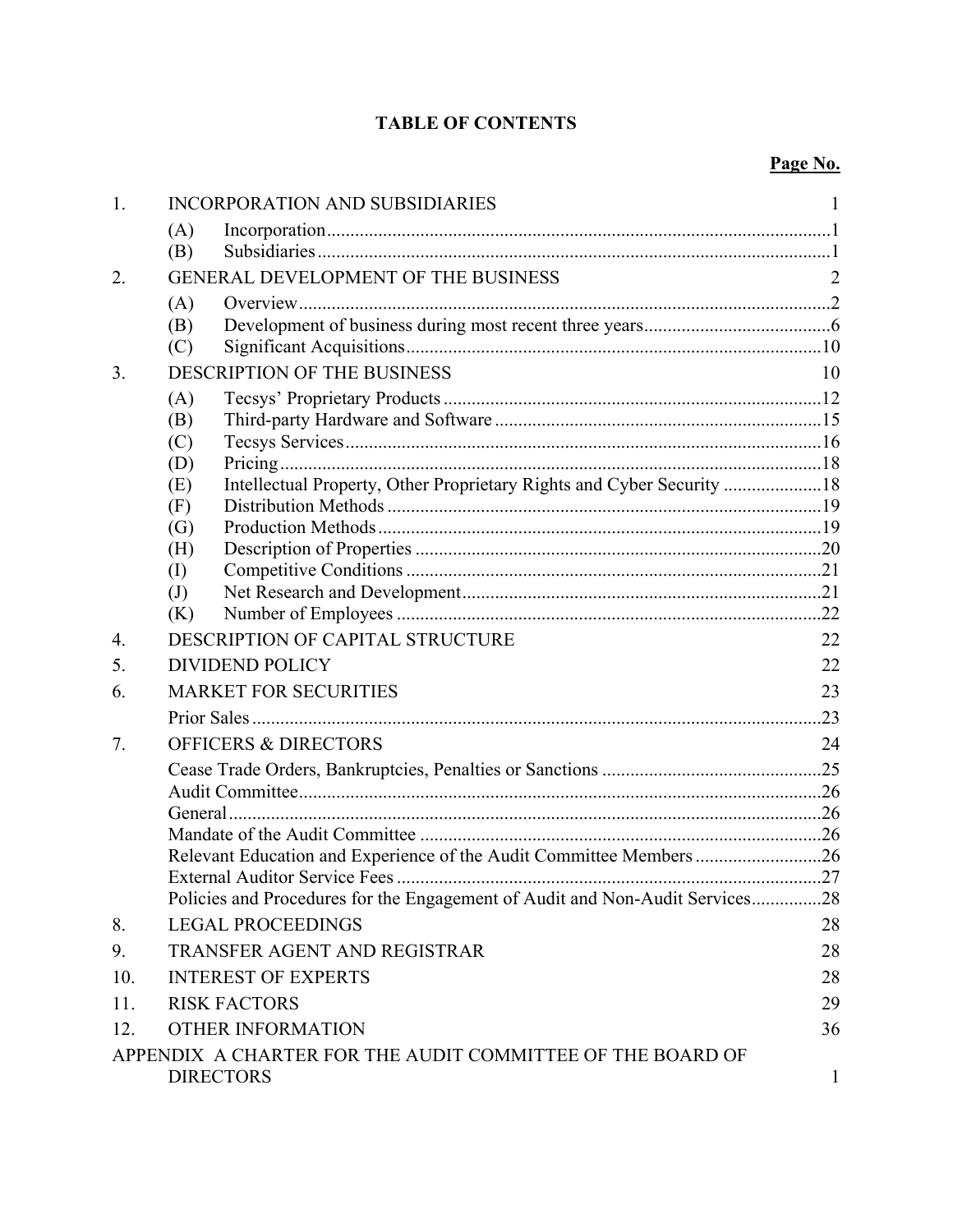# TABLE OF CONTENTS

| | | | Page No. |
|---|---|---|---|
| 1. | INCORPORATION AND SUBSIDIARIES | | 1 |
| | (A) | Incorporation | 1 |
| | (B) | Subsidiaries | 1 |
| 2. | GENERAL DEVELOPMENT OF THE BUSINESS | | 2 |
| | (A) | Overview | 2 |
| | (B) | Development of business during most recent three years | 6 |
| | (C) | Significant Acquisitions | 10 |
| 3. | DESCRIPTION OF THE BUSINESS | | 10 |
| | (A) | Tecsys' Proprietary Products | 12 |
| | (B) | Third-party Hardware and Software | 15 |
| | (C) | Tecsys Services | 16 |
| | (D) | Pricing | 18 |
| | (E) | Intellectual Property, Other Proprietary Rights and Cyber Security | 18 |
| | (F) | Distribution Methods | 19 |
| | (G) | Production Methods | 19 |
| | (H) | Description of Properties | 20 |
| | (I) | Competitive Conditions | 21 |
| | (J) | Net Research and Development | 21 |
| | (K) | Number of Employees | 22 |
| 4. | DESCRIPTION OF CAPITAL STRUCTURE | | 22 |
| 5. | DIVIDEND POLICY | | 22 |
| 6. | MARKET FOR SECURITIES | | 23 |
| | Prior Sales | | 23 |
| 7. | OFFICERS & DIRECTORS | | 24 |
| | Cease Trade Orders, Bankruptcies, Penalties or Sanctions | | 25 |
| | Audit Committee | | 26 |
| | General | | 26 |
| | Mandate of the Audit Committee | | 26 |
| | Relevant Education and Experience of the Audit Committee Members | | 26 |
| | External Auditor Service Fees | | 27 |
| | Policies and Procedures for the Engagement of Audit and Non-Audit Services | | 28 |
| 8. | LEGAL PROCEEDINGS | | 28 |
| 9. | TRANSFER AGENT AND REGISTRAR | | 28 |
| 10. | INTEREST OF EXPERTS | | 28 |
| 11. | RISK FACTORS | | 29 |
| 12. | OTHER INFORMATION | | 36 |
| APPENDIX A | CHARTER FOR THE AUDIT COMMITTEE OF THE BOARD OF DIRECTORS | | 1 |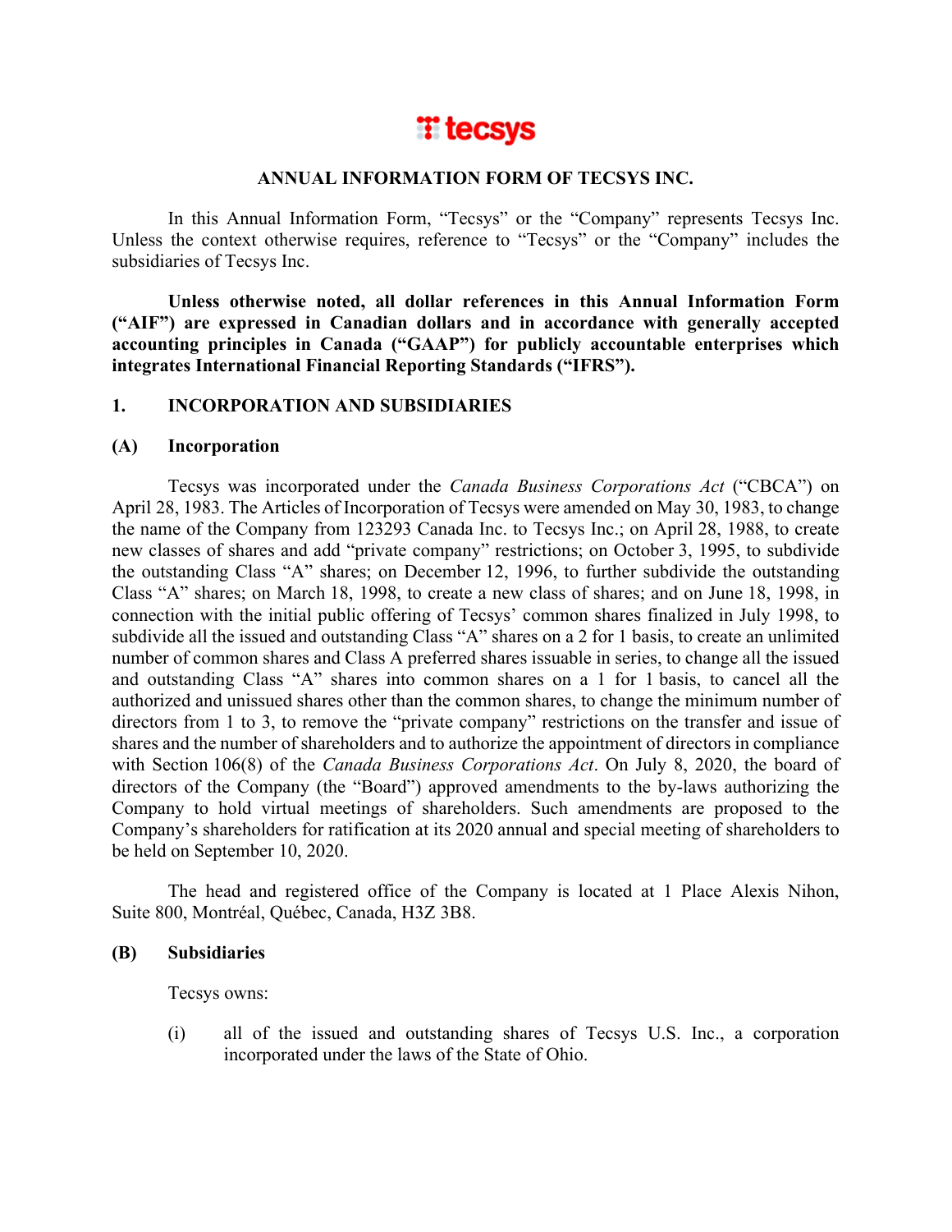**ANNUAL INFORMATION FORM OF TECSYS INC.**

In this Annual Information Form, "Tecsys" or the "Company" represents Tecsys Inc. Unless the context otherwise requires, reference to "Tecsys" or the "Company" includes the subsidiaries of Tecsys Inc.

**Unless otherwise noted, all dollar references in this Annual Information Form ("AIF") are expressed in Canadian dollars and in accordance with generally accepted accounting principles in Canada ("GAAP") for publicly accountable enterprises which integrates International Financial Reporting Standards ("IFRS").**

## 1. INCORPORATION AND SUBSIDIARIES

### (A) Incorporation

Tecsys was incorporated under the *Canada Business Corporations Act* ("CBCA") on April 28, 1983. The Articles of Incorporation of Tecsys were amended on May 30, 1983, to change the name of the Company from 123293 Canada Inc. to Tecsys Inc.; on April 28, 1988, to create new classes of shares and add "private company" restrictions; on October 3, 1995, to subdivide the outstanding Class "A" shares; on December 12, 1996, to further subdivide the outstanding Class "A" shares; on March 18, 1998, to create a new class of shares; and on June 18, 1998, in connection with the initial public offering of Tecsys' common shares finalized in July 1998, to subdivide all the issued and outstanding Class "A" shares on a 2 for 1 basis, to create an unlimited number of common shares and Class A preferred shares issuable in series, to change all the issued and outstanding Class "A" shares into common shares on a 1 for 1 basis, to cancel all the authorized and unissued shares other than the common shares, to change the minimum number of directors from 1 to 3, to remove the "private company" restrictions on the transfer and issue of shares and the number of shareholders and to authorize the appointment of directors in compliance with Section 106(8) of the *Canada Business Corporations Act*. On July 8, 2020, the board of directors of the Company (the "Board") approved amendments to the by-laws authorizing the Company to hold virtual meetings of shareholders. Such amendments are proposed to the Company's shareholders for ratification at its 2020 annual and special meeting of shareholders to be held on September 10, 2020.

The head and registered office of the Company is located at 1 Place Alexis Nihon, Suite 800, Montréal, Québec, Canada, H3Z 3B8.

### (B) Subsidiaries

Tecsys owns:

(i) all of the issued and outstanding shares of Tecsys U.S. Inc., a corporation incorporated under the laws of the State of Ohio.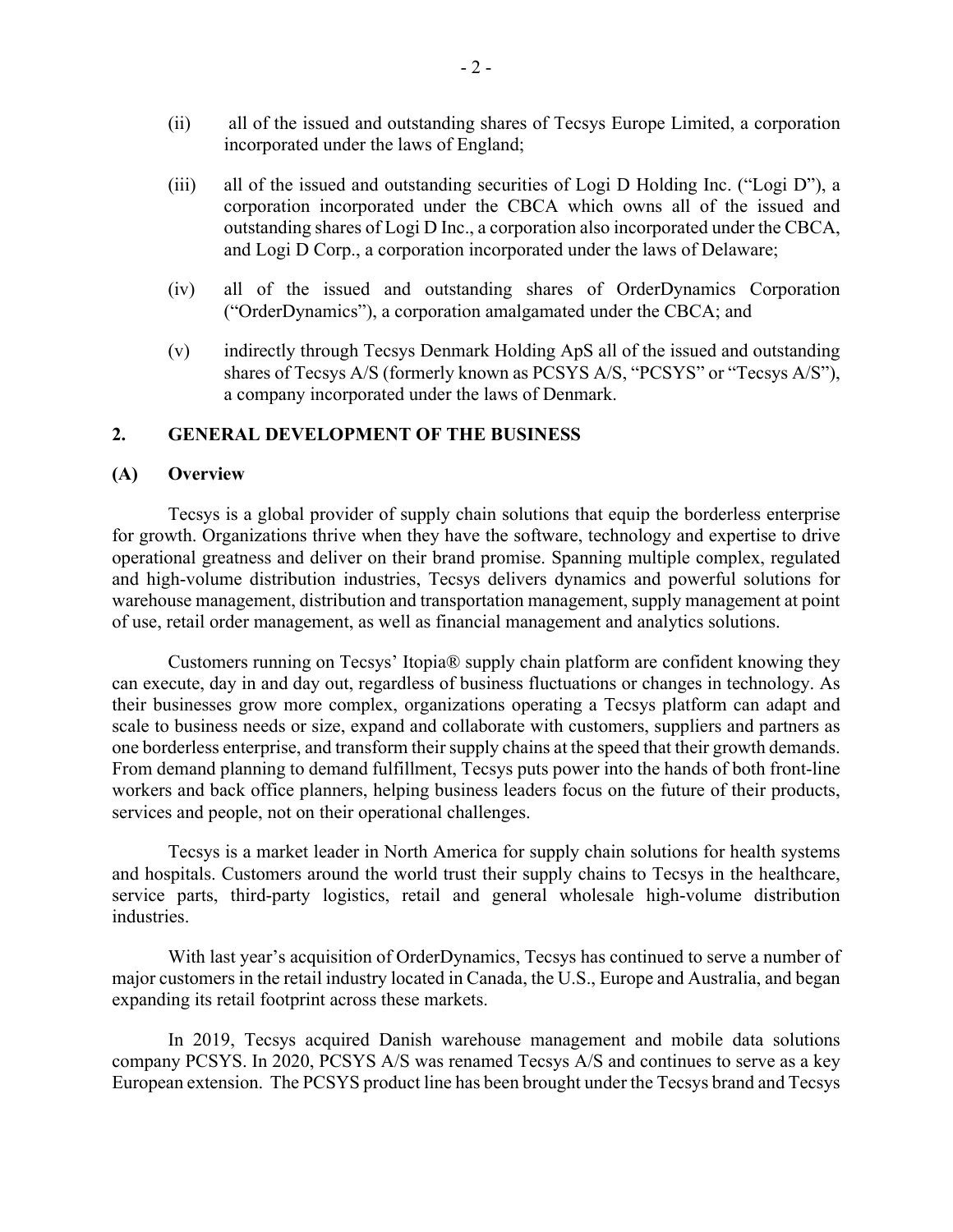(ii) all of the issued and outstanding shares of Tecsys Europe Limited, a corporation incorporated under the laws of England;

(iii) all of the issued and outstanding securities of Logi D Holding Inc. ("Logi D"), a corporation incorporated under the CBCA which owns all of the issued and outstanding shares of Logi D Inc., a corporation also incorporated under the CBCA, and Logi D Corp., a corporation incorporated under the laws of Delaware;

(iv) all of the issued and outstanding shares of OrderDynamics Corporation ("OrderDynamics"), a corporation amalgamated under the CBCA; and

(v) indirectly through Tecsys Denmark Holding ApS all of the issued and outstanding shares of Tecsys A/S (formerly known as PCSYS A/S, "PCSYS" or "Tecsys A/S"), a company incorporated under the laws of Denmark.

## 2. GENERAL DEVELOPMENT OF THE BUSINESS

### (A) Overview

Tecsys is a global provider of supply chain solutions that equip the borderless enterprise for growth. Organizations thrive when they have the software, technology and expertise to drive operational greatness and deliver on their brand promise. Spanning multiple complex, regulated and high-volume distribution industries, Tecsys delivers dynamics and powerful solutions for warehouse management, distribution and transportation management, supply management at point of use, retail order management, as well as financial management and analytics solutions.

Customers running on Tecsys' Itopia® supply chain platform are confident knowing they can execute, day in and day out, regardless of business fluctuations or changes in technology. As their businesses grow more complex, organizations operating a Tecsys platform can adapt and scale to business needs or size, expand and collaborate with customers, suppliers and partners as one borderless enterprise, and transform their supply chains at the speed that their growth demands. From demand planning to demand fulfillment, Tecsys puts power into the hands of both front-line workers and back office planners, helping business leaders focus on the future of their products, services and people, not on their operational challenges.

Tecsys is a market leader in North America for supply chain solutions for health systems and hospitals. Customers around the world trust their supply chains to Tecsys in the healthcare, service parts, third-party logistics, retail and general wholesale high-volume distribution industries.

With last year's acquisition of OrderDynamics, Tecsys has continued to serve a number of major customers in the retail industry located in Canada, the U.S., Europe and Australia, and began expanding its retail footprint across these markets.

In 2019, Tecsys acquired Danish warehouse management and mobile data solutions company PCSYS. In 2020, PCSYS A/S was renamed Tecsys A/S and continues to serve as a key European extension. The PCSYS product line has been brought under the Tecsys brand and Tecsys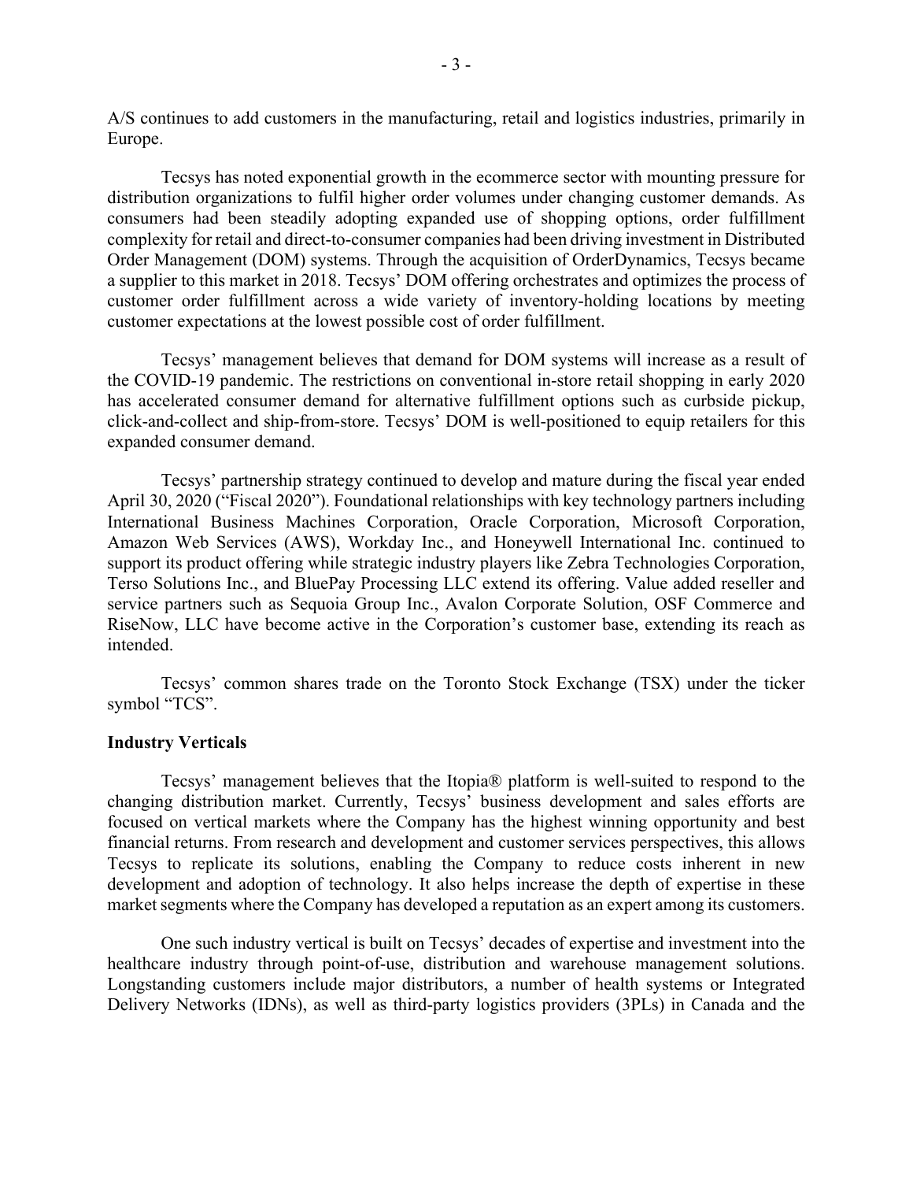A/S continues to add customers in the manufacturing, retail and logistics industries, primarily in Europe.

Tecsys has noted exponential growth in the ecommerce sector with mounting pressure for distribution organizations to fulfil higher order volumes under changing customer demands. As consumers had been steadily adopting expanded use of shopping options, order fulfillment complexity for retail and direct-to-consumer companies had been driving investment in Distributed Order Management (DOM) systems. Through the acquisition of OrderDynamics, Tecsys became a supplier to this market in 2018. Tecsys' DOM offering orchestrates and optimizes the process of customer order fulfillment across a wide variety of inventory-holding locations by meeting customer expectations at the lowest possible cost of order fulfillment.

Tecsys' management believes that demand for DOM systems will increase as a result of the COVID-19 pandemic. The restrictions on conventional in-store retail shopping in early 2020 has accelerated consumer demand for alternative fulfillment options such as curbside pickup, click-and-collect and ship-from-store. Tecsys' DOM is well-positioned to equip retailers for this expanded consumer demand.

Tecsys' partnership strategy continued to develop and mature during the fiscal year ended April 30, 2020 ("Fiscal 2020"). Foundational relationships with key technology partners including International Business Machines Corporation, Oracle Corporation, Microsoft Corporation, Amazon Web Services (AWS), Workday Inc., and Honeywell International Inc. continued to support its product offering while strategic industry players like Zebra Technologies Corporation, Terso Solutions Inc., and BluePay Processing LLC extend its offering. Value added reseller and service partners such as Sequoia Group Inc., Avalon Corporate Solution, OSF Commerce and RiseNow, LLC have become active in the Corporation's customer base, extending its reach as intended.

Tecsys' common shares trade on the Toronto Stock Exchange (TSX) under the ticker symbol "TCS".

**Industry Verticals**

Tecsys' management believes that the Itopia® platform is well-suited to respond to the changing distribution market. Currently, Tecsys' business development and sales efforts are focused on vertical markets where the Company has the highest winning opportunity and best financial returns. From research and development and customer services perspectives, this allows Tecsys to replicate its solutions, enabling the Company to reduce costs inherent in new development and adoption of technology. It also helps increase the depth of expertise in these market segments where the Company has developed a reputation as an expert among its customers.

One such industry vertical is built on Tecsys' decades of expertise and investment into the healthcare industry through point-of-use, distribution and warehouse management solutions. Longstanding customers include major distributors, a number of health systems or Integrated Delivery Networks (IDNs), as well as third-party logistics providers (3PLs) in Canada and the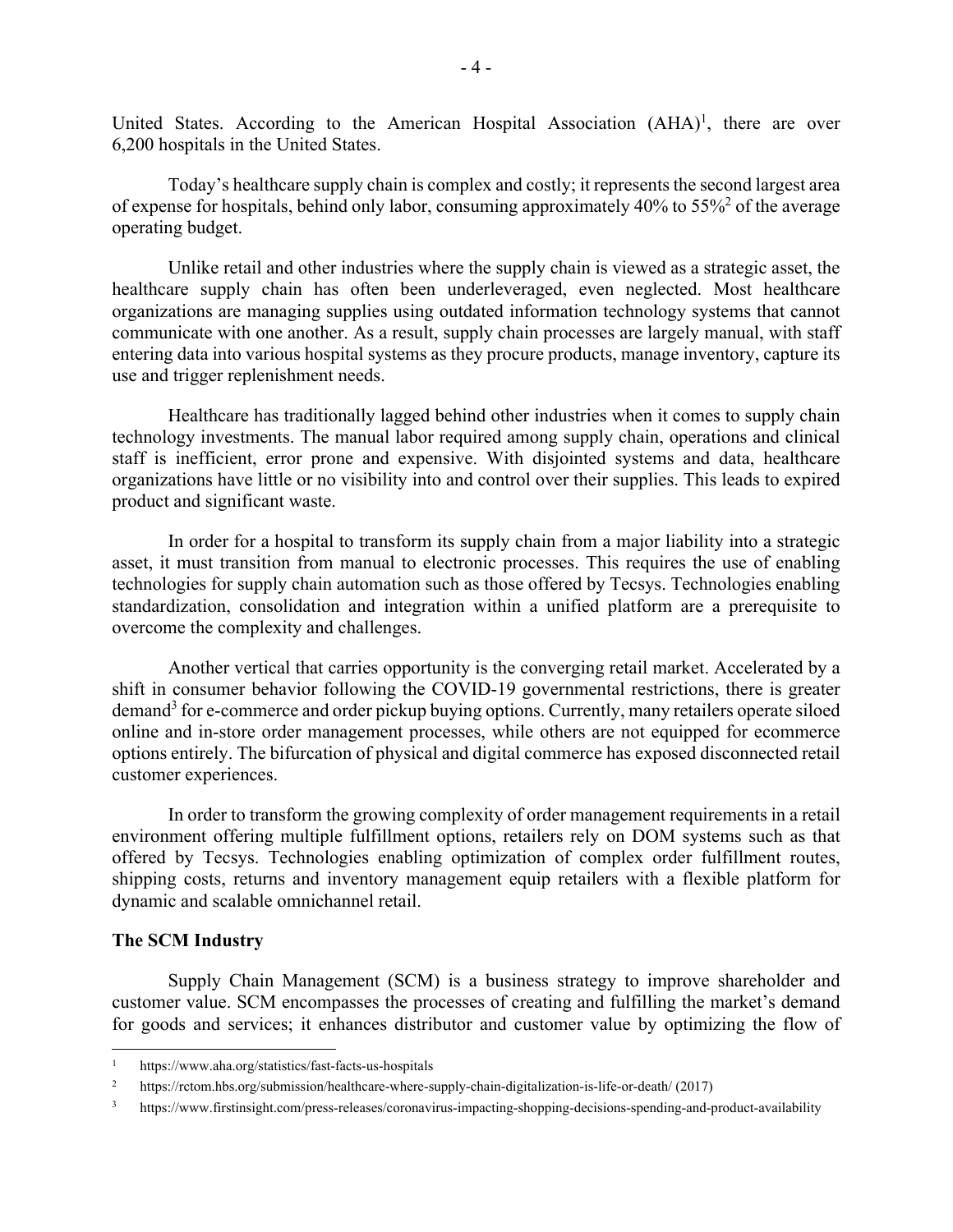United States. According to the American Hospital Association (AHA)[1], there are over 6,200 hospitals in the United States.

Today's healthcare supply chain is complex and costly; it represents the second largest area of expense for hospitals, behind only labor, consuming approximately 40% to 55%[2] of the average operating budget.

Unlike retail and other industries where the supply chain is viewed as a strategic asset, the healthcare supply chain has often been underleveraged, even neglected. Most healthcare organizations are managing supplies using outdated information technology systems that cannot communicate with one another. As a result, supply chain processes are largely manual, with staff entering data into various hospital systems as they procure products, manage inventory, capture its use and trigger replenishment needs.

Healthcare has traditionally lagged behind other industries when it comes to supply chain technology investments. The manual labor required among supply chain, operations and clinical staff is inefficient, error prone and expensive. With disjointed systems and data, healthcare organizations have little or no visibility into and control over their supplies. This leads to expired product and significant waste.

In order for a hospital to transform its supply chain from a major liability into a strategic asset, it must transition from manual to electronic processes. This requires the use of enabling technologies for supply chain automation such as those offered by Tecsys. Technologies enabling standardization, consolidation and integration within a unified platform are a prerequisite to overcome the complexity and challenges.

Another vertical that carries opportunity is the converging retail market. Accelerated by a shift in consumer behavior following the COVID-19 governmental restrictions, there is greater demand[3] for e-commerce and order pickup buying options. Currently, many retailers operate siloed online and in-store order management processes, while others are not equipped for ecommerce options entirely. The bifurcation of physical and digital commerce has exposed disconnected retail customer experiences.

In order to transform the growing complexity of order management requirements in a retail environment offering multiple fulfillment options, retailers rely on DOM systems such as that offered by Tecsys. Technologies enabling optimization of complex order fulfillment routes, shipping costs, returns and inventory management equip retailers with a flexible platform for dynamic and scalable omnichannel retail.

**The SCM Industry**

Supply Chain Management (SCM) is a business strategy to improve shareholder and customer value. SCM encompasses the processes of creating and fulfilling the market's demand for goods and services; it enhances distributor and customer value by optimizing the flow of

---

[1] https://www.aha.org/statistics/fast-facts-us-hospitals

[2] https://rctom.hbs.org/submission/healthcare-where-supply-chain-digitalization-is-life-or-death/ (2017)

[3] https://www.firstinsight.com/press-releases/coronavirus-impacting-shopping-decisions-spending-and-product-availability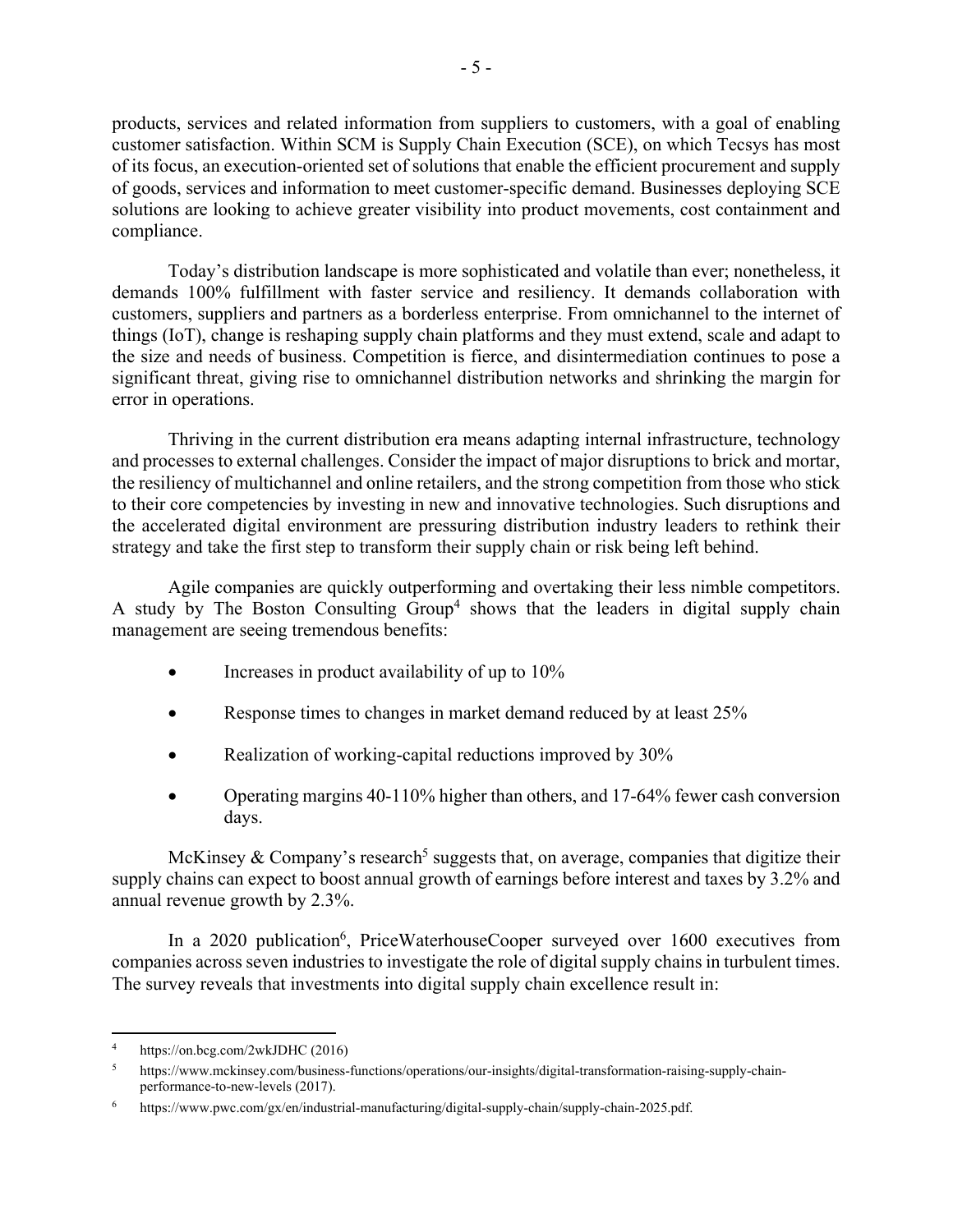products, services and related information from suppliers to customers, with a goal of enabling customer satisfaction. Within SCM is Supply Chain Execution (SCE), on which Tecsys has most of its focus, an execution-oriented set of solutions that enable the efficient procurement and supply of goods, services and information to meet customer-specific demand. Businesses deploying SCE solutions are looking to achieve greater visibility into product movements, cost containment and compliance.

Today's distribution landscape is more sophisticated and volatile than ever; nonetheless, it demands 100% fulfillment with faster service and resiliency. It demands collaboration with customers, suppliers and partners as a borderless enterprise. From omnichannel to the internet of things (IoT), change is reshaping supply chain platforms and they must extend, scale and adapt to the size and needs of business. Competition is fierce, and disintermediation continues to pose a significant threat, giving rise to omnichannel distribution networks and shrinking the margin for error in operations.

Thriving in the current distribution era means adapting internal infrastructure, technology and processes to external challenges. Consider the impact of major disruptions to brick and mortar, the resiliency of multichannel and online retailers, and the strong competition from those who stick to their core competencies by investing in new and innovative technologies. Such disruptions and the accelerated digital environment are pressuring distribution industry leaders to rethink their strategy and take the first step to transform their supply chain or risk being left behind.

Agile companies are quickly outperforming and overtaking their less nimble competitors. A study by The Boston Consulting Group[4] shows that the leaders in digital supply chain management are seeing tremendous benefits:

- Increases in product availability of up to 10%
- Response times to changes in market demand reduced by at least 25%
- Realization of working-capital reductions improved by 30%
- Operating margins 40-110% higher than others, and 17-64% fewer cash conversion days.

McKinsey & Company's research[5] suggests that, on average, companies that digitize their supply chains can expect to boost annual growth of earnings before interest and taxes by 3.2% and annual revenue growth by 2.3%.

In a 2020 publication[6], PriceWaterhouseCooper surveyed over 1600 executives from companies across seven industries to investigate the role of digital supply chains in turbulent times. The survey reveals that investments into digital supply chain excellence result in:

---

[4] https://on.bcg.com/2wkJDHC (2016)

[5] https://www.mckinsey.com/business-functions/operations/our-insights/digital-transformation-raising-supply-chain-performance-to-new-levels (2017).

[6] https://www.pwc.com/gx/en/industrial-manufacturing/digital-supply-chain/supply-chain-2025.pdf.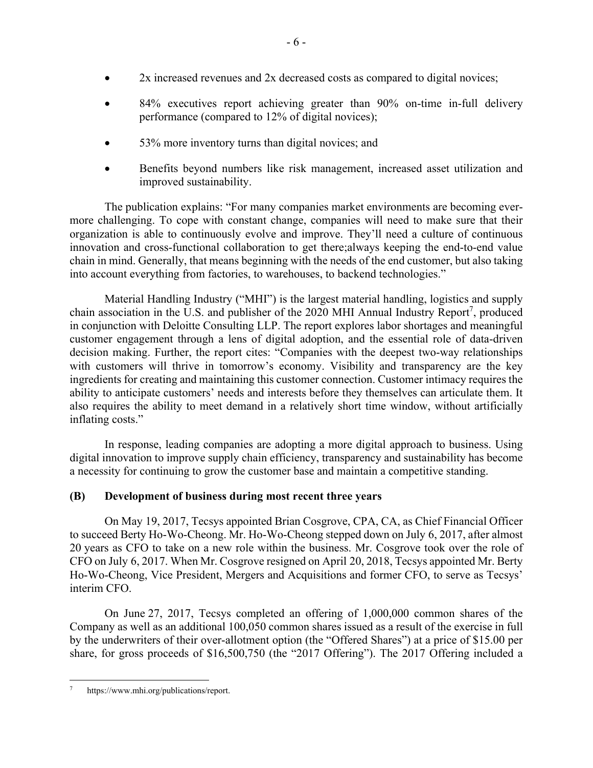- 2x increased revenues and 2x decreased costs as compared to digital novices;
- 84% executives report achieving greater than 90% on-time in-full delivery performance (compared to 12% of digital novices);
- 53% more inventory turns than digital novices; and
- Benefits beyond numbers like risk management, increased asset utilization and improved sustainability.

The publication explains: "For many companies market environments are becoming ever-more challenging. To cope with constant change, companies will need to make sure that their organization is able to continuously evolve and improve. They'll need a culture of continuous innovation and cross-functional collaboration to get there;always keeping the end-to-end value chain in mind. Generally, that means beginning with the needs of the end customer, but also taking into account everything from factories, to warehouses, to backend technologies."

Material Handling Industry ("MHI") is the largest material handling, logistics and supply chain association in the U.S. and publisher of the 2020 MHI Annual Industry Report[7], produced in conjunction with Deloitte Consulting LLP. The report explores labor shortages and meaningful customer engagement through a lens of digital adoption, and the essential role of data-driven decision making. Further, the report cites: "Companies with the deepest two-way relationships with customers will thrive in tomorrow's economy. Visibility and transparency are the key ingredients for creating and maintaining this customer connection. Customer intimacy requires the ability to anticipate customers' needs and interests before they themselves can articulate them. It also requires the ability to meet demand in a relatively short time window, without artificially inflating costs."

In response, leading companies are adopting a more digital approach to business. Using digital innovation to improve supply chain efficiency, transparency and sustainability has become a necessity for continuing to grow the customer base and maintain a competitive standing.

### (B) Development of business during most recent three years

On May 19, 2017, Tecsys appointed Brian Cosgrove, CPA, CA, as Chief Financial Officer to succeed Berty Ho-Wo-Cheong. Mr. Ho-Wo-Cheong stepped down on July 6, 2017, after almost 20 years as CFO to take on a new role within the business. Mr. Cosgrove took over the role of CFO on July 6, 2017. When Mr. Cosgrove resigned on April 20, 2018, Tecsys appointed Mr. Berty Ho-Wo-Cheong, Vice President, Mergers and Acquisitions and former CFO, to serve as Tecsys' interim CFO.

On June 27, 2017, Tecsys completed an offering of 1,000,000 common shares of the Company as well as an additional 100,050 common shares issued as a result of the exercise in full by the underwriters of their over-allotment option (the "Offered Shares") at a price of $15.00 per share, for gross proceeds of $16,500,750 (the "2017 Offering"). The 2017 Offering included a

---

[7] https://www.mhi.org/publications/report.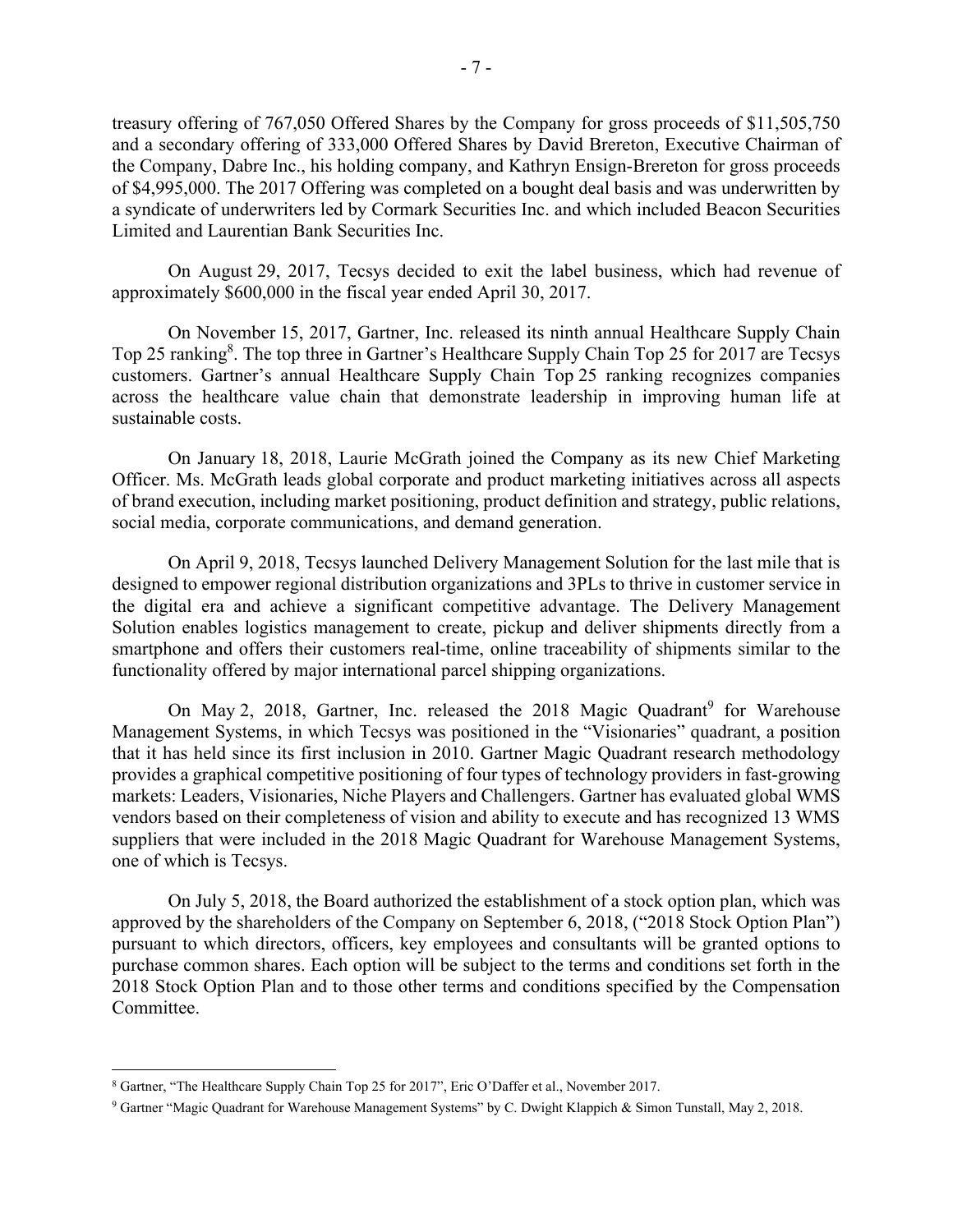treasury offering of 767,050 Offered Shares by the Company for gross proceeds of $11,505,750 and a secondary offering of 333,000 Offered Shares by David Brereton, Executive Chairman of the Company, Dabre Inc., his holding company, and Kathryn Ensign-Brereton for gross proceeds of $4,995,000. The 2017 Offering was completed on a bought deal basis and was underwritten by a syndicate of underwriters led by Cormark Securities Inc. and which included Beacon Securities Limited and Laurentian Bank Securities Inc.

On August 29, 2017, Tecsys decided to exit the label business, which had revenue of approximately $600,000 in the fiscal year ended April 30, 2017.

On November 15, 2017, Gartner, Inc. released its ninth annual Healthcare Supply Chain Top 25 ranking[8]. The top three in Gartner's Healthcare Supply Chain Top 25 for 2017 are Tecsys customers. Gartner's annual Healthcare Supply Chain Top 25 ranking recognizes companies across the healthcare value chain that demonstrate leadership in improving human life at sustainable costs.

On January 18, 2018, Laurie McGrath joined the Company as its new Chief Marketing Officer. Ms. McGrath leads global corporate and product marketing initiatives across all aspects of brand execution, including market positioning, product definition and strategy, public relations, social media, corporate communications, and demand generation.

On April 9, 2018, Tecsys launched Delivery Management Solution for the last mile that is designed to empower regional distribution organizations and 3PLs to thrive in customer service in the digital era and achieve a significant competitive advantage. The Delivery Management Solution enables logistics management to create, pickup and deliver shipments directly from a smartphone and offers their customers real-time, online traceability of shipments similar to the functionality offered by major international parcel shipping organizations.

On May 2, 2018, Gartner, Inc. released the 2018 Magic Quadrant[9] for Warehouse Management Systems, in which Tecsys was positioned in the "Visionaries" quadrant, a position that it has held since its first inclusion in 2010. Gartner Magic Quadrant research methodology provides a graphical competitive positioning of four types of technology providers in fast-growing markets: Leaders, Visionaries, Niche Players and Challengers. Gartner has evaluated global WMS vendors based on their completeness of vision and ability to execute and has recognized 13 WMS suppliers that were included in the 2018 Magic Quadrant for Warehouse Management Systems, one of which is Tecsys.

On July 5, 2018, the Board authorized the establishment of a stock option plan, which was approved by the shareholders of the Company on September 6, 2018, ("2018 Stock Option Plan") pursuant to which directors, officers, key employees and consultants will be granted options to purchase common shares. Each option will be subject to the terms and conditions set forth in the 2018 Stock Option Plan and to those other terms and conditions specified by the Compensation Committee.

---

[8] Gartner, "The Healthcare Supply Chain Top 25 for 2017", Eric O'Daffer et al., November 2017.

[9] Gartner "Magic Quadrant for Warehouse Management Systems" by C. Dwight Klappich & Simon Tunstall, May 2, 2018.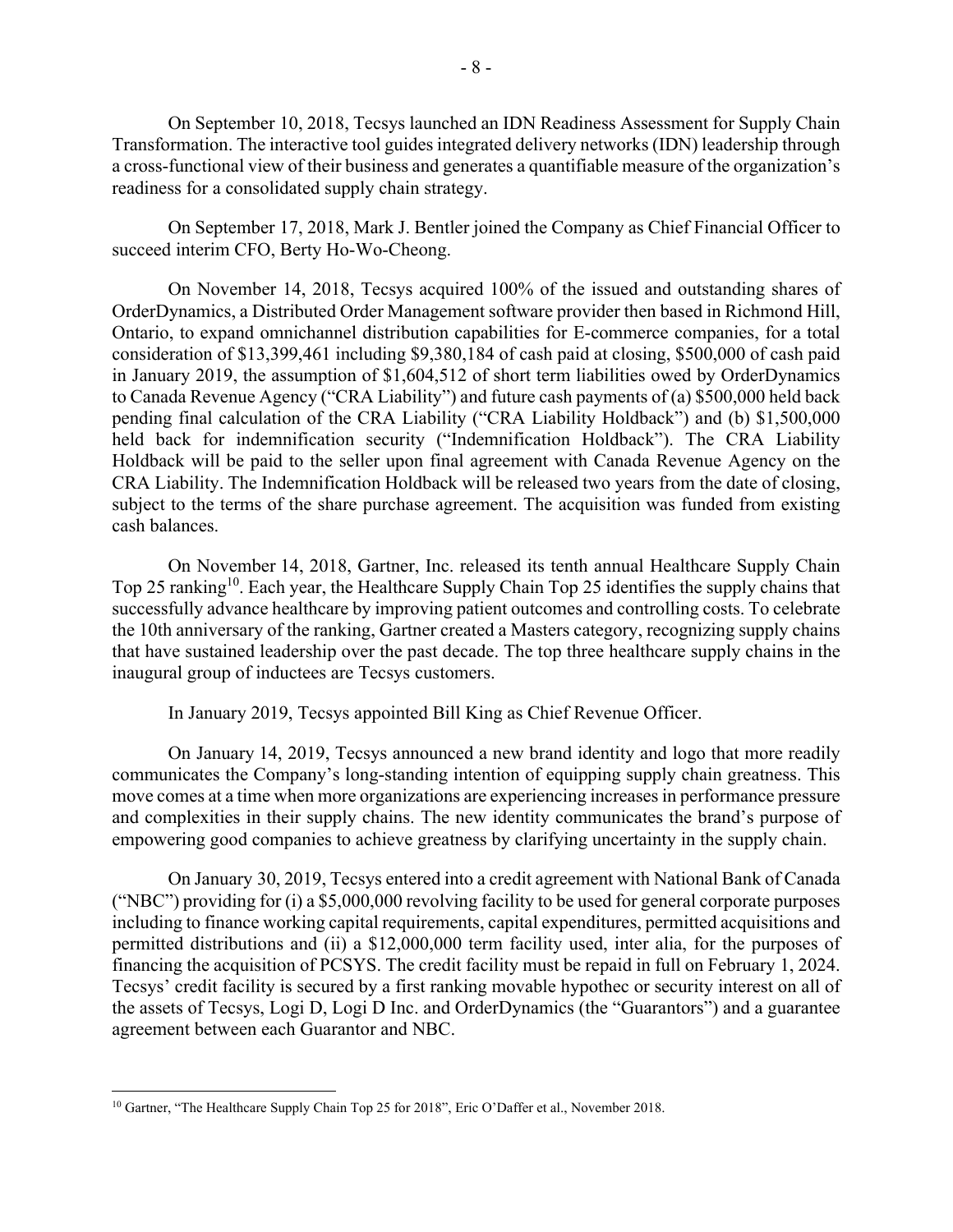On September 10, 2018, Tecsys launched an IDN Readiness Assessment for Supply Chain Transformation. The interactive tool guides integrated delivery networks (IDN) leadership through a cross-functional view of their business and generates a quantifiable measure of the organization's readiness for a consolidated supply chain strategy.

On September 17, 2018, Mark J. Bentler joined the Company as Chief Financial Officer to succeed interim CFO, Berty Ho-Wo-Cheong.

On November 14, 2018, Tecsys acquired 100% of the issued and outstanding shares of OrderDynamics, a Distributed Order Management software provider then based in Richmond Hill, Ontario, to expand omnichannel distribution capabilities for E-commerce companies, for a total consideration of $13,399,461 including $9,380,184 of cash paid at closing, $500,000 of cash paid in January 2019, the assumption of $1,604,512 of short term liabilities owed by OrderDynamics to Canada Revenue Agency ("CRA Liability") and future cash payments of (a) $500,000 held back pending final calculation of the CRA Liability ("CRA Liability Holdback") and (b) $1,500,000 held back for indemnification security ("Indemnification Holdback"). The CRA Liability Holdback will be paid to the seller upon final agreement with Canada Revenue Agency on the CRA Liability. The Indemnification Holdback will be released two years from the date of closing, subject to the terms of the share purchase agreement. The acquisition was funded from existing cash balances.

On November 14, 2018, Gartner, Inc. released its tenth annual Healthcare Supply Chain Top 25 ranking[10]. Each year, the Healthcare Supply Chain Top 25 identifies the supply chains that successfully advance healthcare by improving patient outcomes and controlling costs. To celebrate the 10th anniversary of the ranking, Gartner created a Masters category, recognizing supply chains that have sustained leadership over the past decade. The top three healthcare supply chains in the inaugural group of inductees are Tecsys customers.

In January 2019, Tecsys appointed Bill King as Chief Revenue Officer.

On January 14, 2019, Tecsys announced a new brand identity and logo that more readily communicates the Company's long-standing intention of equipping supply chain greatness. This move comes at a time when more organizations are experiencing increases in performance pressure and complexities in their supply chains. The new identity communicates the brand's purpose of empowering good companies to achieve greatness by clarifying uncertainty in the supply chain.

On January 30, 2019, Tecsys entered into a credit agreement with National Bank of Canada ("NBC") providing for (i) a $5,000,000 revolving facility to be used for general corporate purposes including to finance working capital requirements, capital expenditures, permitted acquisitions and permitted distributions and (ii) a $12,000,000 term facility used, inter alia, for the purposes of financing the acquisition of PCSYS. The credit facility must be repaid in full on February 1, 2024. Tecsys' credit facility is secured by a first ranking movable hypothec or security interest on all of the assets of Tecsys, Logi D, Logi D Inc. and OrderDynamics (the "Guarantors") and a guarantee agreement between each Guarantor and NBC.

[10] Gartner, "The Healthcare Supply Chain Top 25 for 2018", Eric O'Daffer et al., November 2018.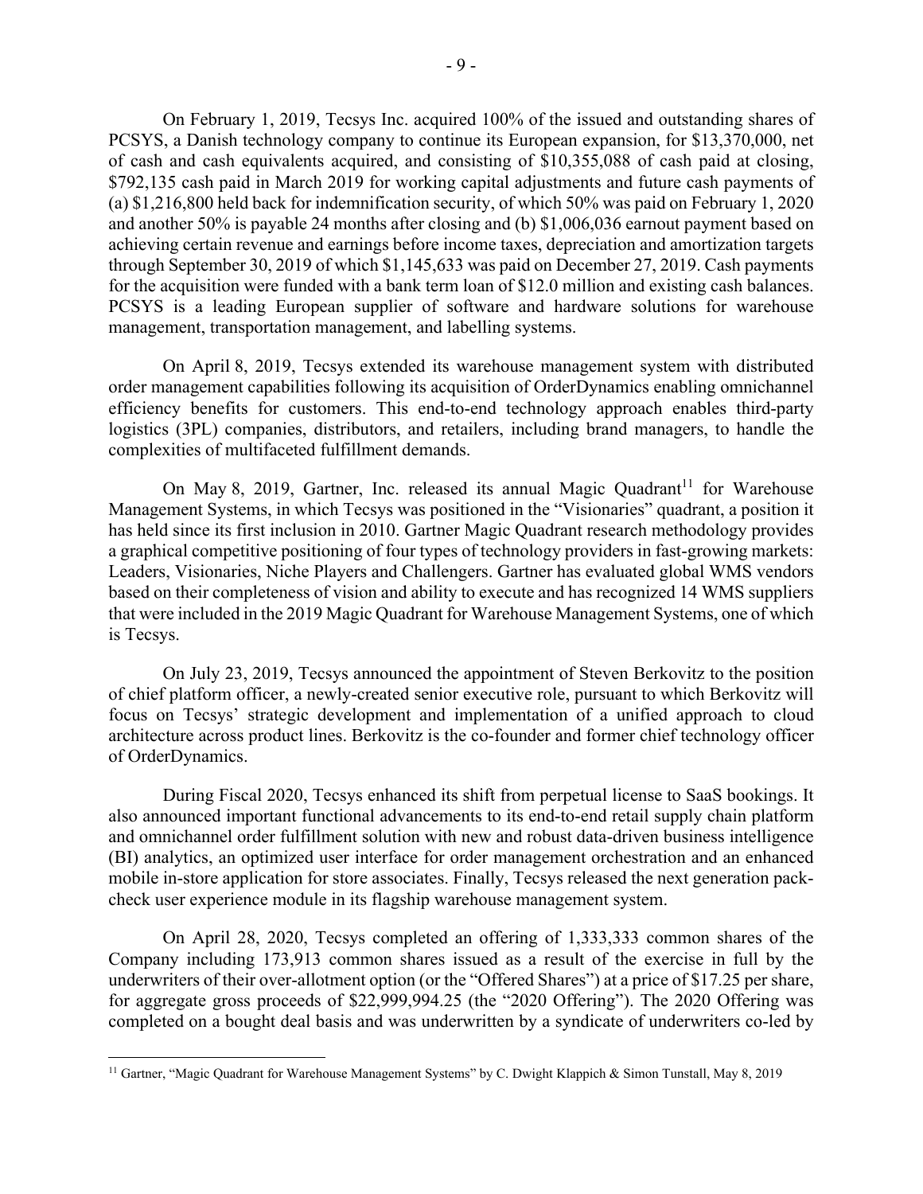On February 1, 2019, Tecsys Inc. acquired 100% of the issued and outstanding shares of PCSYS, a Danish technology company to continue its European expansion, for $13,370,000, net of cash and cash equivalents acquired, and consisting of $10,355,088 of cash paid at closing, $792,135 cash paid in March 2019 for working capital adjustments and future cash payments of (a) $1,216,800 held back for indemnification security, of which 50% was paid on February 1, 2020 and another 50% is payable 24 months after closing and (b) $1,006,036 earnout payment based on achieving certain revenue and earnings before income taxes, depreciation and amortization targets through September 30, 2019 of which $1,145,633 was paid on December 27, 2019. Cash payments for the acquisition were funded with a bank term loan of $12.0 million and existing cash balances. PCSYS is a leading European supplier of software and hardware solutions for warehouse management, transportation management, and labelling systems.

On April 8, 2019, Tecsys extended its warehouse management system with distributed order management capabilities following its acquisition of OrderDynamics enabling omnichannel efficiency benefits for customers. This end-to-end technology approach enables third-party logistics (3PL) companies, distributors, and retailers, including brand managers, to handle the complexities of multifaceted fulfillment demands.

On May 8, 2019, Gartner, Inc. released its annual Magic Quadrant[11] for Warehouse Management Systems, in which Tecsys was positioned in the "Visionaries" quadrant, a position it has held since its first inclusion in 2010. Gartner Magic Quadrant research methodology provides a graphical competitive positioning of four types of technology providers in fast-growing markets: Leaders, Visionaries, Niche Players and Challengers. Gartner has evaluated global WMS vendors based on their completeness of vision and ability to execute and has recognized 14 WMS suppliers that were included in the 2019 Magic Quadrant for Warehouse Management Systems, one of which is Tecsys.

On July 23, 2019, Tecsys announced the appointment of Steven Berkovitz to the position of chief platform officer, a newly-created senior executive role, pursuant to which Berkovitz will focus on Tecsys' strategic development and implementation of a unified approach to cloud architecture across product lines. Berkovitz is the co-founder and former chief technology officer of OrderDynamics.

During Fiscal 2020, Tecsys enhanced its shift from perpetual license to SaaS bookings. It also announced important functional advancements to its end-to-end retail supply chain platform and omnichannel order fulfillment solution with new and robust data-driven business intelligence (BI) analytics, an optimized user interface for order management orchestration and an enhanced mobile in-store application for store associates. Finally, Tecsys released the next generation pack-check user experience module in its flagship warehouse management system.

On April 28, 2020, Tecsys completed an offering of 1,333,333 common shares of the Company including 173,913 common shares issued as a result of the exercise in full by the underwriters of their over-allotment option (or the "Offered Shares") at a price of $17.25 per share, for aggregate gross proceeds of $22,999,994.25 (the "2020 Offering"). The 2020 Offering was completed on a bought deal basis and was underwritten by a syndicate of underwriters co-led by

[11] Gartner, "Magic Quadrant for Warehouse Management Systems" by C. Dwight Klappich & Simon Tunstall, May 8, 2019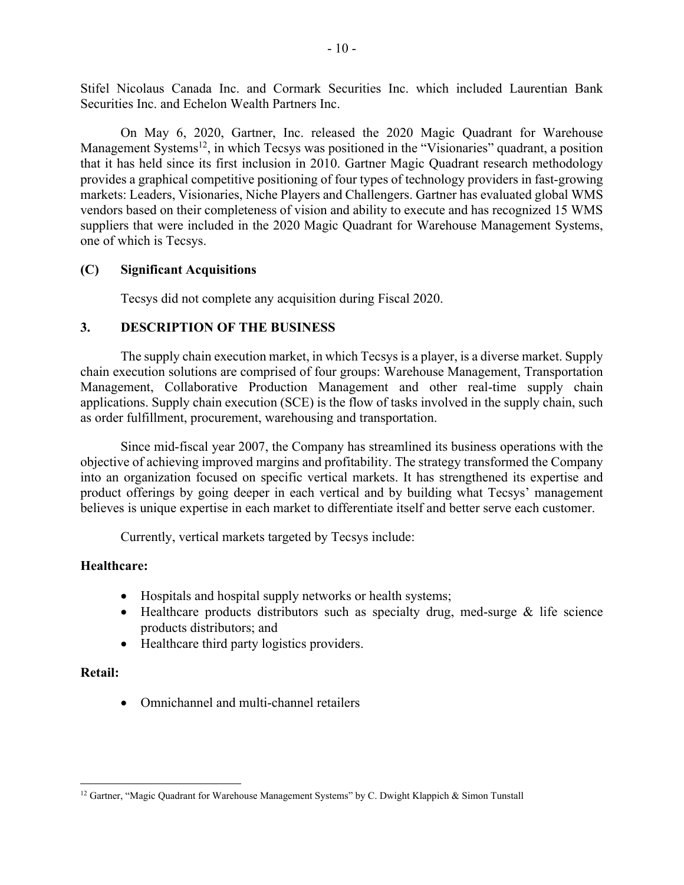Stifel Nicolaus Canada Inc. and Cormark Securities Inc. which included Laurentian Bank Securities Inc. and Echelon Wealth Partners Inc.

On May 6, 2020, Gartner, Inc. released the 2020 Magic Quadrant for Warehouse Management Systems[12], in which Tecsys was positioned in the "Visionaries" quadrant, a position that it has held since its first inclusion in 2010. Gartner Magic Quadrant research methodology provides a graphical competitive positioning of four types of technology providers in fast-growing markets: Leaders, Visionaries, Niche Players and Challengers. Gartner has evaluated global WMS vendors based on their completeness of vision and ability to execute and has recognized 15 WMS suppliers that were included in the 2020 Magic Quadrant for Warehouse Management Systems, one of which is Tecsys.

### (C) Significant Acquisitions

Tecsys did not complete any acquisition during Fiscal 2020.

## 3. DESCRIPTION OF THE BUSINESS

The supply chain execution market, in which Tecsys is a player, is a diverse market. Supply chain execution solutions are comprised of four groups: Warehouse Management, Transportation Management, Collaborative Production Management and other real-time supply chain applications. Supply chain execution (SCE) is the flow of tasks involved in the supply chain, such as order fulfillment, procurement, warehousing and transportation.

Since mid-fiscal year 2007, the Company has streamlined its business operations with the objective of achieving improved margins and profitability. The strategy transformed the Company into an organization focused on specific vertical markets. It has strengthened its expertise and product offerings by going deeper in each vertical and by building what Tecsys' management believes is unique expertise in each market to differentiate itself and better serve each customer.

Currently, vertical markets targeted by Tecsys include:

**Healthcare:**

- Hospitals and hospital supply networks or health systems;
- Healthcare products distributors such as specialty drug, med-surge & life science products distributors; and
- Healthcare third party logistics providers.

**Retail:**

- Omnichannel and multi-channel retailers

[12] Gartner, "Magic Quadrant for Warehouse Management Systems" by C. Dwight Klappich & Simon Tunstall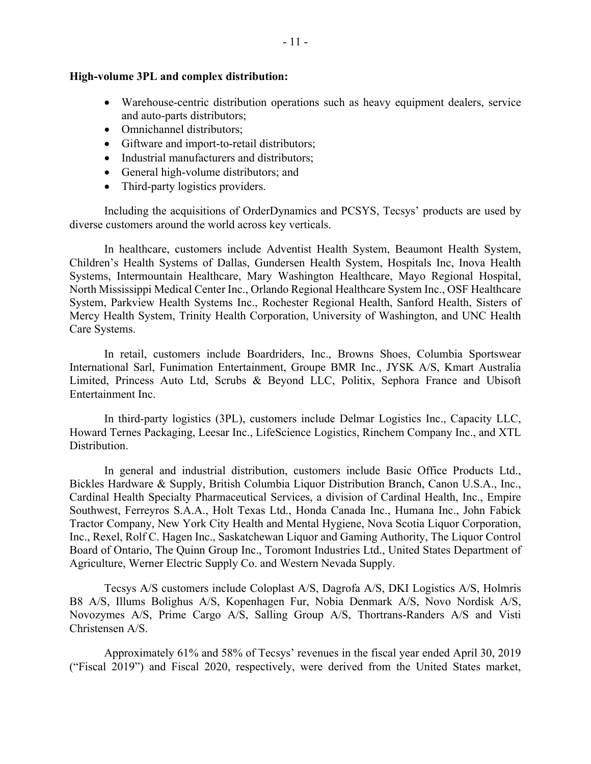**High-volume 3PL and complex distribution:**

- Warehouse-centric distribution operations such as heavy equipment dealers, service and auto-parts distributors;
- Omnichannel distributors;
- Giftware and import-to-retail distributors;
- Industrial manufacturers and distributors;
- General high-volume distributors; and
- Third-party logistics providers.

Including the acquisitions of OrderDynamics and PCSYS, Tecsys' products are used by diverse customers around the world across key verticals.

In healthcare, customers include Adventist Health System, Beaumont Health System, Children's Health Systems of Dallas, Gundersen Health System, Hospitals Inc, Inova Health Systems, Intermountain Healthcare, Mary Washington Healthcare, Mayo Regional Hospital, North Mississippi Medical Center Inc., Orlando Regional Healthcare System Inc., OSF Healthcare System, Parkview Health Systems Inc., Rochester Regional Health, Sanford Health, Sisters of Mercy Health System, Trinity Health Corporation, University of Washington, and UNC Health Care Systems.

In retail, customers include Boardriders, Inc., Browns Shoes, Columbia Sportswear International Sarl, Funimation Entertainment, Groupe BMR Inc., JYSK A/S, Kmart Australia Limited, Princess Auto Ltd, Scrubs & Beyond LLC, Politix, Sephora France and Ubisoft Entertainment Inc.

In third-party logistics (3PL), customers include Delmar Logistics Inc., Capacity LLC, Howard Ternes Packaging, Leesar Inc., LifeScience Logistics, Rinchem Company Inc., and XTL Distribution.

In general and industrial distribution, customers include Basic Office Products Ltd., Bickles Hardware & Supply, British Columbia Liquor Distribution Branch, Canon U.S.A., Inc., Cardinal Health Specialty Pharmaceutical Services, a division of Cardinal Health, Inc., Empire Southwest, Ferreyros S.A.A., Holt Texas Ltd., Honda Canada Inc., Humana Inc., John Fabick Tractor Company, New York City Health and Mental Hygiene, Nova Scotia Liquor Corporation, Inc., Rexel, Rolf C. Hagen Inc., Saskatchewan Liquor and Gaming Authority, The Liquor Control Board of Ontario, The Quinn Group Inc., Toromont Industries Ltd., United States Department of Agriculture, Werner Electric Supply Co. and Western Nevada Supply.

Tecsys A/S customers include Coloplast A/S, Dagrofa A/S, DKI Logistics A/S, Holmris B8 A/S, Illums Bolighus A/S, Kopenhagen Fur, Nobia Denmark A/S, Novo Nordisk A/S, Novozymes A/S, Prime Cargo A/S, Salling Group A/S, Thortrans-Randers A/S and Visti Christensen A/S.

Approximately 61% and 58% of Tecsys' revenues in the fiscal year ended April 30, 2019 ("Fiscal 2019") and Fiscal 2020, respectively, were derived from the United States market,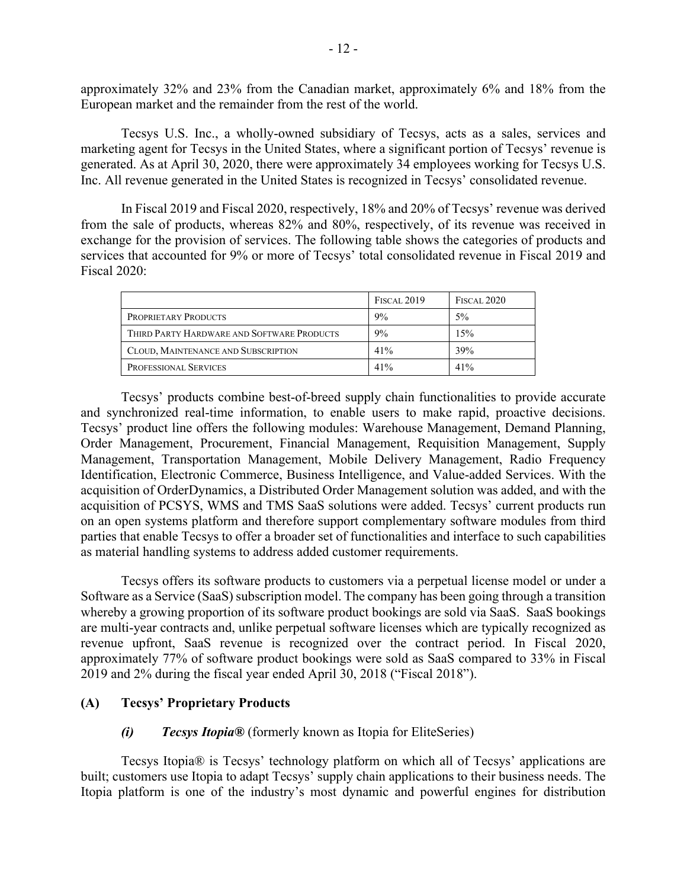approximately 32% and 23% from the Canadian market, approximately 6% and 18% from the European market and the remainder from the rest of the world.

Tecsys U.S. Inc., a wholly-owned subsidiary of Tecsys, acts as a sales, services and marketing agent for Tecsys in the United States, where a significant portion of Tecsys' revenue is generated. As at April 30, 2020, there were approximately 34 employees working for Tecsys U.S. Inc. All revenue generated in the United States is recognized in Tecsys' consolidated revenue.

In Fiscal 2019 and Fiscal 2020, respectively, 18% and 20% of Tecsys' revenue was derived from the sale of products, whereas 82% and 80%, respectively, of its revenue was received in exchange for the provision of services. The following table shows the categories of products and services that accounted for 9% or more of Tecsys' total consolidated revenue in Fiscal 2019 and Fiscal 2020:

| | Fiscal 2019 | Fiscal 2020 |
|---|---|---|
| Proprietary Products | 9% | 5% |
| Third Party Hardware and Software Products | 9% | 15% |
| Cloud, Maintenance and Subscription | 41% | 39% |
| Professional Services | 41% | 41% |

Tecsys' products combine best-of-breed supply chain functionalities to provide accurate and synchronized real-time information, to enable users to make rapid, proactive decisions. Tecsys' product line offers the following modules: Warehouse Management, Demand Planning, Order Management, Procurement, Financial Management, Requisition Management, Supply Management, Transportation Management, Mobile Delivery Management, Radio Frequency Identification, Electronic Commerce, Business Intelligence, and Value-added Services. With the acquisition of OrderDynamics, a Distributed Order Management solution was added, and with the acquisition of PCSYS, WMS and TMS SaaS solutions were added. Tecsys' current products run on an open systems platform and therefore support complementary software modules from third parties that enable Tecsys to offer a broader set of functionalities and interface to such capabilities as material handling systems to address added customer requirements.

Tecsys offers its software products to customers via a perpetual license model or under a Software as a Service (SaaS) subscription model. The company has been going through a transition whereby a growing proportion of its software product bookings are sold via SaaS. SaaS bookings are multi-year contracts and, unlike perpetual software licenses which are typically recognized as revenue upfront, SaaS revenue is recognized over the contract period. In Fiscal 2020, approximately 77% of software product bookings were sold as SaaS compared to 33% in Fiscal 2019 and 2% during the fiscal year ended April 30, 2018 ("Fiscal 2018").

### (A) Tecsys' Proprietary Products

#### *(i)* ***Tecsys Itopia®*** (formerly known as Itopia for EliteSeries)

Tecsys Itopia® is Tecsys' technology platform on which all of Tecsys' applications are built; customers use Itopia to adapt Tecsys' supply chain applications to their business needs. The Itopia platform is one of the industry's most dynamic and powerful engines for distribution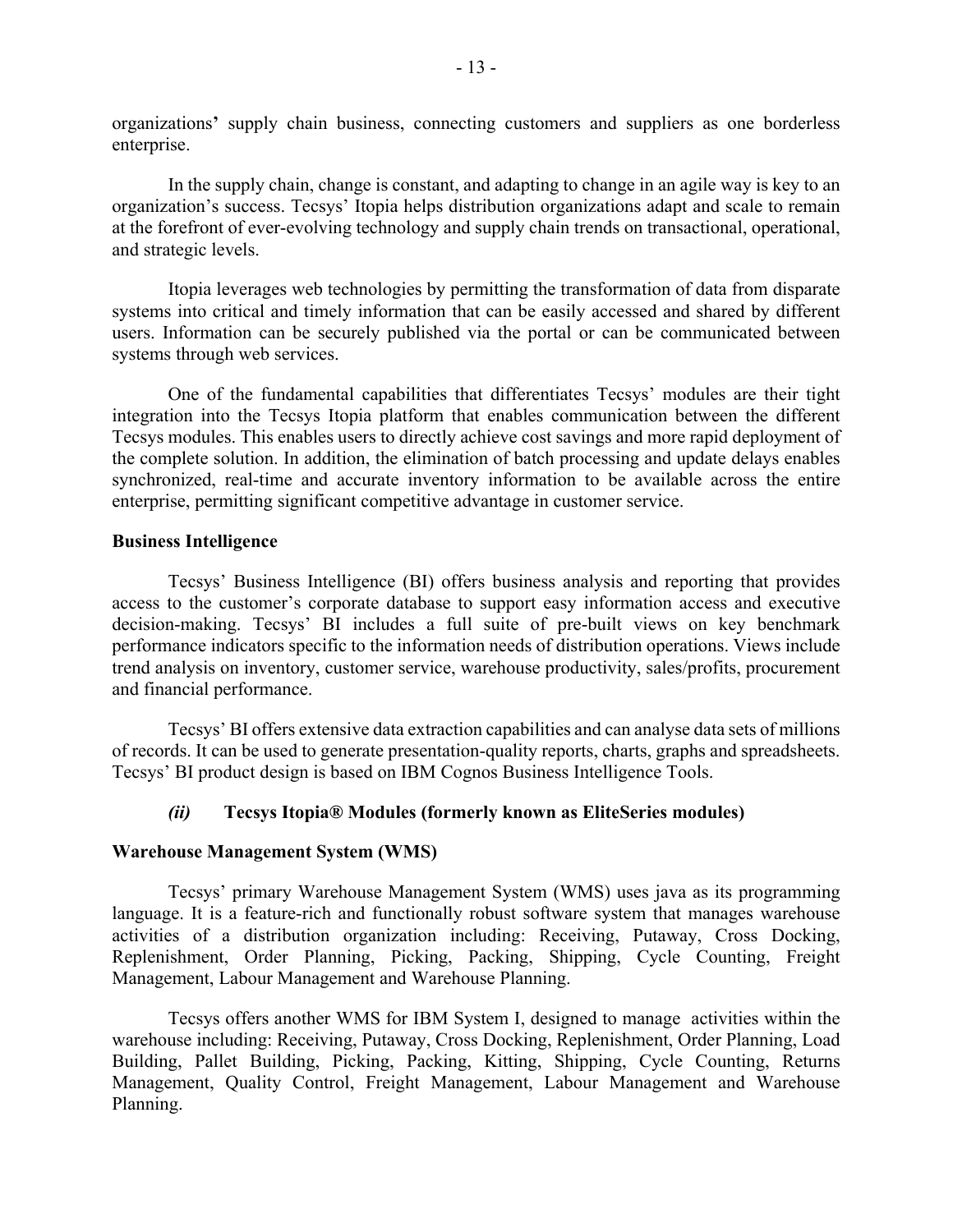organizations' supply chain business, connecting customers and suppliers as one borderless enterprise.

In the supply chain, change is constant, and adapting to change in an agile way is key to an organization's success. Tecsys' Itopia helps distribution organizations adapt and scale to remain at the forefront of ever-evolving technology and supply chain trends on transactional, operational, and strategic levels.

Itopia leverages web technologies by permitting the transformation of data from disparate systems into critical and timely information that can be easily accessed and shared by different users. Information can be securely published via the portal or can be communicated between systems through web services.

One of the fundamental capabilities that differentiates Tecsys' modules are their tight integration into the Tecsys Itopia platform that enables communication between the different Tecsys modules. This enables users to directly achieve cost savings and more rapid deployment of the complete solution. In addition, the elimination of batch processing and update delays enables synchronized, real-time and accurate inventory information to be available across the entire enterprise, permitting significant competitive advantage in customer service.

**Business Intelligence**

Tecsys' Business Intelligence (BI) offers business analysis and reporting that provides access to the customer's corporate database to support easy information access and executive decision-making. Tecsys' BI includes a full suite of pre-built views on key benchmark performance indicators specific to the information needs of distribution operations. Views include trend analysis on inventory, customer service, warehouse productivity, sales/profits, procurement and financial performance.

Tecsys' BI offers extensive data extraction capabilities and can analyse data sets of millions of records. It can be used to generate presentation-quality reports, charts, graphs and spreadsheets. Tecsys' BI product design is based on IBM Cognos Business Intelligence Tools.

### *(ii)* Tecsys Itopia® Modules (formerly known as EliteSeries modules)

**Warehouse Management System (WMS)**

Tecsys' primary Warehouse Management System (WMS) uses java as its programming language. It is a feature-rich and functionally robust software system that manages warehouse activities of a distribution organization including: Receiving, Putaway, Cross Docking, Replenishment, Order Planning, Picking, Packing, Shipping, Cycle Counting, Freight Management, Labour Management and Warehouse Planning.

Tecsys offers another WMS for IBM System I, designed to manage activities within the warehouse including: Receiving, Putaway, Cross Docking, Replenishment, Order Planning, Load Building, Pallet Building, Picking, Packing, Kitting, Shipping, Cycle Counting, Returns Management, Quality Control, Freight Management, Labour Management and Warehouse Planning.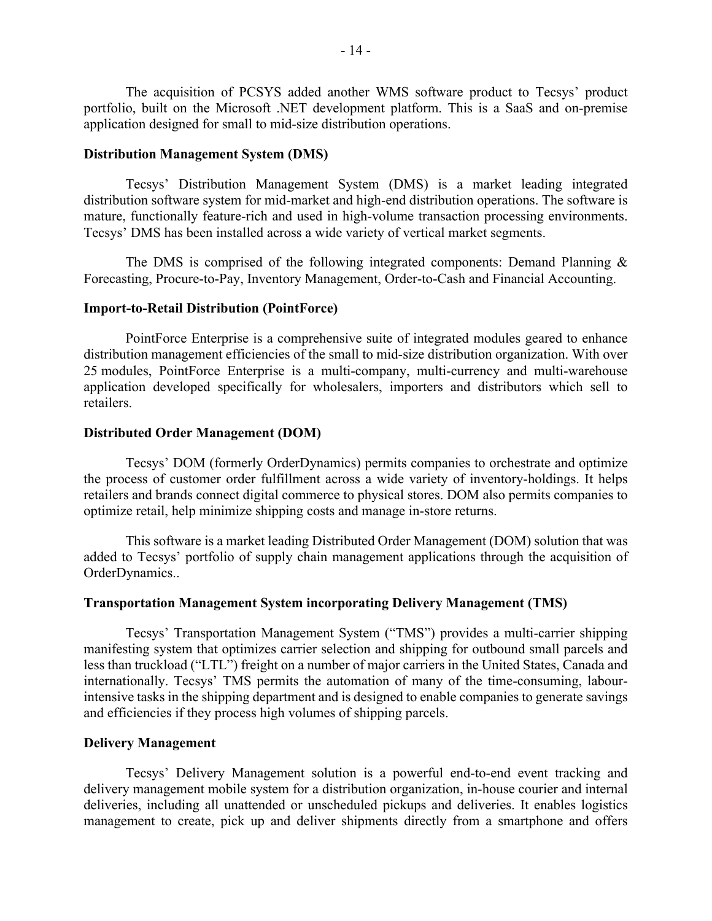The acquisition of PCSYS added another WMS software product to Tecsys' product portfolio, built on the Microsoft .NET development platform. This is a SaaS and on-premise application designed for small to mid-size distribution operations.

**Distribution Management System (DMS)**

Tecsys' Distribution Management System (DMS) is a market leading integrated distribution software system for mid-market and high-end distribution operations. The software is mature, functionally feature-rich and used in high-volume transaction processing environments. Tecsys' DMS has been installed across a wide variety of vertical market segments.

The DMS is comprised of the following integrated components: Demand Planning & Forecasting, Procure-to-Pay, Inventory Management, Order-to-Cash and Financial Accounting.

**Import-to-Retail Distribution (PointForce)**

PointForce Enterprise is a comprehensive suite of integrated modules geared to enhance distribution management efficiencies of the small to mid-size distribution organization. With over 25 modules, PointForce Enterprise is a multi-company, multi-currency and multi-warehouse application developed specifically for wholesalers, importers and distributors which sell to retailers.

**Distributed Order Management (DOM)**

Tecsys' DOM (formerly OrderDynamics) permits companies to orchestrate and optimize the process of customer order fulfillment across a wide variety of inventory-holdings. It helps retailers and brands connect digital commerce to physical stores. DOM also permits companies to optimize retail, help minimize shipping costs and manage in-store returns.

This software is a market leading Distributed Order Management (DOM) solution that was added to Tecsys' portfolio of supply chain management applications through the acquisition of OrderDynamics..

**Transportation Management System incorporating Delivery Management (TMS)**

Tecsys' Transportation Management System ("TMS") provides a multi-carrier shipping manifesting system that optimizes carrier selection and shipping for outbound small parcels and less than truckload ("LTL") freight on a number of major carriers in the United States, Canada and internationally. Tecsys' TMS permits the automation of many of the time-consuming, labour-intensive tasks in the shipping department and is designed to enable companies to generate savings and efficiencies if they process high volumes of shipping parcels.

**Delivery Management**

Tecsys' Delivery Management solution is a powerful end-to-end event tracking and delivery management mobile system for a distribution organization, in-house courier and internal deliveries, including all unattended or unscheduled pickups and deliveries. It enables logistics management to create, pick up and deliver shipments directly from a smartphone and offers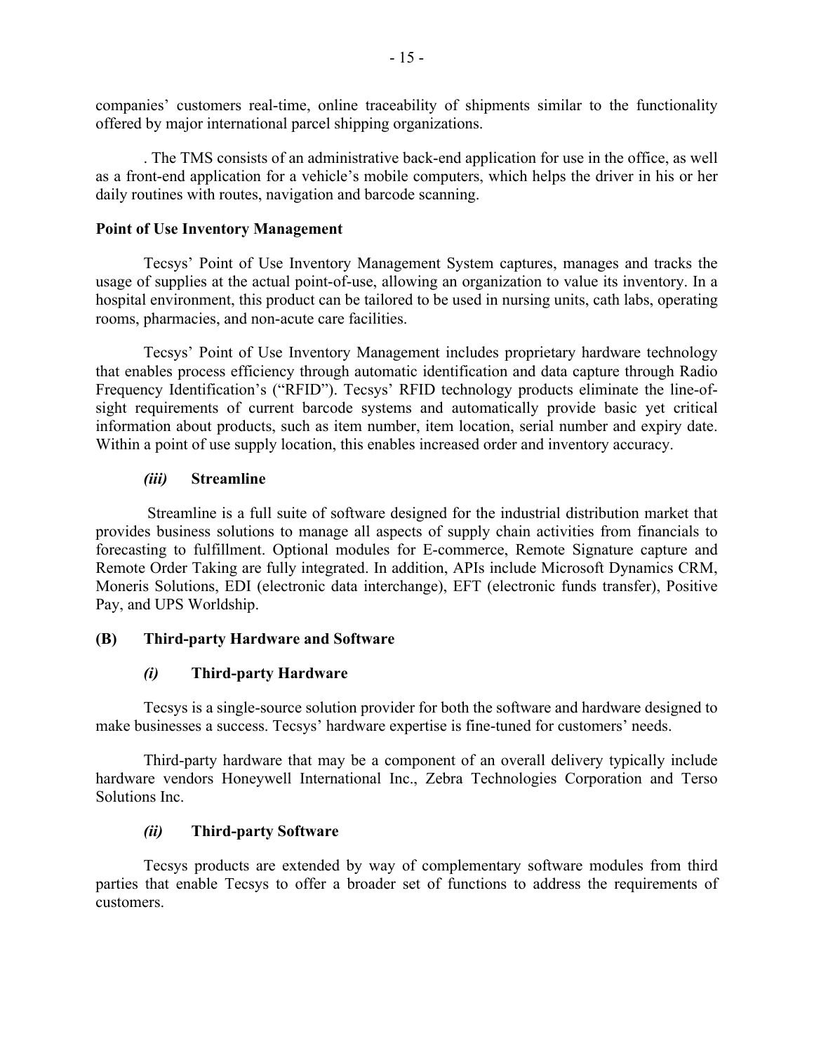companies' customers real-time, online traceability of shipments similar to the functionality offered by major international parcel shipping organizations.

. The TMS consists of an administrative back-end application for use in the office, as well as a front-end application for a vehicle's mobile computers, which helps the driver in his or her daily routines with routes, navigation and barcode scanning.

**Point of Use Inventory Management**

Tecsys' Point of Use Inventory Management System captures, manages and tracks the usage of supplies at the actual point-of-use, allowing an organization to value its inventory. In a hospital environment, this product can be tailored to be used in nursing units, cath labs, operating rooms, pharmacies, and non-acute care facilities.

Tecsys' Point of Use Inventory Management includes proprietary hardware technology that enables process efficiency through automatic identification and data capture through Radio Frequency Identification's ("RFID"). Tecsys' RFID technology products eliminate the line-of-sight requirements of current barcode systems and automatically provide basic yet critical information about products, such as item number, item location, serial number and expiry date. Within a point of use supply location, this enables increased order and inventory accuracy.

### *(iii)* Streamline

Streamline is a full suite of software designed for the industrial distribution market that provides business solutions to manage all aspects of supply chain activities from financials to forecasting to fulfillment. Optional modules for E-commerce, Remote Signature capture and Remote Order Taking are fully integrated. In addition, APIs include Microsoft Dynamics CRM, Moneris Solutions, EDI (electronic data interchange), EFT (electronic funds transfer), Positive Pay, and UPS Worldship.

## (B) Third-party Hardware and Software

### *(i)* Third-party Hardware

Tecsys is a single-source solution provider for both the software and hardware designed to make businesses a success. Tecsys' hardware expertise is fine-tuned for customers' needs.

Third-party hardware that may be a component of an overall delivery typically include hardware vendors Honeywell International Inc., Zebra Technologies Corporation and Terso Solutions Inc.

### *(ii)* Third-party Software

Tecsys products are extended by way of complementary software modules from third parties that enable Tecsys to offer a broader set of functions to address the requirements of customers.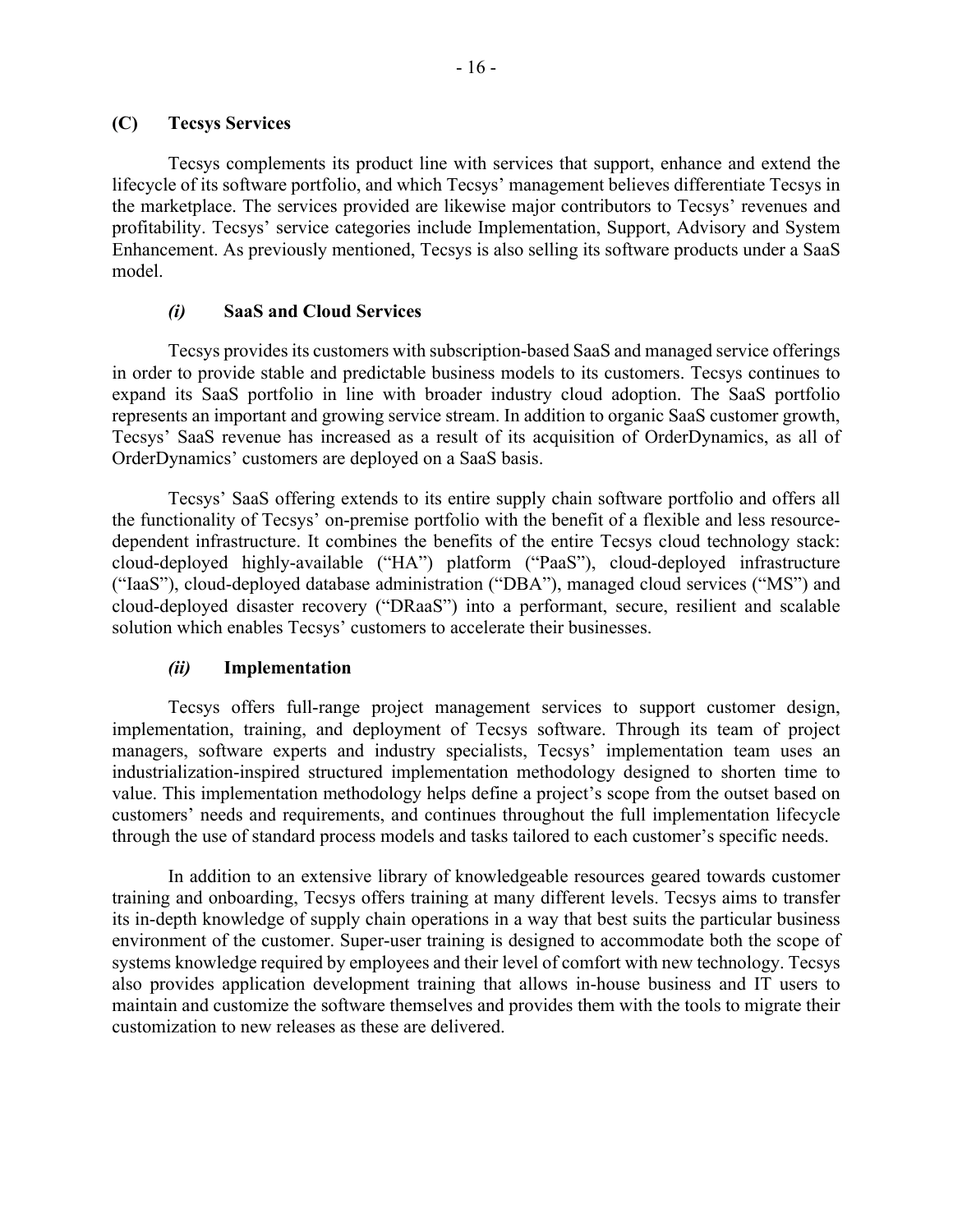## (C) Tecsys Services

Tecsys complements its product line with services that support, enhance and extend the lifecycle of its software portfolio, and which Tecsys' management believes differentiate Tecsys in the marketplace. The services provided are likewise major contributors to Tecsys' revenues and profitability. Tecsys' service categories include Implementation, Support, Advisory and System Enhancement. As previously mentioned, Tecsys is also selling its software products under a SaaS model.

### *(i)* SaaS and Cloud Services

Tecsys provides its customers with subscription-based SaaS and managed service offerings in order to provide stable and predictable business models to its customers. Tecsys continues to expand its SaaS portfolio in line with broader industry cloud adoption. The SaaS portfolio represents an important and growing service stream. In addition to organic SaaS customer growth, Tecsys' SaaS revenue has increased as a result of its acquisition of OrderDynamics, as all of OrderDynamics' customers are deployed on a SaaS basis.

Tecsys' SaaS offering extends to its entire supply chain software portfolio and offers all the functionality of Tecsys' on-premise portfolio with the benefit of a flexible and less resource-dependent infrastructure. It combines the benefits of the entire Tecsys cloud technology stack: cloud-deployed highly-available ("HA") platform ("PaaS"), cloud-deployed infrastructure ("IaaS"), cloud-deployed database administration ("DBA"), managed cloud services ("MS") and cloud-deployed disaster recovery ("DRaaS") into a performant, secure, resilient and scalable solution which enables Tecsys' customers to accelerate their businesses.

### *(ii)* Implementation

Tecsys offers full-range project management services to support customer design, implementation, training, and deployment of Tecsys software. Through its team of project managers, software experts and industry specialists, Tecsys' implementation team uses an industrialization-inspired structured implementation methodology designed to shorten time to value. This implementation methodology helps define a project's scope from the outset based on customers' needs and requirements, and continues throughout the full implementation lifecycle through the use of standard process models and tasks tailored to each customer's specific needs.

In addition to an extensive library of knowledgeable resources geared towards customer training and onboarding, Tecsys offers training at many different levels. Tecsys aims to transfer its in-depth knowledge of supply chain operations in a way that best suits the particular business environment of the customer. Super-user training is designed to accommodate both the scope of systems knowledge required by employees and their level of comfort with new technology. Tecsys also provides application development training that allows in-house business and IT users to maintain and customize the software themselves and provides them with the tools to migrate their customization to new releases as these are delivered.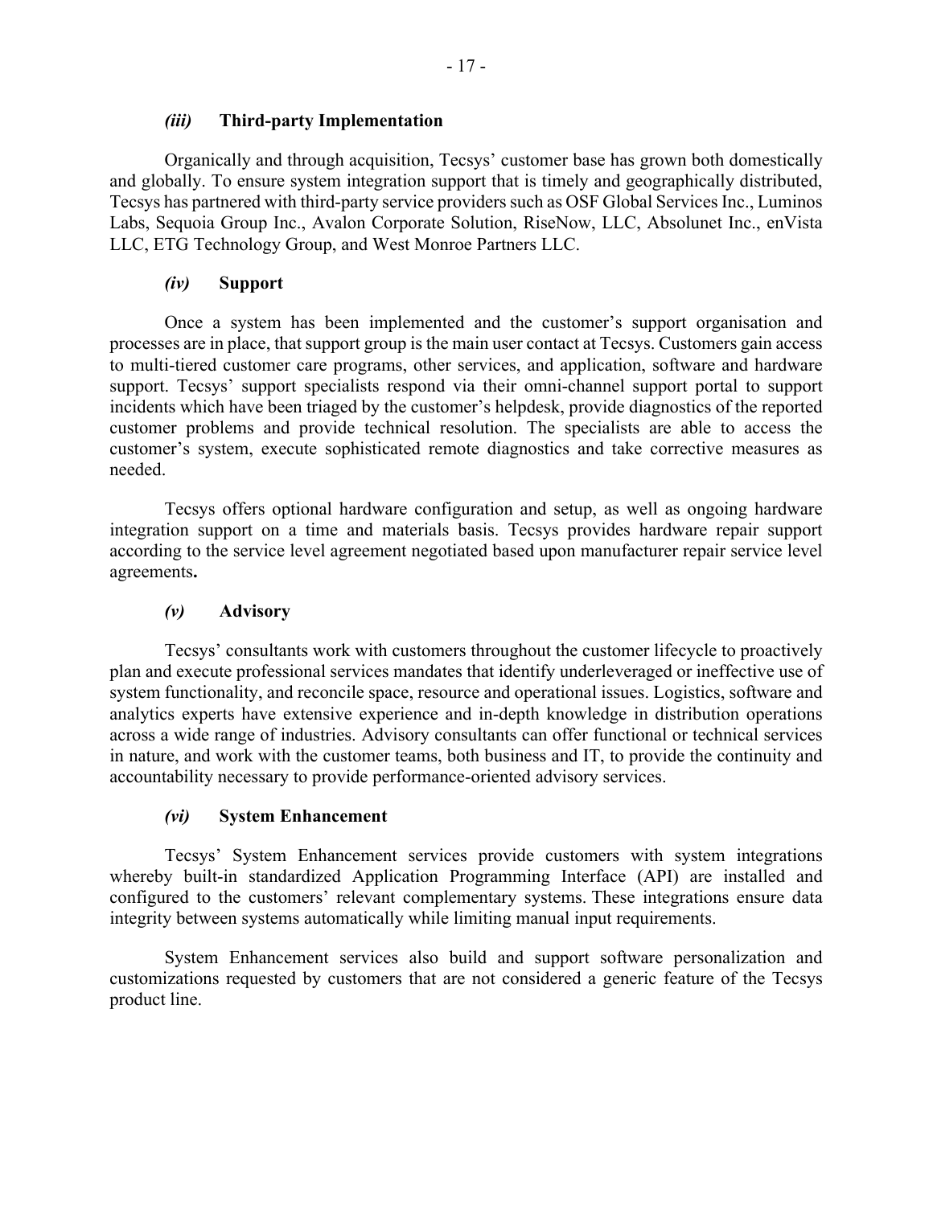#### *(iii)* **Third-party Implementation**

Organically and through acquisition, Tecsys' customer base has grown both domestically and globally. To ensure system integration support that is timely and geographically distributed, Tecsys has partnered with third-party service providers such as OSF Global Services Inc., Luminos Labs, Sequoia Group Inc., Avalon Corporate Solution, RiseNow, LLC, Absolunet Inc., enVista LLC, ETG Technology Group, and West Monroe Partners LLC.

#### *(iv)* **Support**

Once a system has been implemented and the customer's support organisation and processes are in place, that support group is the main user contact at Tecsys. Customers gain access to multi-tiered customer care programs, other services, and application, software and hardware support. Tecsys' support specialists respond via their omni-channel support portal to support incidents which have been triaged by the customer's helpdesk, provide diagnostics of the reported customer problems and provide technical resolution. The specialists are able to access the customer's system, execute sophisticated remote diagnostics and take corrective measures as needed.

Tecsys offers optional hardware configuration and setup, as well as ongoing hardware integration support on a time and materials basis. Tecsys provides hardware repair support according to the service level agreement negotiated based upon manufacturer repair service level agreements**.**

#### *(v)* **Advisory**

Tecsys' consultants work with customers throughout the customer lifecycle to proactively plan and execute professional services mandates that identify underleveraged or ineffective use of system functionality, and reconcile space, resource and operational issues. Logistics, software and analytics experts have extensive experience and in-depth knowledge in distribution operations across a wide range of industries. Advisory consultants can offer functional or technical services in nature, and work with the customer teams, both business and IT, to provide the continuity and accountability necessary to provide performance-oriented advisory services.

#### *(vi)* **System Enhancement**

Tecsys' System Enhancement services provide customers with system integrations whereby built-in standardized Application Programming Interface (API) are installed and configured to the customers' relevant complementary systems. These integrations ensure data integrity between systems automatically while limiting manual input requirements.

System Enhancement services also build and support software personalization and customizations requested by customers that are not considered a generic feature of the Tecsys product line.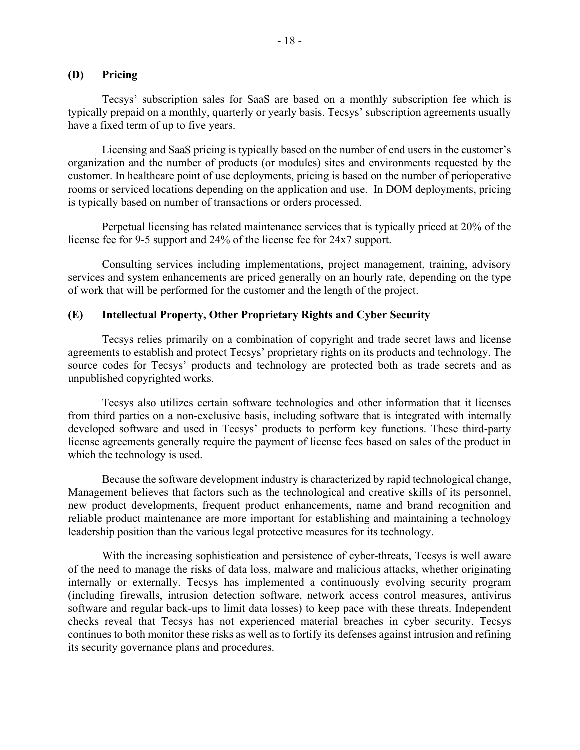### (D) Pricing

Tecsys' subscription sales for SaaS are based on a monthly subscription fee which is typically prepaid on a monthly, quarterly or yearly basis. Tecsys' subscription agreements usually have a fixed term of up to five years.

Licensing and SaaS pricing is typically based on the number of end users in the customer's organization and the number of products (or modules) sites and environments requested by the customer. In healthcare point of use deployments, pricing is based on the number of perioperative rooms or serviced locations depending on the application and use. In DOM deployments, pricing is typically based on number of transactions or orders processed.

Perpetual licensing has related maintenance services that is typically priced at 20% of the license fee for 9-5 support and 24% of the license fee for 24x7 support.

Consulting services including implementations, project management, training, advisory services and system enhancements are priced generally on an hourly rate, depending on the type of work that will be performed for the customer and the length of the project.

### (E) Intellectual Property, Other Proprietary Rights and Cyber Security

Tecsys relies primarily on a combination of copyright and trade secret laws and license agreements to establish and protect Tecsys' proprietary rights on its products and technology. The source codes for Tecsys' products and technology are protected both as trade secrets and as unpublished copyrighted works.

Tecsys also utilizes certain software technologies and other information that it licenses from third parties on a non-exclusive basis, including software that is integrated with internally developed software and used in Tecsys' products to perform key functions. These third-party license agreements generally require the payment of license fees based on sales of the product in which the technology is used.

Because the software development industry is characterized by rapid technological change, Management believes that factors such as the technological and creative skills of its personnel, new product developments, frequent product enhancements, name and brand recognition and reliable product maintenance are more important for establishing and maintaining a technology leadership position than the various legal protective measures for its technology.

With the increasing sophistication and persistence of cyber-threats, Tecsys is well aware of the need to manage the risks of data loss, malware and malicious attacks, whether originating internally or externally. Tecsys has implemented a continuously evolving security program (including firewalls, intrusion detection software, network access control measures, antivirus software and regular back-ups to limit data losses) to keep pace with these threats. Independent checks reveal that Tecsys has not experienced material breaches in cyber security. Tecsys continues to both monitor these risks as well as to fortify its defenses against intrusion and refining its security governance plans and procedures.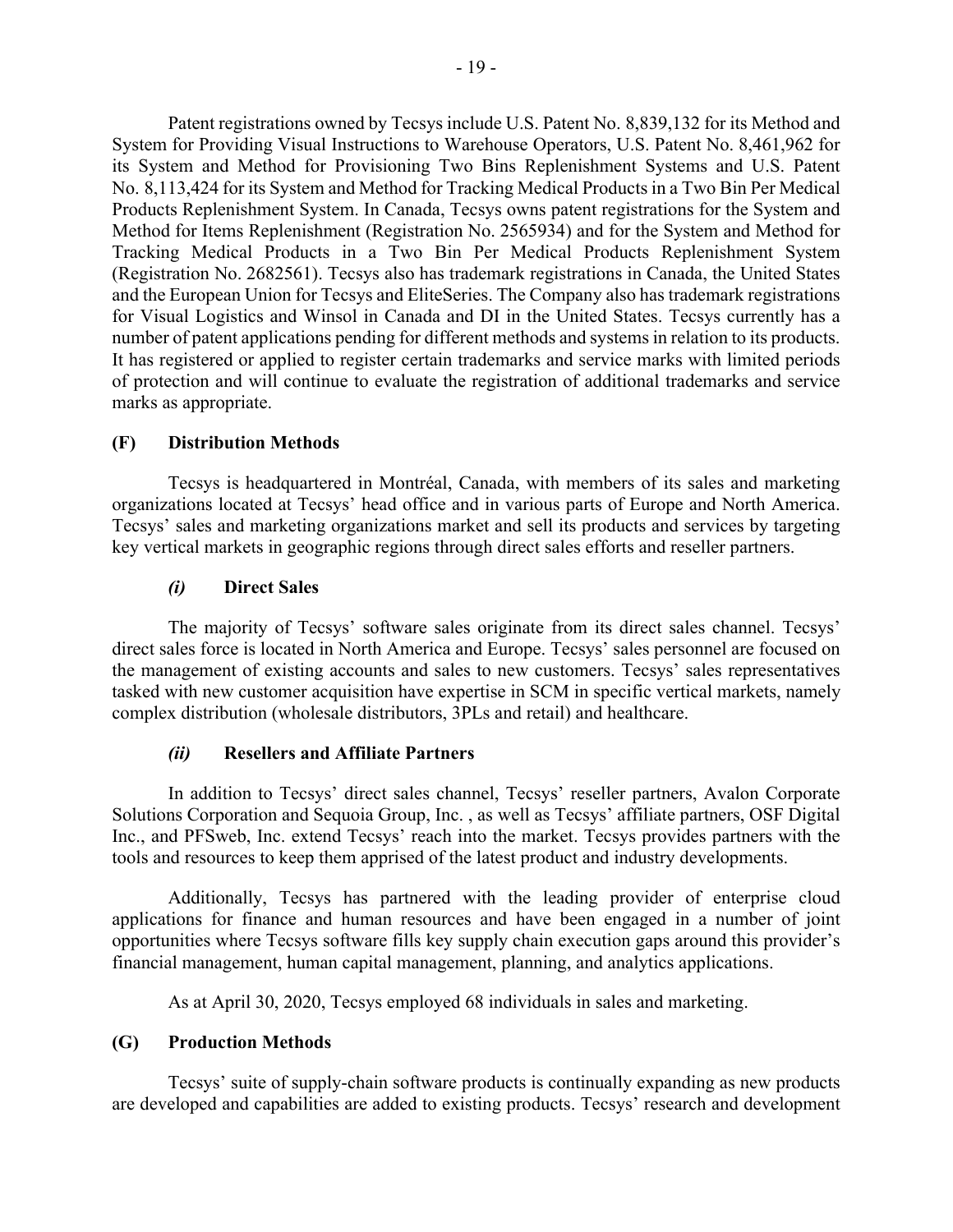Patent registrations owned by Tecsys include U.S. Patent No. 8,839,132 for its Method and System for Providing Visual Instructions to Warehouse Operators, U.S. Patent No. 8,461,962 for its System and Method for Provisioning Two Bins Replenishment Systems and U.S. Patent No. 8,113,424 for its System and Method for Tracking Medical Products in a Two Bin Per Medical Products Replenishment System. In Canada, Tecsys owns patent registrations for the System and Method for Items Replenishment (Registration No. 2565934) and for the System and Method for Tracking Medical Products in a Two Bin Per Medical Products Replenishment System (Registration No. 2682561). Tecsys also has trademark registrations in Canada, the United States and the European Union for Tecsys and EliteSeries. The Company also has trademark registrations for Visual Logistics and Winsol in Canada and DI in the United States. Tecsys currently has a number of patent applications pending for different methods and systems in relation to its products. It has registered or applied to register certain trademarks and service marks with limited periods of protection and will continue to evaluate the registration of additional trademarks and service marks as appropriate.

## (F) Distribution Methods

Tecsys is headquartered in Montréal, Canada, with members of its sales and marketing organizations located at Tecsys' head office and in various parts of Europe and North America. Tecsys' sales and marketing organizations market and sell its products and services by targeting key vertical markets in geographic regions through direct sales efforts and reseller partners.

### *(i)* Direct Sales

The majority of Tecsys' software sales originate from its direct sales channel. Tecsys' direct sales force is located in North America and Europe. Tecsys' sales personnel are focused on the management of existing accounts and sales to new customers. Tecsys' sales representatives tasked with new customer acquisition have expertise in SCM in specific vertical markets, namely complex distribution (wholesale distributors, 3PLs and retail) and healthcare.

### *(ii)* Resellers and Affiliate Partners

In addition to Tecsys' direct sales channel, Tecsys' reseller partners, Avalon Corporate Solutions Corporation and Sequoia Group, Inc. , as well as Tecsys' affiliate partners, OSF Digital Inc., and PFSweb, Inc. extend Tecsys' reach into the market. Tecsys provides partners with the tools and resources to keep them apprised of the latest product and industry developments.

Additionally, Tecsys has partnered with the leading provider of enterprise cloud applications for finance and human resources and have been engaged in a number of joint opportunities where Tecsys software fills key supply chain execution gaps around this provider's financial management, human capital management, planning, and analytics applications.

As at April 30, 2020, Tecsys employed 68 individuals in sales and marketing.

## (G) Production Methods

Tecsys' suite of supply-chain software products is continually expanding as new products are developed and capabilities are added to existing products. Tecsys' research and development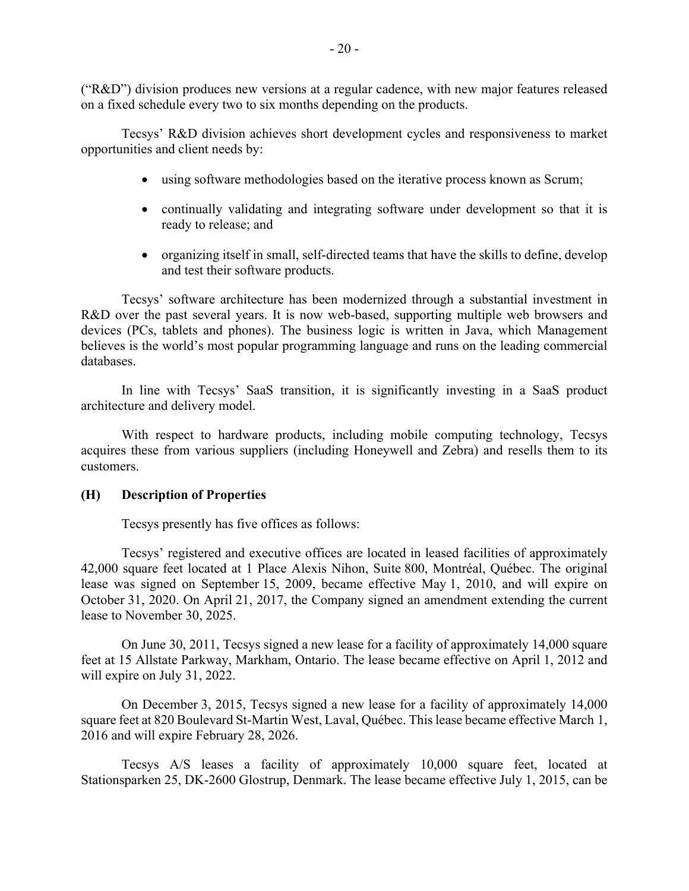("R&D") division produces new versions at a regular cadence, with new major features released on a fixed schedule every two to six months depending on the products.

Tecsys' R&D division achieves short development cycles and responsiveness to market opportunities and client needs by:

- using software methodologies based on the iterative process known as Scrum;
- continually validating and integrating software under development so that it is ready to release; and
- organizing itself in small, self-directed teams that have the skills to define, develop and test their software products.

Tecsys' software architecture has been modernized through a substantial investment in R&D over the past several years. It is now web-based, supporting multiple web browsers and devices (PCs, tablets and phones). The business logic is written in Java, which Management believes is the world's most popular programming language and runs on the leading commercial databases.

In line with Tecsys' SaaS transition, it is significantly investing in a SaaS product architecture and delivery model.

With respect to hardware products, including mobile computing technology, Tecsys acquires these from various suppliers (including Honeywell and Zebra) and resells them to its customers.

### (H) Description of Properties

Tecsys presently has five offices as follows:

Tecsys' registered and executive offices are located in leased facilities of approximately 42,000 square feet located at 1 Place Alexis Nihon, Suite 800, Montréal, Québec. The original lease was signed on September 15, 2009, became effective May 1, 2010, and will expire on October 31, 2020. On April 21, 2017, the Company signed an amendment extending the current lease to November 30, 2025.

On June 30, 2011, Tecsys signed a new lease for a facility of approximately 14,000 square feet at 15 Allstate Parkway, Markham, Ontario. The lease became effective on April 1, 2012 and will expire on July 31, 2022.

On December 3, 2015, Tecsys signed a new lease for a facility of approximately 14,000 square feet at 820 Boulevard St-Martin West, Laval, Québec. This lease became effective March 1, 2016 and will expire February 28, 2026.

Tecsys A/S leases a facility of approximately 10,000 square feet, located at Stationsparken 25, DK-2600 Glostrup, Denmark. The lease became effective July 1, 2015, can be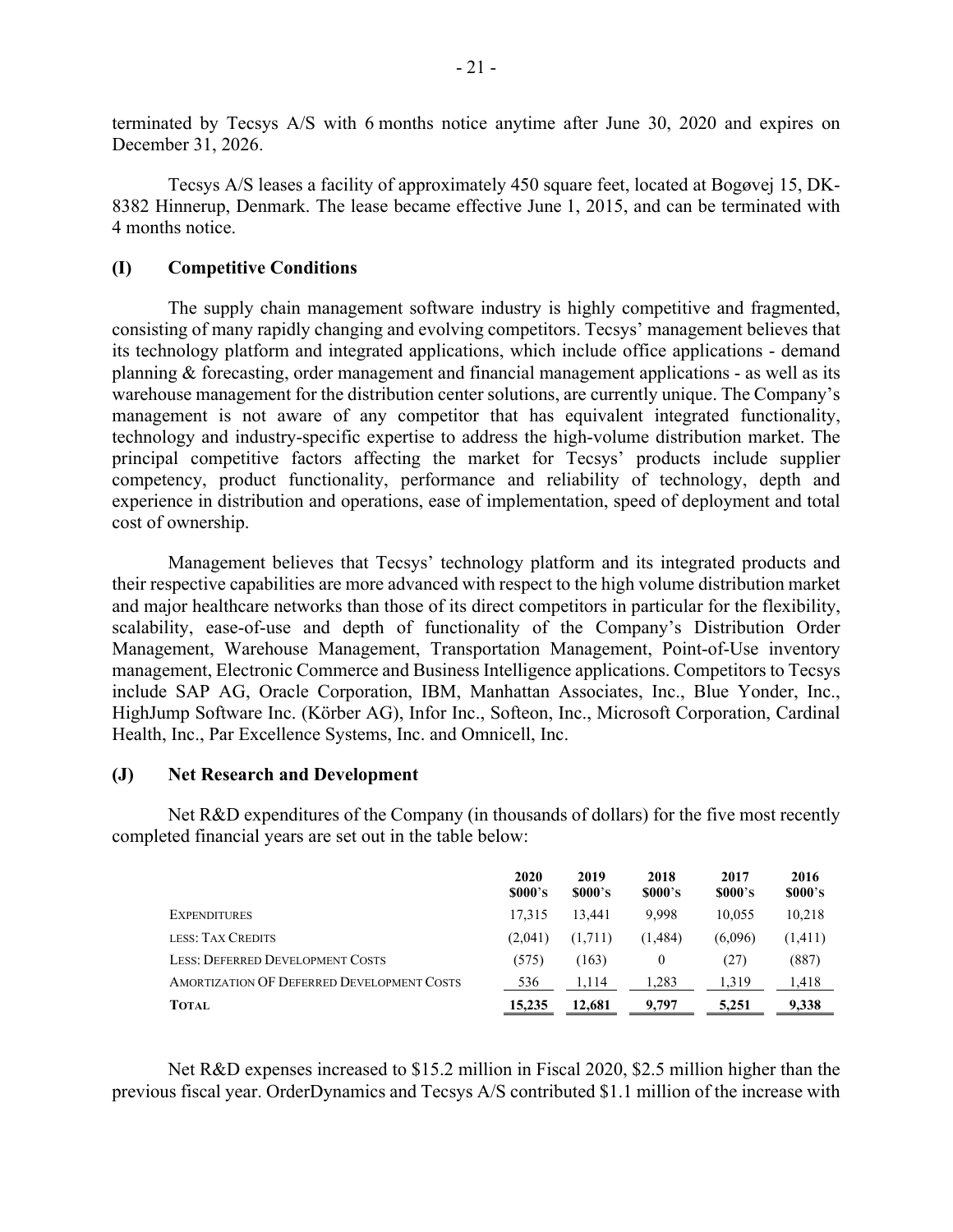terminated by Tecsys A/S with 6 months notice anytime after June 30, 2020 and expires on December 31, 2026.

Tecsys A/S leases a facility of approximately 450 square feet, located at Bogøvej 15, DK-8382 Hinnerup, Denmark. The lease became effective June 1, 2015, and can be terminated with 4 months notice.

### (I) Competitive Conditions

The supply chain management software industry is highly competitive and fragmented, consisting of many rapidly changing and evolving competitors. Tecsys' management believes that its technology platform and integrated applications, which include office applications - demand planning & forecasting, order management and financial management applications - as well as its warehouse management for the distribution center solutions, are currently unique. The Company's management is not aware of any competitor that has equivalent integrated functionality, technology and industry-specific expertise to address the high-volume distribution market. The principal competitive factors affecting the market for Tecsys' products include supplier competency, product functionality, performance and reliability of technology, depth and experience in distribution and operations, ease of implementation, speed of deployment and total cost of ownership.

Management believes that Tecsys' technology platform and its integrated products and their respective capabilities are more advanced with respect to the high volume distribution market and major healthcare networks than those of its direct competitors in particular for the flexibility, scalability, ease-of-use and depth of functionality of the Company's Distribution Order Management, Warehouse Management, Transportation Management, Point-of-Use inventory management, Electronic Commerce and Business Intelligence applications. Competitors to Tecsys include SAP AG, Oracle Corporation, IBM, Manhattan Associates, Inc., Blue Yonder, Inc., HighJump Software Inc. (Körber AG), Infor Inc., Softeon, Inc., Microsoft Corporation, Cardinal Health, Inc., Par Excellence Systems, Inc. and Omnicell, Inc.

### (J) Net Research and Development

Net R&D expenditures of the Company (in thousands of dollars) for the five most recently completed financial years are set out in the table below:

| | 2020 $000's | 2019 $000's | 2018 $000's | 2017 $000's | 2016 $000's |
|---|---|---|---|---|---|
| Expenditures | 17,315 | 13,441 | 9,998 | 10,055 | 10,218 |
| Less: Tax Credits | (2,041) | (1,711) | (1,484) | (6,096) | (1,411) |
| Less: Deferred Development Costs | (575) | (163) | 0 | (27) | (887) |
| Amortization of Deferred Development Costs | 536 | 1,114 | 1,283 | 1,319 | 1,418 |
| **Total** | **15,235** | **12,681** | **9,797** | **5,251** | **9,338** |

Net R&D expenses increased to $15.2 million in Fiscal 2020, $2.5 million higher than the previous fiscal year. OrderDynamics and Tecsys A/S contributed $1.1 million of the increase with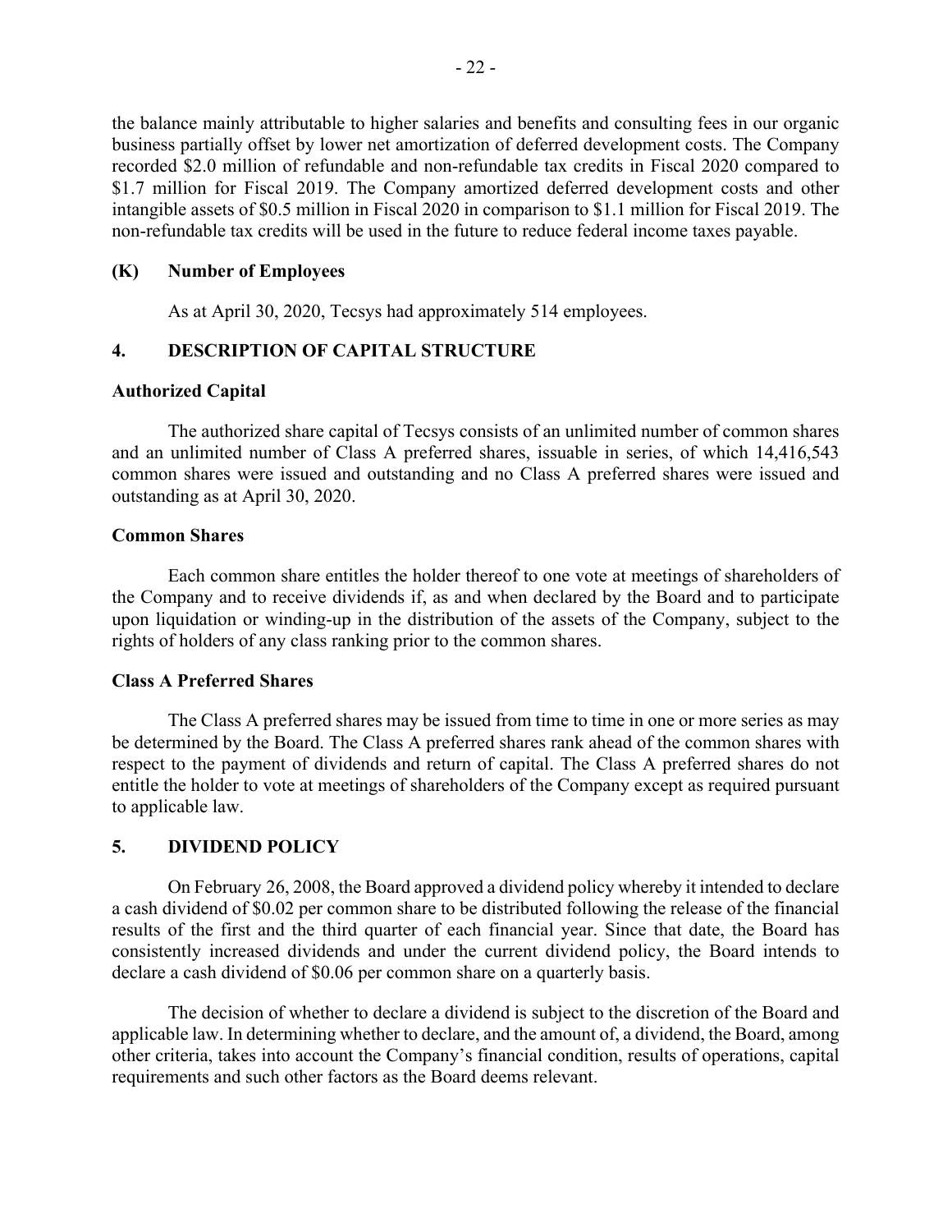the balance mainly attributable to higher salaries and benefits and consulting fees in our organic business partially offset by lower net amortization of deferred development costs. The Company recorded $2.0 million of refundable and non-refundable tax credits in Fiscal 2020 compared to $1.7 million for Fiscal 2019. The Company amortized deferred development costs and other intangible assets of $0.5 million in Fiscal 2020 in comparison to $1.1 million for Fiscal 2019. The non-refundable tax credits will be used in the future to reduce federal income taxes payable.

### (K) Number of Employees

As at April 30, 2020, Tecsys had approximately 514 employees.

## 4. DESCRIPTION OF CAPITAL STRUCTURE

### Authorized Capital

The authorized share capital of Tecsys consists of an unlimited number of common shares and an unlimited number of Class A preferred shares, issuable in series, of which 14,416,543 common shares were issued and outstanding and no Class A preferred shares were issued and outstanding as at April 30, 2020.

### Common Shares

Each common share entitles the holder thereof to one vote at meetings of shareholders of the Company and to receive dividends if, as and when declared by the Board and to participate upon liquidation or winding-up in the distribution of the assets of the Company, subject to the rights of holders of any class ranking prior to the common shares.

### Class A Preferred Shares

The Class A preferred shares may be issued from time to time in one or more series as may be determined by the Board. The Class A preferred shares rank ahead of the common shares with respect to the payment of dividends and return of capital. The Class A preferred shares do not entitle the holder to vote at meetings of shareholders of the Company except as required pursuant to applicable law.

## 5. DIVIDEND POLICY

On February 26, 2008, the Board approved a dividend policy whereby it intended to declare a cash dividend of $0.02 per common share to be distributed following the release of the financial results of the first and the third quarter of each financial year. Since that date, the Board has consistently increased dividends and under the current dividend policy, the Board intends to declare a cash dividend of $0.06 per common share on a quarterly basis.

The decision of whether to declare a dividend is subject to the discretion of the Board and applicable law. In determining whether to declare, and the amount of, a dividend, the Board, among other criteria, takes into account the Company's financial condition, results of operations, capital requirements and such other factors as the Board deems relevant.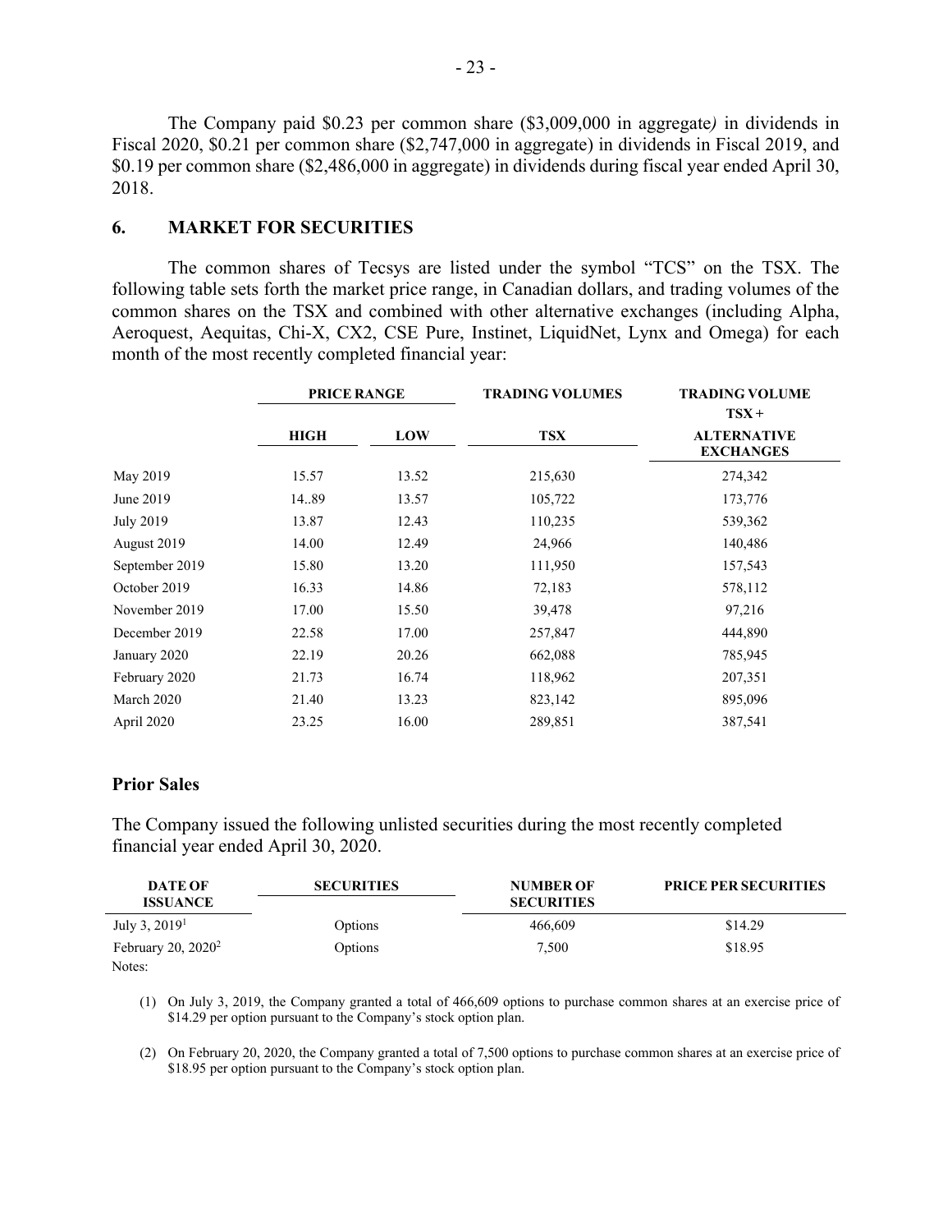The Company paid $0.23 per common share ($3,009,000 in aggregate*)* in dividends in Fiscal 2020, $0.21 per common share ($2,747,000 in aggregate) in dividends in Fiscal 2019, and $0.19 per common share ($2,486,000 in aggregate) in dividends during fiscal year ended April 30, 2018.

## 6. MARKET FOR SECURITIES

The common shares of Tecsys are listed under the symbol "TCS" on the TSX. The following table sets forth the market price range, in Canadian dollars, and trading volumes of the common shares on the TSX and combined with other alternative exchanges (including Alpha, Aeroquest, Aequitas, Chi-X, CX2, CSE Pure, Instinet, LiquidNet, Lynx and Omega) for each month of the most recently completed financial year:

| | PRICE RANGE | | TRADING VOLUMES | TRADING VOLUME |
|---|---|---|---|---|
| | HIGH | LOW | TSX | TSX + ALTERNATIVE EXCHANGES |
| May 2019 | 15.57 | 13.52 | 215,630 | 274,342 |
| June 2019 | 14..89 | 13.57 | 105,722 | 173,776 |
| July 2019 | 13.87 | 12.43 | 110,235 | 539,362 |
| August 2019 | 14.00 | 12.49 | 24,966 | 140,486 |
| September 2019 | 15.80 | 13.20 | 111,950 | 157,543 |
| October 2019 | 16.33 | 14.86 | 72,183 | 578,112 |
| November 2019 | 17.00 | 15.50 | 39,478 | 97,216 |
| December 2019 | 22.58 | 17.00 | 257,847 | 444,890 |
| January 2020 | 22.19 | 20.26 | 662,088 | 785,945 |
| February 2020 | 21.73 | 16.74 | 118,962 | 207,351 |
| March 2020 | 21.40 | 13.23 | 823,142 | 895,096 |
| April 2020 | 23.25 | 16.00 | 289,851 | 387,541 |

### Prior Sales

The Company issued the following unlisted securities during the most recently completed financial year ended April 30, 2020.

| DATE OF ISSUANCE | SECURITIES | NUMBER OF SECURITIES | PRICE PER SECURITIES |
|---|---|---|---|
| July 3, 2019[1] | Options | 466,609 | $14.29 |
| February 20, 2020[2] | Options | 7,500 | $18.95 |

Notes:

(1) On July 3, 2019, the Company granted a total of 466,609 options to purchase common shares at an exercise price of $14.29 per option pursuant to the Company's stock option plan.

(2) On February 20, 2020, the Company granted a total of 7,500 options to purchase common shares at an exercise price of $18.95 per option pursuant to the Company's stock option plan.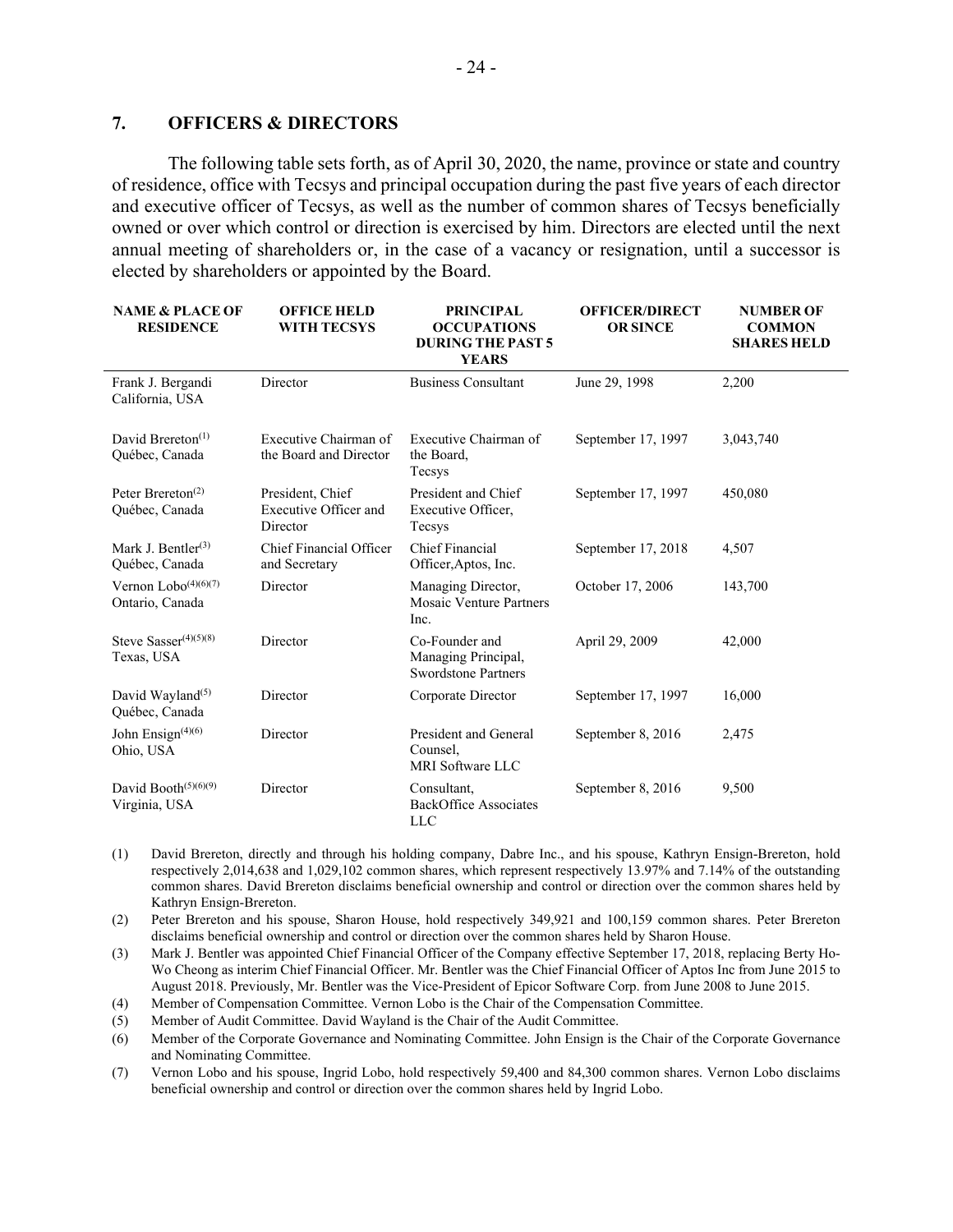## 7. OFFICERS & DIRECTORS

The following table sets forth, as of April 30, 2020, the name, province or state and country of residence, office with Tecsys and principal occupation during the past five years of each director and executive officer of Tecsys, as well as the number of common shares of Tecsys beneficially owned or over which control or direction is exercised by him. Directors are elected until the next annual meeting of shareholders or, in the case of a vacancy or resignation, until a successor is elected by shareholders or appointed by the Board.

| NAME & PLACE OF RESIDENCE | OFFICE HELD WITH TECSYS | PRINCIPAL OCCUPATIONS DURING THE PAST 5 YEARS | OFFICER/DIRECTOR SINCE | NUMBER OF COMMON SHARES HELD |
|---|---|---|---|---|
| Frank J. Bergandi California, USA | Director | Business Consultant | June 29, 1998 | 2,200 |
| David Brereton(1) Québec, Canada | Executive Chairman of the Board and Director | Executive Chairman of the Board, Tecsys | September 17, 1997 | 3,043,740 |
| Peter Brereton(2) Québec, Canada | President, Chief Executive Officer and Director | President and Chief Executive Officer, Tecsys | September 17, 1997 | 450,080 |
| Mark J. Bentler(3) Québec, Canada | Chief Financial Officer and Secretary | Chief Financial Officer,Aptos, Inc. | September 17, 2018 | 4,507 |
| Vernon Lobo(4)(6)(7) Ontario, Canada | Director | Managing Director, Mosaic Venture Partners Inc. | October 17, 2006 | 143,700 |
| Steve Sasser(4)(5)(8) Texas, USA | Director | Co-Founder and Managing Principal, Swordstone Partners | April 29, 2009 | 42,000 |
| David Wayland(5) Québec, Canada | Director | Corporate Director | September 17, 1997 | 16,000 |
| John Ensign(4)(6) Ohio, USA | Director | President and General Counsel, MRI Software LLC | September 8, 2016 | 2,475 |
| David Booth(5)(6)(9) Virginia, USA | Director | Consultant, BackOffice Associates LLC | September 8, 2016 | 9,500 |

(1) David Brereton, directly and through his holding company, Dabre Inc., and his spouse, Kathryn Ensign-Brereton, hold respectively 2,014,638 and 1,029,102 common shares, which represent respectively 13.97% and 7.14% of the outstanding common shares. David Brereton disclaims beneficial ownership and control or direction over the common shares held by Kathryn Ensign-Brereton.

(2) Peter Brereton and his spouse, Sharon House, hold respectively 349,921 and 100,159 common shares. Peter Brereton disclaims beneficial ownership and control or direction over the common shares held by Sharon House.

(3) Mark J. Bentler was appointed Chief Financial Officer of the Company effective September 17, 2018, replacing Berty Ho-Wo Cheong as interim Chief Financial Officer. Mr. Bentler was the Chief Financial Officer of Aptos Inc from June 2015 to August 2018. Previously, Mr. Bentler was the Vice-President of Epicor Software Corp. from June 2008 to June 2015.

(4) Member of Compensation Committee. Vernon Lobo is the Chair of the Compensation Committee.

(5) Member of Audit Committee. David Wayland is the Chair of the Audit Committee.

(6) Member of the Corporate Governance and Nominating Committee. John Ensign is the Chair of the Corporate Governance and Nominating Committee.

(7) Vernon Lobo and his spouse, Ingrid Lobo, hold respectively 59,400 and 84,300 common shares. Vernon Lobo disclaims beneficial ownership and control or direction over the common shares held by Ingrid Lobo.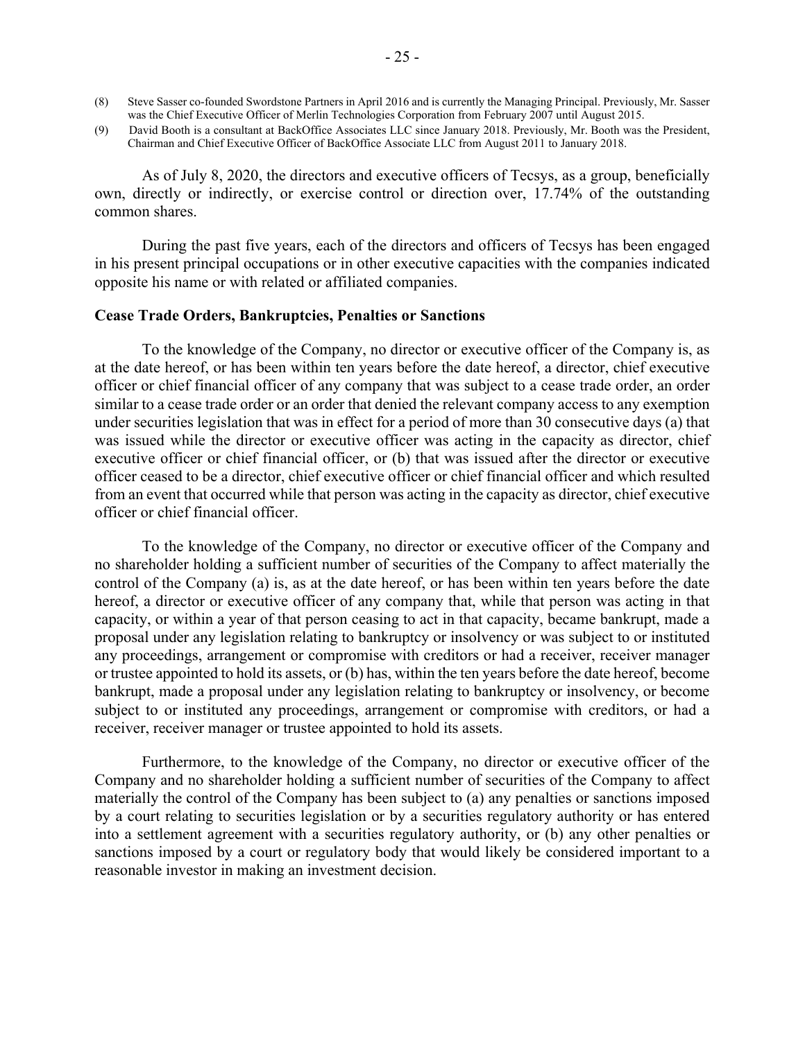(8) Steve Sasser co-founded Swordstone Partners in April 2016 and is currently the Managing Principal. Previously, Mr. Sasser was the Chief Executive Officer of Merlin Technologies Corporation from February 2007 until August 2015.

(9) David Booth is a consultant at BackOffice Associates LLC since January 2018. Previously, Mr. Booth was the President, Chairman and Chief Executive Officer of BackOffice Associate LLC from August 2011 to January 2018.

As of July 8, 2020, the directors and executive officers of Tecsys, as a group, beneficially own, directly or indirectly, or exercise control or direction over, 17.74% of the outstanding common shares.

During the past five years, each of the directors and officers of Tecsys has been engaged in his present principal occupations or in other executive capacities with the companies indicated opposite his name or with related or affiliated companies.

**Cease Trade Orders, Bankruptcies, Penalties or Sanctions**

To the knowledge of the Company, no director or executive officer of the Company is, as at the date hereof, or has been within ten years before the date hereof, a director, chief executive officer or chief financial officer of any company that was subject to a cease trade order, an order similar to a cease trade order or an order that denied the relevant company access to any exemption under securities legislation that was in effect for a period of more than 30 consecutive days (a) that was issued while the director or executive officer was acting in the capacity as director, chief executive officer or chief financial officer, or (b) that was issued after the director or executive officer ceased to be a director, chief executive officer or chief financial officer and which resulted from an event that occurred while that person was acting in the capacity as director, chief executive officer or chief financial officer.

To the knowledge of the Company, no director or executive officer of the Company and no shareholder holding a sufficient number of securities of the Company to affect materially the control of the Company (a) is, as at the date hereof, or has been within ten years before the date hereof, a director or executive officer of any company that, while that person was acting in that capacity, or within a year of that person ceasing to act in that capacity, became bankrupt, made a proposal under any legislation relating to bankruptcy or insolvency or was subject to or instituted any proceedings, arrangement or compromise with creditors or had a receiver, receiver manager or trustee appointed to hold its assets, or (b) has, within the ten years before the date hereof, become bankrupt, made a proposal under any legislation relating to bankruptcy or insolvency, or become subject to or instituted any proceedings, arrangement or compromise with creditors, or had a receiver, receiver manager or trustee appointed to hold its assets.

Furthermore, to the knowledge of the Company, no director or executive officer of the Company and no shareholder holding a sufficient number of securities of the Company to affect materially the control of the Company has been subject to (a) any penalties or sanctions imposed by a court relating to securities legislation or by a securities regulatory authority or has entered into a settlement agreement with a securities regulatory authority, or (b) any other penalties or sanctions imposed by a court or regulatory body that would likely be considered important to a reasonable investor in making an investment decision.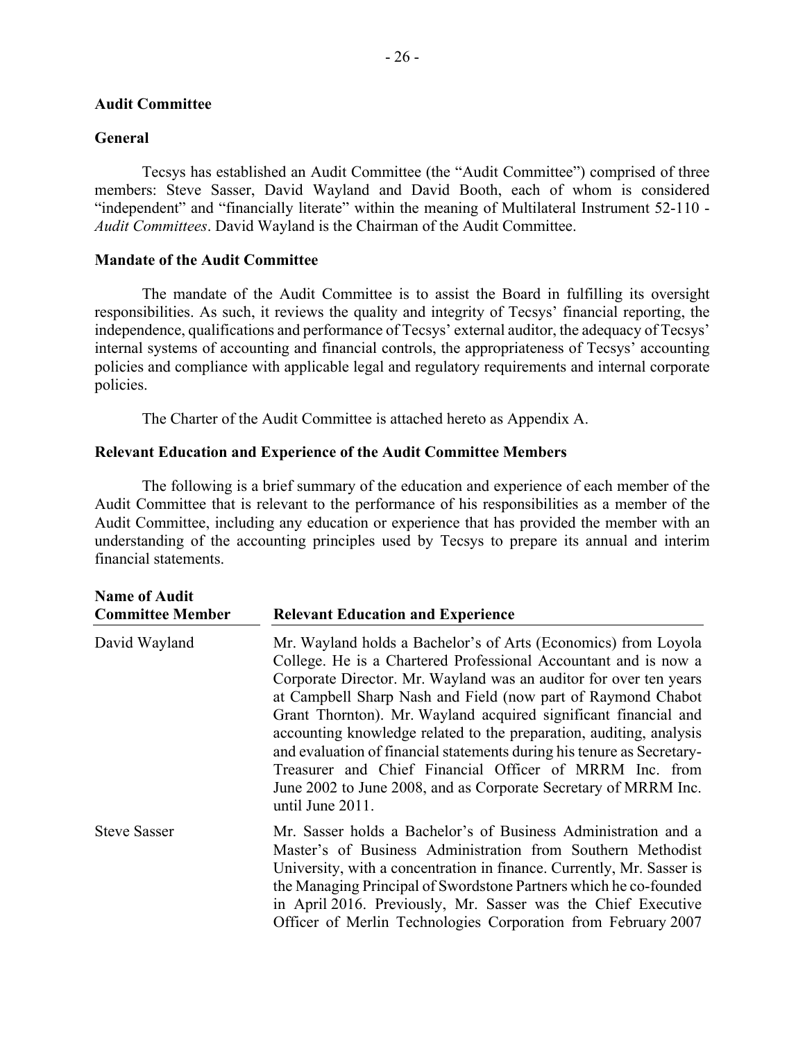## Audit Committee

### General

Tecsys has established an Audit Committee (the "Audit Committee") comprised of three members: Steve Sasser, David Wayland and David Booth, each of whom is considered "independent" and "financially literate" within the meaning of Multilateral Instrument 52-110 - *Audit Committees*. David Wayland is the Chairman of the Audit Committee.

### Mandate of the Audit Committee

The mandate of the Audit Committee is to assist the Board in fulfilling its oversight responsibilities. As such, it reviews the quality and integrity of Tecsys' financial reporting, the independence, qualifications and performance of Tecsys' external auditor, the adequacy of Tecsys' internal systems of accounting and financial controls, the appropriateness of Tecsys' accounting policies and compliance with applicable legal and regulatory requirements and internal corporate policies.

The Charter of the Audit Committee is attached hereto as Appendix A.

### Relevant Education and Experience of the Audit Committee Members

The following is a brief summary of the education and experience of each member of the Audit Committee that is relevant to the performance of his responsibilities as a member of the Audit Committee, including any education or experience that has provided the member with an understanding of the accounting principles used by Tecsys to prepare its annual and interim financial statements.

| Name of Audit Committee Member | Relevant Education and Experience |
|---|---|
| David Wayland | Mr. Wayland holds a Bachelor's of Arts (Economics) from Loyola College. He is a Chartered Professional Accountant and is now a Corporate Director. Mr. Wayland was an auditor for over ten years at Campbell Sharp Nash and Field (now part of Raymond Chabot Grant Thornton). Mr. Wayland acquired significant financial and accounting knowledge related to the preparation, auditing, analysis and evaluation of financial statements during his tenure as Secretary-Treasurer and Chief Financial Officer of MRRM Inc. from June 2002 to June 2008, and as Corporate Secretary of MRRM Inc. until June 2011. |
| Steve Sasser | Mr. Sasser holds a Bachelor's of Business Administration and a Master's of Business Administration from Southern Methodist University, with a concentration in finance. Currently, Mr. Sasser is the Managing Principal of Swordstone Partners which he co-founded in April 2016. Previously, Mr. Sasser was the Chief Executive Officer of Merlin Technologies Corporation from February 2007 |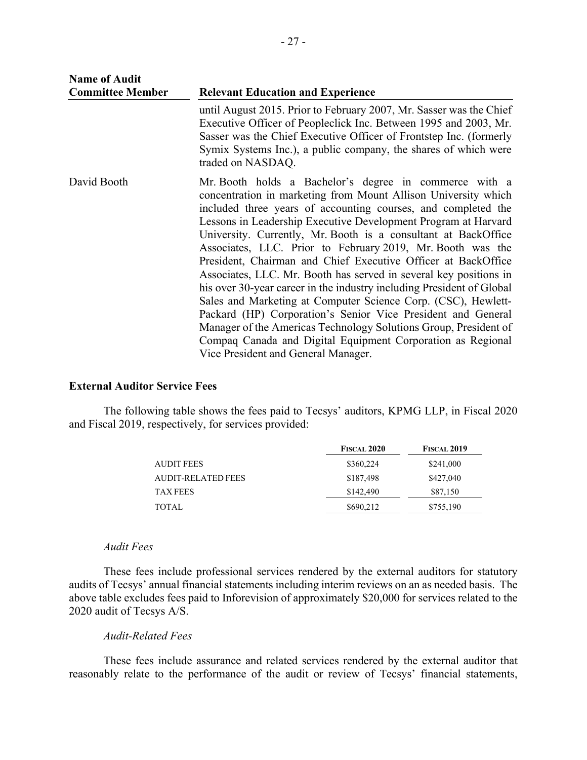| Name of Audit Committee Member | Relevant Education and Experience |
|---|---|
| | until August 2015. Prior to February 2007, Mr. Sasser was the Chief Executive Officer of Peopleclick Inc. Between 1995 and 2003, Mr. Sasser was the Chief Executive Officer of Frontstep Inc. (formerly Symix Systems Inc.), a public company, the shares of which were traded on NASDAQ. |
| David Booth | Mr. Booth holds a Bachelor's degree in commerce with a concentration in marketing from Mount Allison University which included three years of accounting courses, and completed the Lessons in Leadership Executive Development Program at Harvard University. Currently, Mr. Booth is a consultant at BackOffice Associates, LLC. Prior to February 2019, Mr. Booth was the President, Chairman and Chief Executive Officer at BackOffice Associates, LLC. Mr. Booth has served in several key positions in his over 30-year career in the industry including President of Global Sales and Marketing at Computer Science Corp. (CSC), Hewlett-Packard (HP) Corporation's Senior Vice President and General Manager of the Americas Technology Solutions Group, President of Compaq Canada and Digital Equipment Corporation as Regional Vice President and General Manager. |

**External Auditor Service Fees**

The following table shows the fees paid to Tecsys' auditors, KPMG LLP, in Fiscal 2020 and Fiscal 2019, respectively, for services provided:

| | Fiscal 2020 | Fiscal 2019 |
|---|---|---|
| AUDIT FEES | $360,224 | $241,000 |
| AUDIT-RELATED FEES | $187,498 | $427,040 |
| TAX FEES | $142,490 | $87,150 |
| TOTAL | $690,212 | $755,190 |

*Audit Fees*

These fees include professional services rendered by the external auditors for statutory audits of Tecsys' annual financial statements including interim reviews on an as needed basis. The above table excludes fees paid to Inforevision of approximately $20,000 for services related to the 2020 audit of Tecsys A/S.

*Audit-Related Fees*

These fees include assurance and related services rendered by the external auditor that reasonably relate to the performance of the audit or review of Tecsys' financial statements,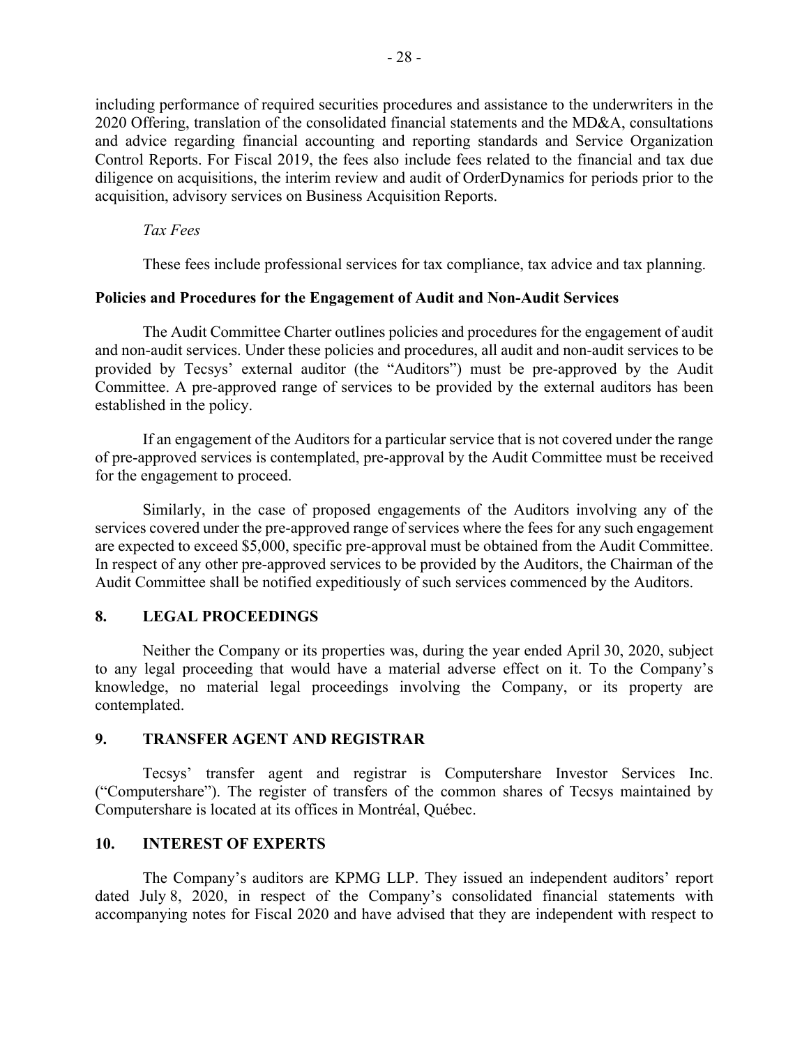including performance of required securities procedures and assistance to the underwriters in the 2020 Offering, translation of the consolidated financial statements and the MD&A, consultations and advice regarding financial accounting and reporting standards and Service Organization Control Reports. For Fiscal 2019, the fees also include fees related to the financial and tax due diligence on acquisitions, the interim review and audit of OrderDynamics for periods prior to the acquisition, advisory services on Business Acquisition Reports.

*Tax Fees*

These fees include professional services for tax compliance, tax advice and tax planning.

**Policies and Procedures for the Engagement of Audit and Non-Audit Services**

The Audit Committee Charter outlines policies and procedures for the engagement of audit and non-audit services. Under these policies and procedures, all audit and non-audit services to be provided by Tecsys' external auditor (the "Auditors") must be pre-approved by the Audit Committee. A pre-approved range of services to be provided by the external auditors has been established in the policy.

If an engagement of the Auditors for a particular service that is not covered under the range of pre-approved services is contemplated, pre-approval by the Audit Committee must be received for the engagement to proceed.

Similarly, in the case of proposed engagements of the Auditors involving any of the services covered under the pre-approved range of services where the fees for any such engagement are expected to exceed $5,000, specific pre-approval must be obtained from the Audit Committee. In respect of any other pre-approved services to be provided by the Auditors, the Chairman of the Audit Committee shall be notified expeditiously of such services commenced by the Auditors.

## 8. LEGAL PROCEEDINGS

Neither the Company or its properties was, during the year ended April 30, 2020, subject to any legal proceeding that would have a material adverse effect on it. To the Company's knowledge, no material legal proceedings involving the Company, or its property are contemplated.

## 9. TRANSFER AGENT AND REGISTRAR

Tecsys' transfer agent and registrar is Computershare Investor Services Inc. ("Computershare"). The register of transfers of the common shares of Tecsys maintained by Computershare is located at its offices in Montréal, Québec.

## 10. INTEREST OF EXPERTS

The Company's auditors are KPMG LLP. They issued an independent auditors' report dated July 8, 2020, in respect of the Company's consolidated financial statements with accompanying notes for Fiscal 2020 and have advised that they are independent with respect to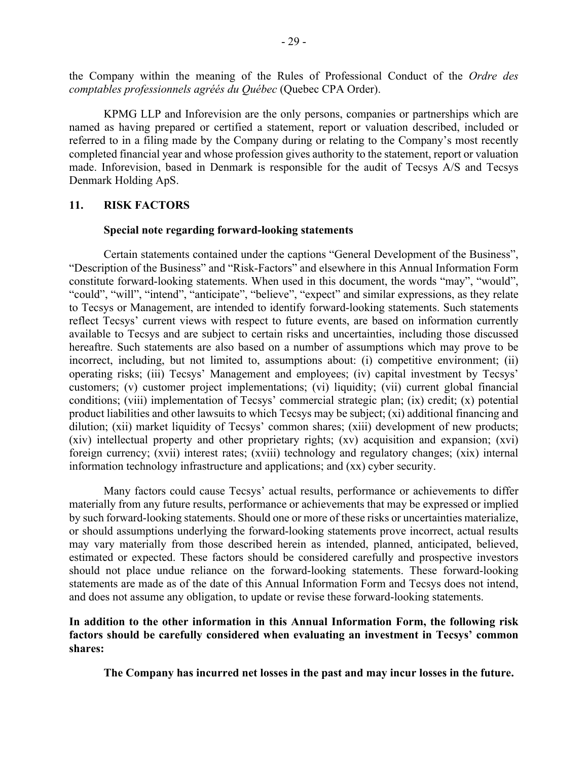the Company within the meaning of the Rules of Professional Conduct of the *Ordre des comptables professionnels agréés du Québec* (Quebec CPA Order).

KPMG LLP and Inforevision are the only persons, companies or partnerships which are named as having prepared or certified a statement, report or valuation described, included or referred to in a filing made by the Company during or relating to the Company's most recently completed financial year and whose profession gives authority to the statement, report or valuation made. Inforevision, based in Denmark is responsible for the audit of Tecsys A/S and Tecsys Denmark Holding ApS.

## 11. RISK FACTORS

### Special note regarding forward-looking statements

Certain statements contained under the captions "General Development of the Business", "Description of the Business" and "Risk-Factors" and elsewhere in this Annual Information Form constitute forward-looking statements. When used in this document, the words "may", "would", "could", "will", "intend", "anticipate", "believe", "expect" and similar expressions, as they relate to Tecsys or Management, are intended to identify forward-looking statements. Such statements reflect Tecsys' current views with respect to future events, are based on information currently available to Tecsys and are subject to certain risks and uncertainties, including those discussed hereaftre. Such statements are also based on a number of assumptions which may prove to be incorrect, including, but not limited to, assumptions about: (i) competitive environment; (ii) operating risks; (iii) Tecsys' Management and employees; (iv) capital investment by Tecsys' customers; (v) customer project implementations; (vi) liquidity; (vii) current global financial conditions; (viii) implementation of Tecsys' commercial strategic plan; (ix) credit; (x) potential product liabilities and other lawsuits to which Tecsys may be subject; (xi) additional financing and dilution; (xii) market liquidity of Tecsys' common shares; (xiii) development of new products; (xiv) intellectual property and other proprietary rights; (xv) acquisition and expansion; (xvi) foreign currency; (xvii) interest rates; (xviii) technology and regulatory changes; (xix) internal information technology infrastructure and applications; and (xx) cyber security.

Many factors could cause Tecsys' actual results, performance or achievements to differ materially from any future results, performance or achievements that may be expressed or implied by such forward-looking statements. Should one or more of these risks or uncertainties materialize, or should assumptions underlying the forward-looking statements prove incorrect, actual results may vary materially from those described herein as intended, planned, anticipated, believed, estimated or expected. These factors should be considered carefully and prospective investors should not place undue reliance on the forward-looking statements. These forward-looking statements are made as of the date of this Annual Information Form and Tecsys does not intend, and does not assume any obligation, to update or revise these forward-looking statements.

**In addition to the other information in this Annual Information Form, the following risk factors should be carefully considered when evaluating an investment in Tecsys' common shares:**

**The Company has incurred net losses in the past and may incur losses in the future.**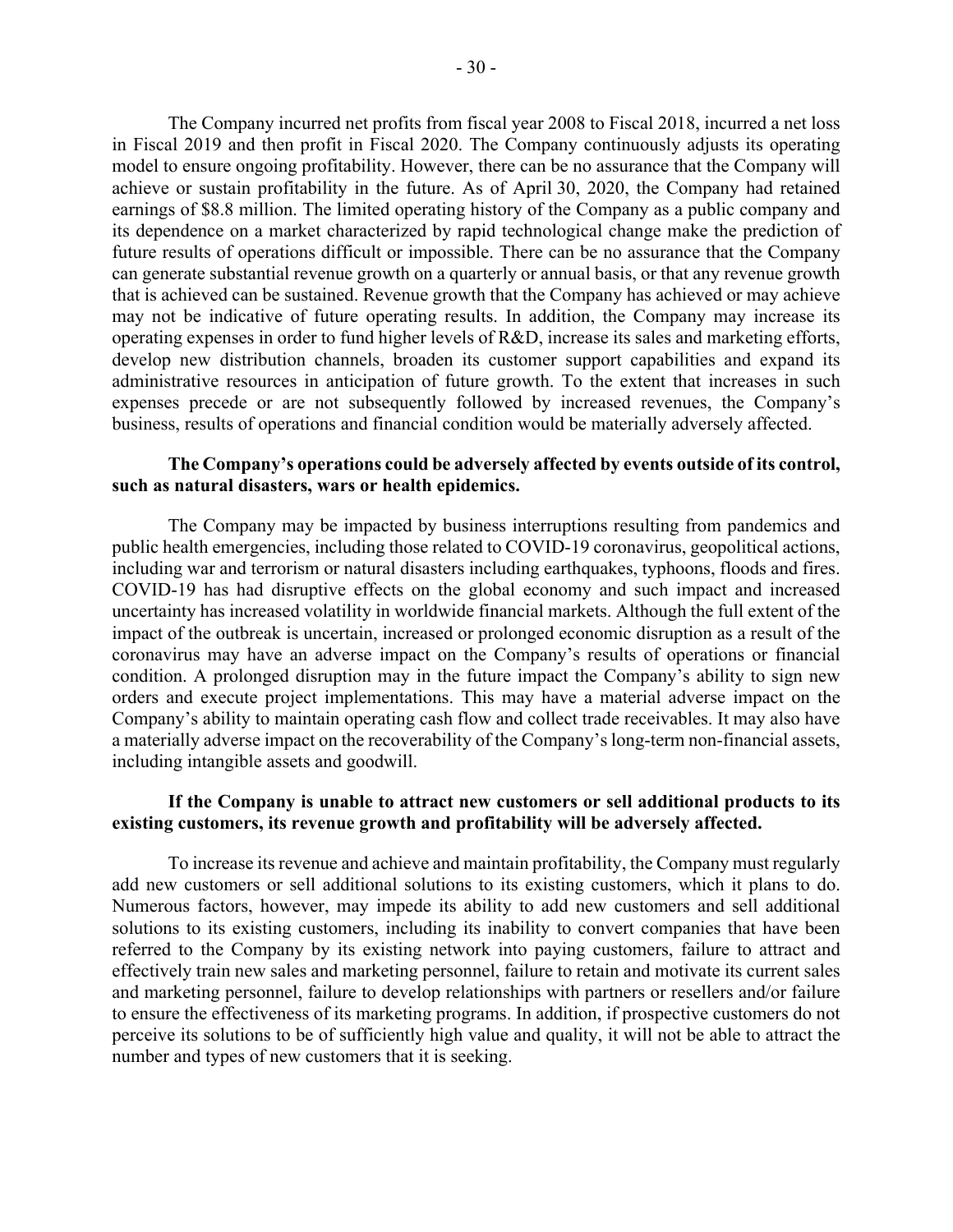The Company incurred net profits from fiscal year 2008 to Fiscal 2018, incurred a net loss in Fiscal 2019 and then profit in Fiscal 2020. The Company continuously adjusts its operating model to ensure ongoing profitability. However, there can be no assurance that the Company will achieve or sustain profitability in the future. As of April 30, 2020, the Company had retained earnings of $8.8 million. The limited operating history of the Company as a public company and its dependence on a market characterized by rapid technological change make the prediction of future results of operations difficult or impossible. There can be no assurance that the Company can generate substantial revenue growth on a quarterly or annual basis, or that any revenue growth that is achieved can be sustained. Revenue growth that the Company has achieved or may achieve may not be indicative of future operating results. In addition, the Company may increase its operating expenses in order to fund higher levels of R&D, increase its sales and marketing efforts, develop new distribution channels, broaden its customer support capabilities and expand its administrative resources in anticipation of future growth. To the extent that increases in such expenses precede or are not subsequently followed by increased revenues, the Company's business, results of operations and financial condition would be materially adversely affected.

**The Company's operations could be adversely affected by events outside of its control, such as natural disasters, wars or health epidemics.**

The Company may be impacted by business interruptions resulting from pandemics and public health emergencies, including those related to COVID-19 coronavirus, geopolitical actions, including war and terrorism or natural disasters including earthquakes, typhoons, floods and fires. COVID-19 has had disruptive effects on the global economy and such impact and increased uncertainty has increased volatility in worldwide financial markets. Although the full extent of the impact of the outbreak is uncertain, increased or prolonged economic disruption as a result of the coronavirus may have an adverse impact on the Company's results of operations or financial condition. A prolonged disruption may in the future impact the Company's ability to sign new orders and execute project implementations. This may have a material adverse impact on the Company's ability to maintain operating cash flow and collect trade receivables. It may also have a materially adverse impact on the recoverability of the Company's long-term non-financial assets, including intangible assets and goodwill.

**If the Company is unable to attract new customers or sell additional products to its existing customers, its revenue growth and profitability will be adversely affected.**

To increase its revenue and achieve and maintain profitability, the Company must regularly add new customers or sell additional solutions to its existing customers, which it plans to do. Numerous factors, however, may impede its ability to add new customers and sell additional solutions to its existing customers, including its inability to convert companies that have been referred to the Company by its existing network into paying customers, failure to attract and effectively train new sales and marketing personnel, failure to retain and motivate its current sales and marketing personnel, failure to develop relationships with partners or resellers and/or failure to ensure the effectiveness of its marketing programs. In addition, if prospective customers do not perceive its solutions to be of sufficiently high value and quality, it will not be able to attract the number and types of new customers that it is seeking.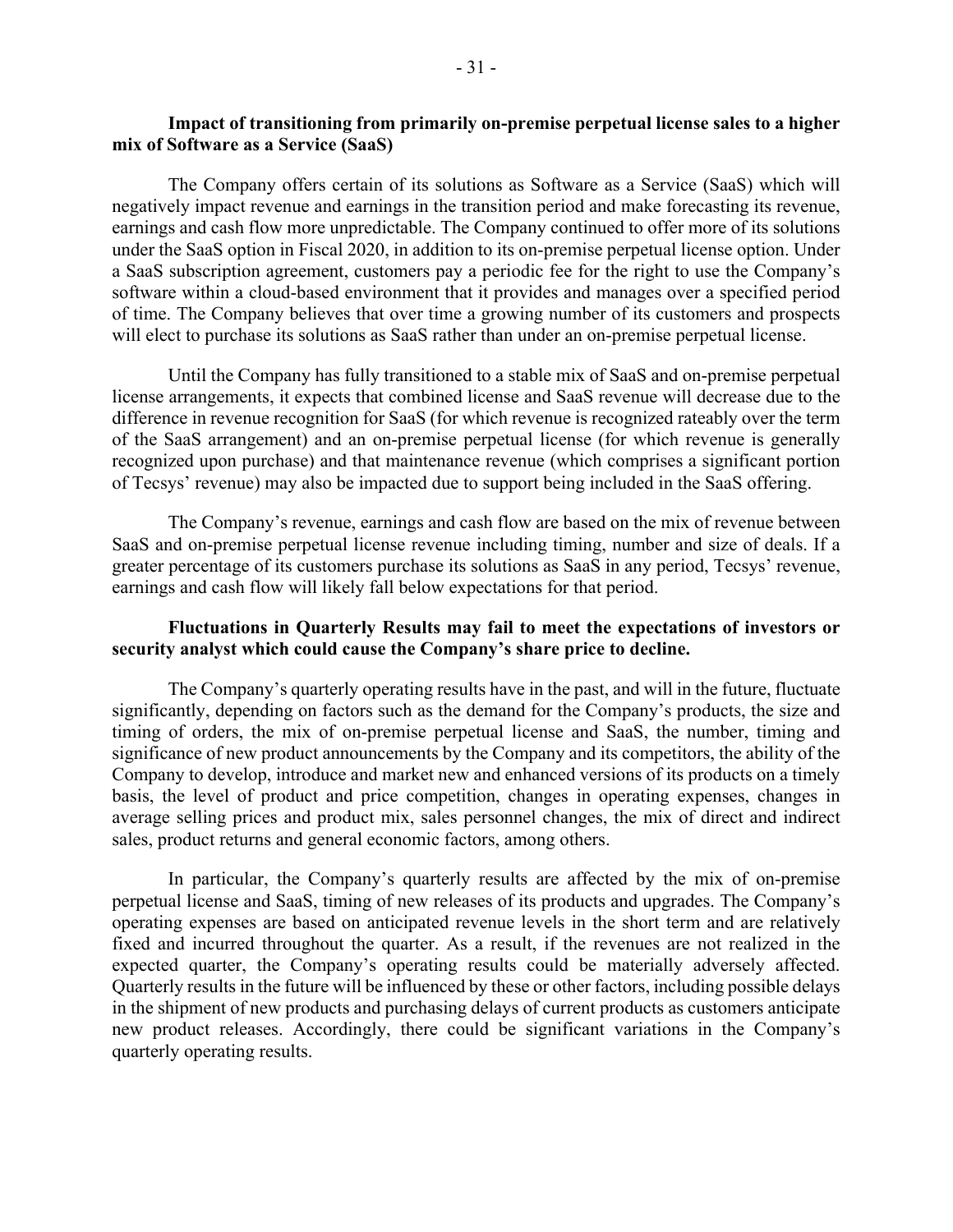**Impact of transitioning from primarily on-premise perpetual license sales to a higher mix of Software as a Service (SaaS)**

The Company offers certain of its solutions as Software as a Service (SaaS) which will negatively impact revenue and earnings in the transition period and make forecasting its revenue, earnings and cash flow more unpredictable. The Company continued to offer more of its solutions under the SaaS option in Fiscal 2020, in addition to its on-premise perpetual license option. Under a SaaS subscription agreement, customers pay a periodic fee for the right to use the Company's software within a cloud-based environment that it provides and manages over a specified period of time. The Company believes that over time a growing number of its customers and prospects will elect to purchase its solutions as SaaS rather than under an on-premise perpetual license.

Until the Company has fully transitioned to a stable mix of SaaS and on-premise perpetual license arrangements, it expects that combined license and SaaS revenue will decrease due to the difference in revenue recognition for SaaS (for which revenue is recognized rateably over the term of the SaaS arrangement) and an on-premise perpetual license (for which revenue is generally recognized upon purchase) and that maintenance revenue (which comprises a significant portion of Tecsys' revenue) may also be impacted due to support being included in the SaaS offering.

The Company's revenue, earnings and cash flow are based on the mix of revenue between SaaS and on-premise perpetual license revenue including timing, number and size of deals. If a greater percentage of its customers purchase its solutions as SaaS in any period, Tecsys' revenue, earnings and cash flow will likely fall below expectations for that period.

**Fluctuations in Quarterly Results may fail to meet the expectations of investors or security analyst which could cause the Company's share price to decline.**

The Company's quarterly operating results have in the past, and will in the future, fluctuate significantly, depending on factors such as the demand for the Company's products, the size and timing of orders, the mix of on-premise perpetual license and SaaS, the number, timing and significance of new product announcements by the Company and its competitors, the ability of the Company to develop, introduce and market new and enhanced versions of its products on a timely basis, the level of product and price competition, changes in operating expenses, changes in average selling prices and product mix, sales personnel changes, the mix of direct and indirect sales, product returns and general economic factors, among others.

In particular, the Company's quarterly results are affected by the mix of on-premise perpetual license and SaaS, timing of new releases of its products and upgrades. The Company's operating expenses are based on anticipated revenue levels in the short term and are relatively fixed and incurred throughout the quarter. As a result, if the revenues are not realized in the expected quarter, the Company's operating results could be materially adversely affected. Quarterly results in the future will be influenced by these or other factors, including possible delays in the shipment of new products and purchasing delays of current products as customers anticipate new product releases. Accordingly, there could be significant variations in the Company's quarterly operating results.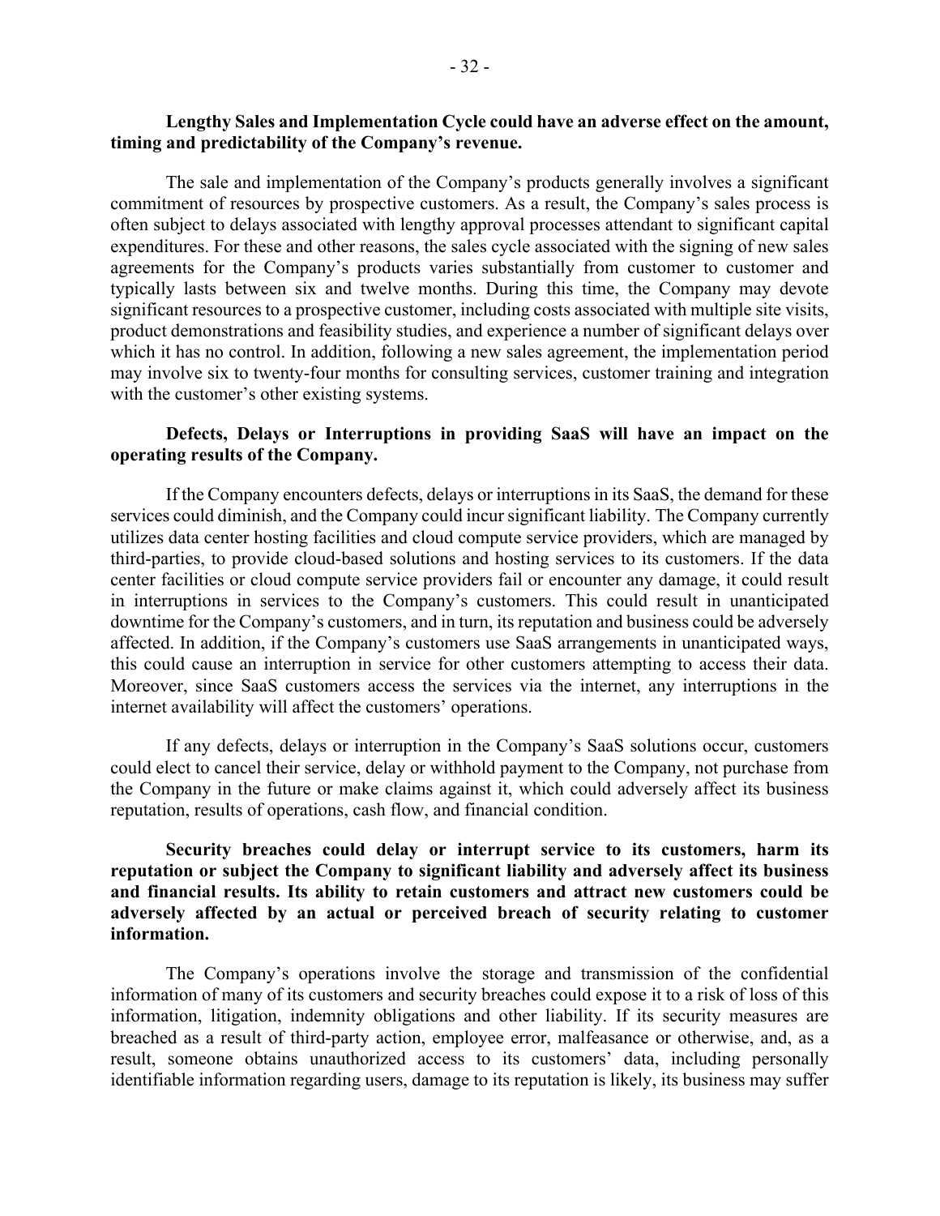**Lengthy Sales and Implementation Cycle could have an adverse effect on the amount, timing and predictability of the Company's revenue.**

The sale and implementation of the Company's products generally involves a significant commitment of resources by prospective customers. As a result, the Company's sales process is often subject to delays associated with lengthy approval processes attendant to significant capital expenditures. For these and other reasons, the sales cycle associated with the signing of new sales agreements for the Company's products varies substantially from customer to customer and typically lasts between six and twelve months. During this time, the Company may devote significant resources to a prospective customer, including costs associated with multiple site visits, product demonstrations and feasibility studies, and experience a number of significant delays over which it has no control. In addition, following a new sales agreement, the implementation period may involve six to twenty-four months for consulting services, customer training and integration with the customer's other existing systems.

**Defects, Delays or Interruptions in providing SaaS will have an impact on the operating results of the Company.**

If the Company encounters defects, delays or interruptions in its SaaS, the demand for these services could diminish, and the Company could incur significant liability. The Company currently utilizes data center hosting facilities and cloud compute service providers, which are managed by third-parties, to provide cloud-based solutions and hosting services to its customers. If the data center facilities or cloud compute service providers fail or encounter any damage, it could result in interruptions in services to the Company's customers. This could result in unanticipated downtime for the Company's customers, and in turn, its reputation and business could be adversely affected. In addition, if the Company's customers use SaaS arrangements in unanticipated ways, this could cause an interruption in service for other customers attempting to access their data. Moreover, since SaaS customers access the services via the internet, any interruptions in the internet availability will affect the customers' operations.

If any defects, delays or interruption in the Company's SaaS solutions occur, customers could elect to cancel their service, delay or withhold payment to the Company, not purchase from the Company in the future or make claims against it, which could adversely affect its business reputation, results of operations, cash flow, and financial condition.

**Security breaches could delay or interrupt service to its customers, harm its reputation or subject the Company to significant liability and adversely affect its business and financial results. Its ability to retain customers and attract new customers could be adversely affected by an actual or perceived breach of security relating to customer information.**

The Company's operations involve the storage and transmission of the confidential information of many of its customers and security breaches could expose it to a risk of loss of this information, litigation, indemnity obligations and other liability. If its security measures are breached as a result of third-party action, employee error, malfeasance or otherwise, and, as a result, someone obtains unauthorized access to its customers' data, including personally identifiable information regarding users, damage to its reputation is likely, its business may suffer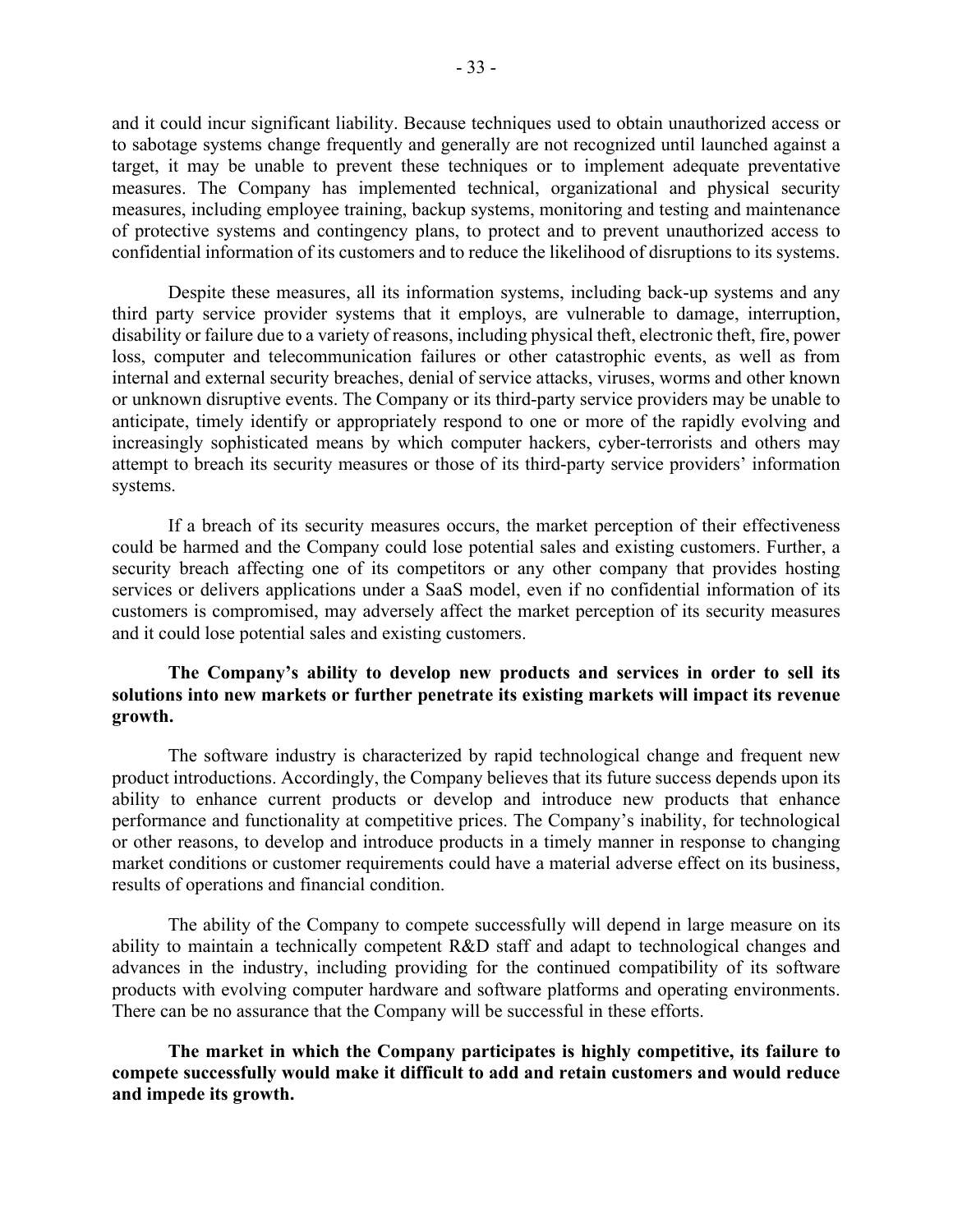and it could incur significant liability. Because techniques used to obtain unauthorized access or to sabotage systems change frequently and generally are not recognized until launched against a target, it may be unable to prevent these techniques or to implement adequate preventative measures. The Company has implemented technical, organizational and physical security measures, including employee training, backup systems, monitoring and testing and maintenance of protective systems and contingency plans, to protect and to prevent unauthorized access to confidential information of its customers and to reduce the likelihood of disruptions to its systems.

Despite these measures, all its information systems, including back-up systems and any third party service provider systems that it employs, are vulnerable to damage, interruption, disability or failure due to a variety of reasons, including physical theft, electronic theft, fire, power loss, computer and telecommunication failures or other catastrophic events, as well as from internal and external security breaches, denial of service attacks, viruses, worms and other known or unknown disruptive events. The Company or its third-party service providers may be unable to anticipate, timely identify or appropriately respond to one or more of the rapidly evolving and increasingly sophisticated means by which computer hackers, cyber-terrorists and others may attempt to breach its security measures or those of its third-party service providers' information systems.

If a breach of its security measures occurs, the market perception of their effectiveness could be harmed and the Company could lose potential sales and existing customers. Further, a security breach affecting one of its competitors or any other company that provides hosting services or delivers applications under a SaaS model, even if no confidential information of its customers is compromised, may adversely affect the market perception of its security measures and it could lose potential sales and existing customers.

**The Company's ability to develop new products and services in order to sell its solutions into new markets or further penetrate its existing markets will impact its revenue growth.**

The software industry is characterized by rapid technological change and frequent new product introductions. Accordingly, the Company believes that its future success depends upon its ability to enhance current products or develop and introduce new products that enhance performance and functionality at competitive prices. The Company's inability, for technological or other reasons, to develop and introduce products in a timely manner in response to changing market conditions or customer requirements could have a material adverse effect on its business, results of operations and financial condition.

The ability of the Company to compete successfully will depend in large measure on its ability to maintain a technically competent R&D staff and adapt to technological changes and advances in the industry, including providing for the continued compatibility of its software products with evolving computer hardware and software platforms and operating environments. There can be no assurance that the Company will be successful in these efforts.

**The market in which the Company participates is highly competitive, its failure to compete successfully would make it difficult to add and retain customers and would reduce and impede its growth.**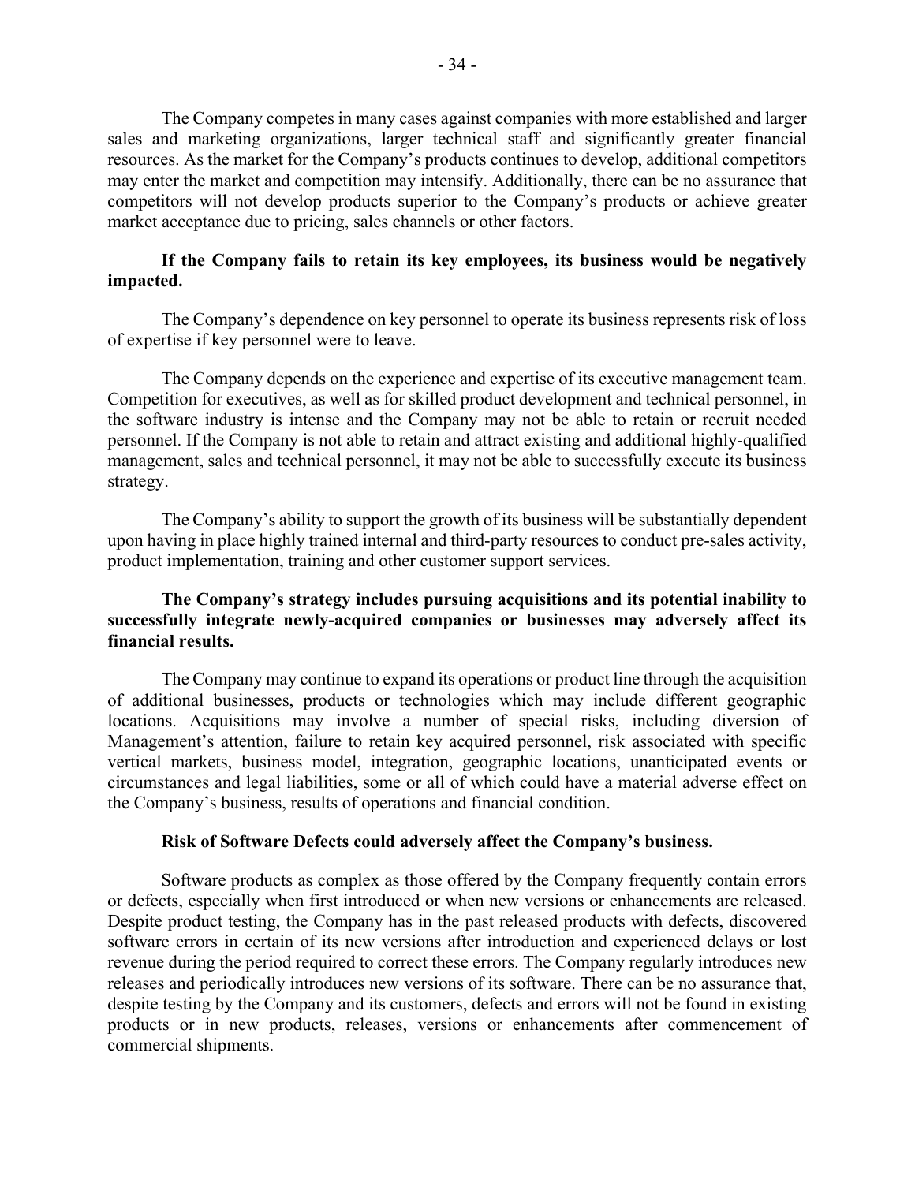The Company competes in many cases against companies with more established and larger sales and marketing organizations, larger technical staff and significantly greater financial resources. As the market for the Company's products continues to develop, additional competitors may enter the market and competition may intensify. Additionally, there can be no assurance that competitors will not develop products superior to the Company's products or achieve greater market acceptance due to pricing, sales channels or other factors.

**If the Company fails to retain its key employees, its business would be negatively impacted.**

The Company's dependence on key personnel to operate its business represents risk of loss of expertise if key personnel were to leave.

The Company depends on the experience and expertise of its executive management team. Competition for executives, as well as for skilled product development and technical personnel, in the software industry is intense and the Company may not be able to retain or recruit needed personnel. If the Company is not able to retain and attract existing and additional highly-qualified management, sales and technical personnel, it may not be able to successfully execute its business strategy.

The Company's ability to support the growth of its business will be substantially dependent upon having in place highly trained internal and third-party resources to conduct pre-sales activity, product implementation, training and other customer support services.

**The Company's strategy includes pursuing acquisitions and its potential inability to successfully integrate newly-acquired companies or businesses may adversely affect its financial results.**

The Company may continue to expand its operations or product line through the acquisition of additional businesses, products or technologies which may include different geographic locations. Acquisitions may involve a number of special risks, including diversion of Management's attention, failure to retain key acquired personnel, risk associated with specific vertical markets, business model, integration, geographic locations, unanticipated events or circumstances and legal liabilities, some or all of which could have a material adverse effect on the Company's business, results of operations and financial condition.

**Risk of Software Defects could adversely affect the Company's business.**

Software products as complex as those offered by the Company frequently contain errors or defects, especially when first introduced or when new versions or enhancements are released. Despite product testing, the Company has in the past released products with defects, discovered software errors in certain of its new versions after introduction and experienced delays or lost revenue during the period required to correct these errors. The Company regularly introduces new releases and periodically introduces new versions of its software. There can be no assurance that, despite testing by the Company and its customers, defects and errors will not be found in existing products or in new products, releases, versions or enhancements after commencement of commercial shipments.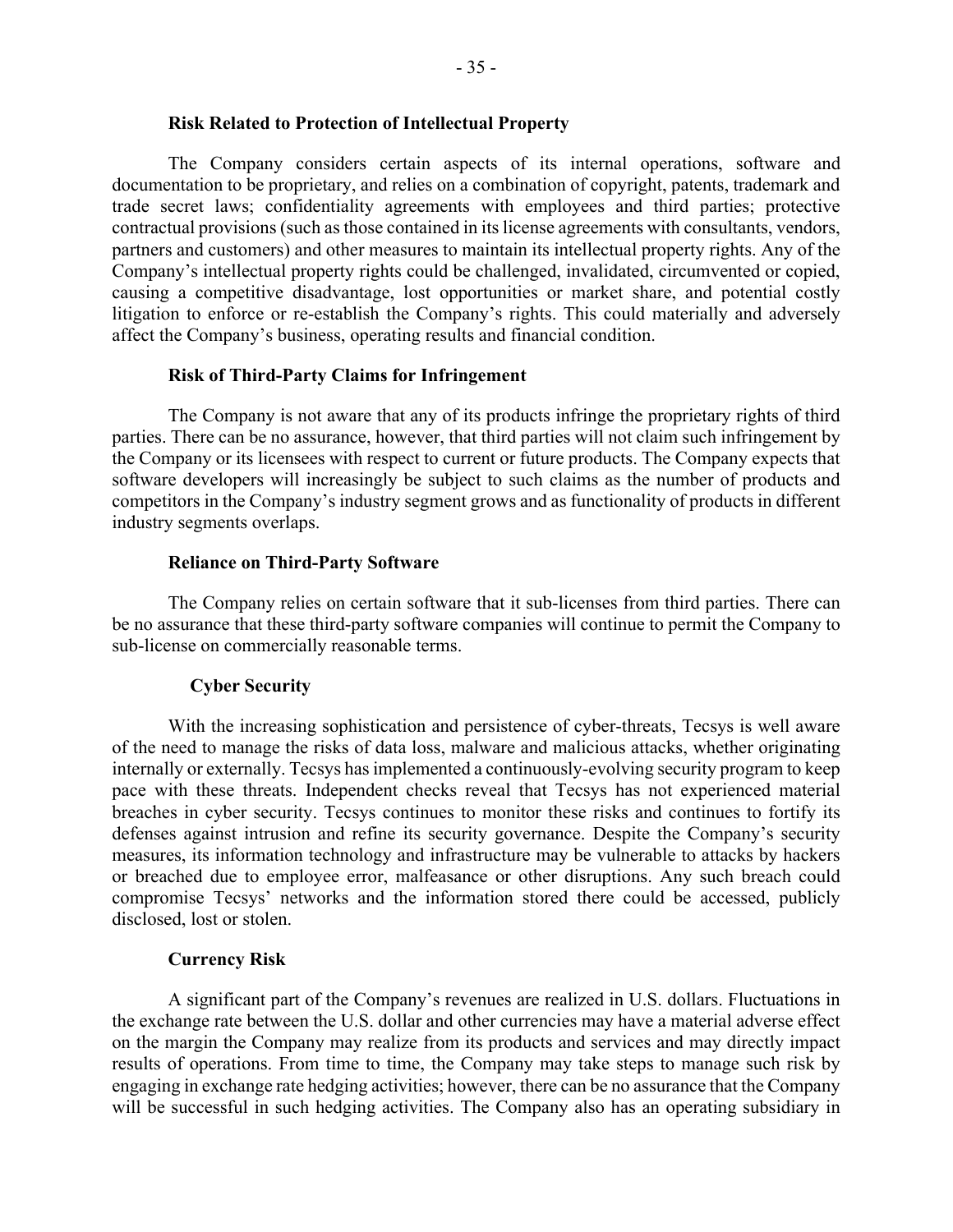### Risk Related to Protection of Intellectual Property

The Company considers certain aspects of its internal operations, software and documentation to be proprietary, and relies on a combination of copyright, patents, trademark and trade secret laws; confidentiality agreements with employees and third parties; protective contractual provisions (such as those contained in its license agreements with consultants, vendors, partners and customers) and other measures to maintain its intellectual property rights. Any of the Company's intellectual property rights could be challenged, invalidated, circumvented or copied, causing a competitive disadvantage, lost opportunities or market share, and potential costly litigation to enforce or re-establish the Company's rights. This could materially and adversely affect the Company's business, operating results and financial condition.

### Risk of Third-Party Claims for Infringement

The Company is not aware that any of its products infringe the proprietary rights of third parties. There can be no assurance, however, that third parties will not claim such infringement by the Company or its licensees with respect to current or future products. The Company expects that software developers will increasingly be subject to such claims as the number of products and competitors in the Company's industry segment grows and as functionality of products in different industry segments overlaps.

### Reliance on Third-Party Software

The Company relies on certain software that it sub-licenses from third parties. There can be no assurance that these third-party software companies will continue to permit the Company to sub-license on commercially reasonable terms.

### Cyber Security

With the increasing sophistication and persistence of cyber-threats, Tecsys is well aware of the need to manage the risks of data loss, malware and malicious attacks, whether originating internally or externally. Tecsys has implemented a continuously-evolving security program to keep pace with these threats. Independent checks reveal that Tecsys has not experienced material breaches in cyber security. Tecsys continues to monitor these risks and continues to fortify its defenses against intrusion and refine its security governance. Despite the Company's security measures, its information technology and infrastructure may be vulnerable to attacks by hackers or breached due to employee error, malfeasance or other disruptions. Any such breach could compromise Tecsys' networks and the information stored there could be accessed, publicly disclosed, lost or stolen.

### Currency Risk

A significant part of the Company's revenues are realized in U.S. dollars. Fluctuations in the exchange rate between the U.S. dollar and other currencies may have a material adverse effect on the margin the Company may realize from its products and services and may directly impact results of operations. From time to time, the Company may take steps to manage such risk by engaging in exchange rate hedging activities; however, there can be no assurance that the Company will be successful in such hedging activities. The Company also has an operating subsidiary in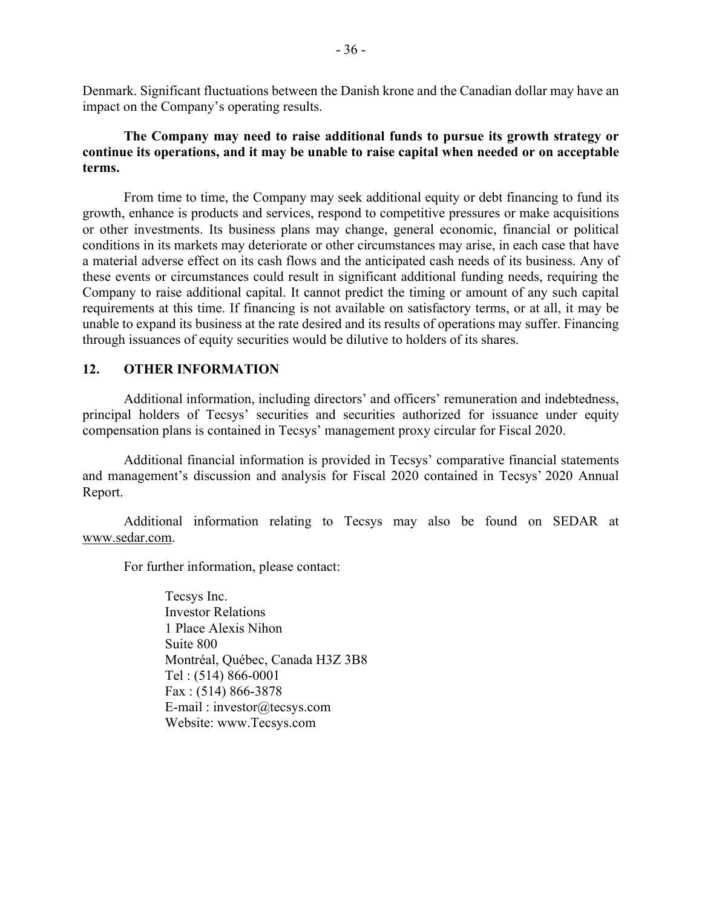Denmark. Significant fluctuations between the Danish krone and the Canadian dollar may have an impact on the Company's operating results.

**The Company may need to raise additional funds to pursue its growth strategy or continue its operations, and it may be unable to raise capital when needed or on acceptable terms.**

From time to time, the Company may seek additional equity or debt financing to fund its growth, enhance is products and services, respond to competitive pressures or make acquisitions or other investments. Its business plans may change, general economic, financial or political conditions in its markets may deteriorate or other circumstances may arise, in each case that have a material adverse effect on its cash flows and the anticipated cash needs of its business. Any of these events or circumstances could result in significant additional funding needs, requiring the Company to raise additional capital. It cannot predict the timing or amount of any such capital requirements at this time. If financing is not available on satisfactory terms, or at all, it may be unable to expand its business at the rate desired and its results of operations may suffer. Financing through issuances of equity securities would be dilutive to holders of its shares.

## 12. OTHER INFORMATION

Additional information, including directors' and officers' remuneration and indebtedness, principal holders of Tecsys' securities and securities authorized for issuance under equity compensation plans is contained in Tecsys' management proxy circular for Fiscal 2020.

Additional financial information is provided in Tecsys' comparative financial statements and management's discussion and analysis for Fiscal 2020 contained in Tecsys' 2020 Annual Report.

Additional information relating to Tecsys may also be found on SEDAR at www.sedar.com.

For further information, please contact:

Tecsys Inc.
Investor Relations
1 Place Alexis Nihon
Suite 800
Montréal, Québec, Canada H3Z 3B8
Tel : (514) 866-0001
Fax : (514) 866-3878
E-mail : investor@tecsys.com
Website: www.Tecsys.com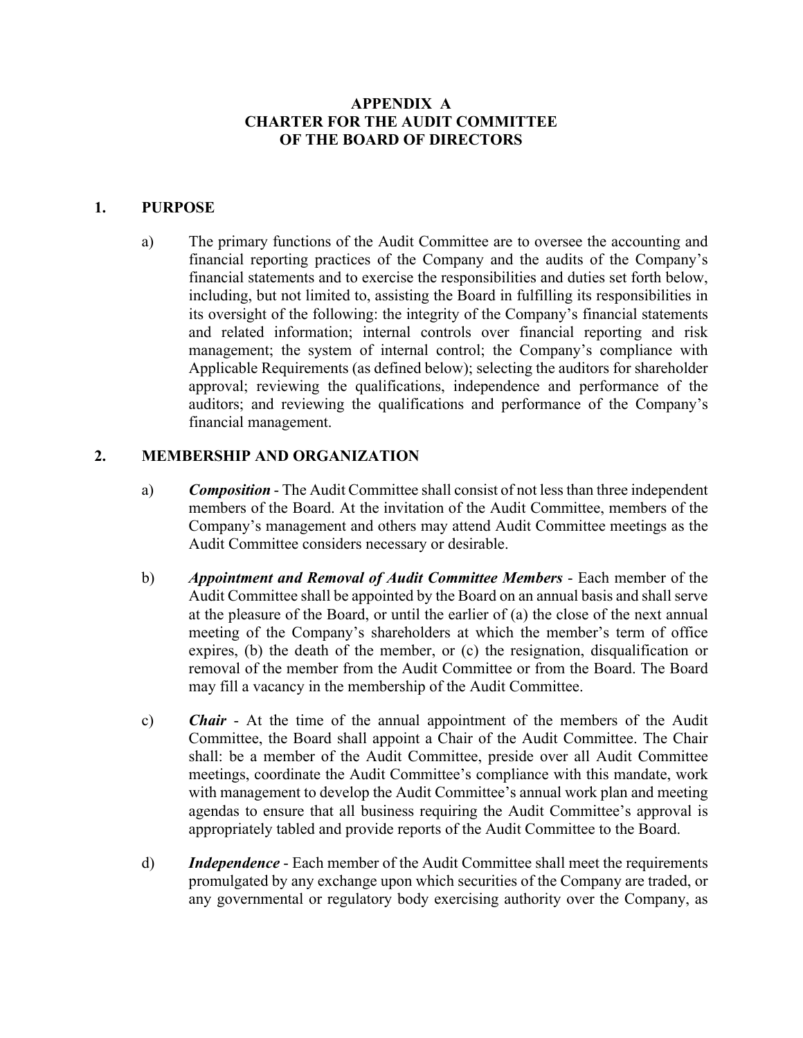# APPENDIX A
# CHARTER FOR THE AUDIT COMMITTEE
# OF THE BOARD OF DIRECTORS

## 1. PURPOSE

a) The primary functions of the Audit Committee are to oversee the accounting and financial reporting practices of the Company and the audits of the Company's financial statements and to exercise the responsibilities and duties set forth below, including, but not limited to, assisting the Board in fulfilling its responsibilities in its oversight of the following: the integrity of the Company's financial statements and related information; internal controls over financial reporting and risk management; the system of internal control; the Company's compliance with Applicable Requirements (as defined below); selecting the auditors for shareholder approval; reviewing the qualifications, independence and performance of the auditors; and reviewing the qualifications and performance of the Company's financial management.

## 2. MEMBERSHIP AND ORGANIZATION

a) ***Composition*** - The Audit Committee shall consist of not less than three independent members of the Board. At the invitation of the Audit Committee, members of the Company's management and others may attend Audit Committee meetings as the Audit Committee considers necessary or desirable.

b) ***Appointment and Removal of Audit Committee Members*** - Each member of the Audit Committee shall be appointed by the Board on an annual basis and shall serve at the pleasure of the Board, or until the earlier of (a) the close of the next annual meeting of the Company's shareholders at which the member's term of office expires, (b) the death of the member, or (c) the resignation, disqualification or removal of the member from the Audit Committee or from the Board. The Board may fill a vacancy in the membership of the Audit Committee.

c) ***Chair*** - At the time of the annual appointment of the members of the Audit Committee, the Board shall appoint a Chair of the Audit Committee. The Chair shall: be a member of the Audit Committee, preside over all Audit Committee meetings, coordinate the Audit Committee's compliance with this mandate, work with management to develop the Audit Committee's annual work plan and meeting agendas to ensure that all business requiring the Audit Committee's approval is appropriately tabled and provide reports of the Audit Committee to the Board.

d) ***Independence*** - Each member of the Audit Committee shall meet the requirements promulgated by any exchange upon which securities of the Company are traded, or any governmental or regulatory body exercising authority over the Company, as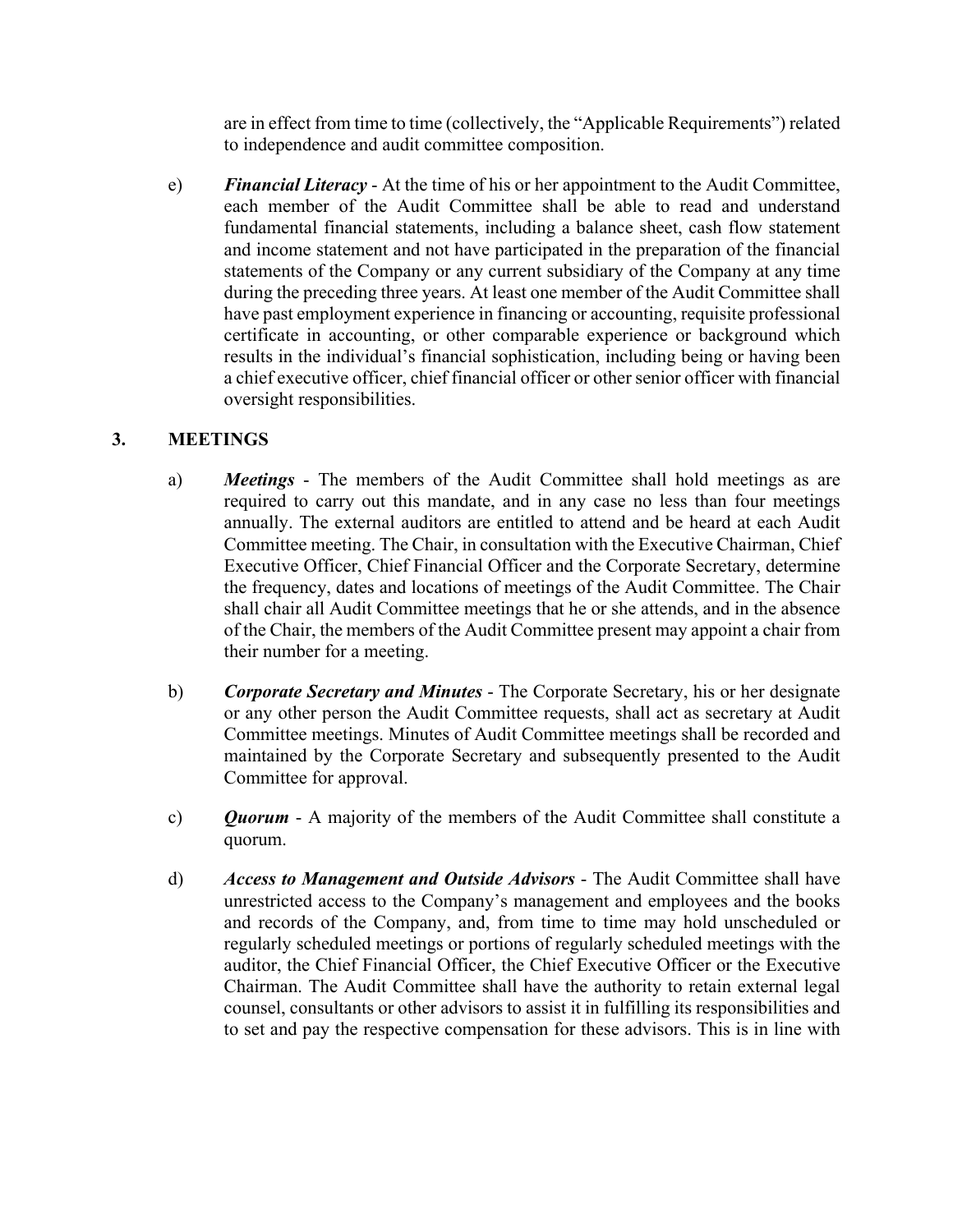are in effect from time to time (collectively, the "Applicable Requirements") related to independence and audit committee composition.

e) ***Financial Literacy*** - At the time of his or her appointment to the Audit Committee, each member of the Audit Committee shall be able to read and understand fundamental financial statements, including a balance sheet, cash flow statement and income statement and not have participated in the preparation of the financial statements of the Company or any current subsidiary of the Company at any time during the preceding three years. At least one member of the Audit Committee shall have past employment experience in financing or accounting, requisite professional certificate in accounting, or other comparable experience or background which results in the individual's financial sophistication, including being or having been a chief executive officer, chief financial officer or other senior officer with financial oversight responsibilities.

## 3. MEETINGS

a) ***Meetings*** - The members of the Audit Committee shall hold meetings as are required to carry out this mandate, and in any case no less than four meetings annually. The external auditors are entitled to attend and be heard at each Audit Committee meeting. The Chair, in consultation with the Executive Chairman, Chief Executive Officer, Chief Financial Officer and the Corporate Secretary, determine the frequency, dates and locations of meetings of the Audit Committee. The Chair shall chair all Audit Committee meetings that he or she attends, and in the absence of the Chair, the members of the Audit Committee present may appoint a chair from their number for a meeting.

b) ***Corporate Secretary and Minutes*** - The Corporate Secretary, his or her designate or any other person the Audit Committee requests, shall act as secretary at Audit Committee meetings. Minutes of Audit Committee meetings shall be recorded and maintained by the Corporate Secretary and subsequently presented to the Audit Committee for approval.

c) ***Quorum*** - A majority of the members of the Audit Committee shall constitute a quorum.

d) ***Access to Management and Outside Advisors*** - The Audit Committee shall have unrestricted access to the Company's management and employees and the books and records of the Company, and, from time to time may hold unscheduled or regularly scheduled meetings or portions of regularly scheduled meetings with the auditor, the Chief Financial Officer, the Chief Executive Officer or the Executive Chairman. The Audit Committee shall have the authority to retain external legal counsel, consultants or other advisors to assist it in fulfilling its responsibilities and to set and pay the respective compensation for these advisors. This is in line with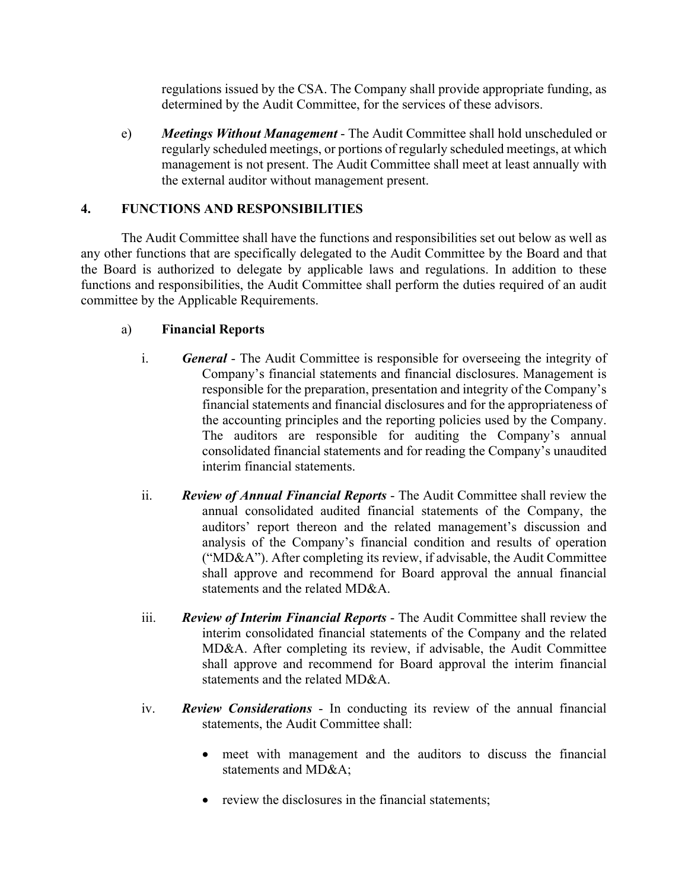regulations issued by the CSA. The Company shall provide appropriate funding, as determined by the Audit Committee, for the services of these advisors.

e) ***Meetings Without Management*** - The Audit Committee shall hold unscheduled or regularly scheduled meetings, or portions of regularly scheduled meetings, at which management is not present. The Audit Committee shall meet at least annually with the external auditor without management present.

## 4. FUNCTIONS AND RESPONSIBILITIES

The Audit Committee shall have the functions and responsibilities set out below as well as any other functions that are specifically delegated to the Audit Committee by the Board and that the Board is authorized to delegate by applicable laws and regulations. In addition to these functions and responsibilities, the Audit Committee shall perform the duties required of an audit committee by the Applicable Requirements.

a) **Financial Reports**

i. ***General*** - The Audit Committee is responsible for overseeing the integrity of Company's financial statements and financial disclosures. Management is responsible for the preparation, presentation and integrity of the Company's financial statements and financial disclosures and for the appropriateness of the accounting principles and the reporting policies used by the Company. The auditors are responsible for auditing the Company's annual consolidated financial statements and for reading the Company's unaudited interim financial statements.

ii. ***Review of Annual Financial Reports*** - The Audit Committee shall review the annual consolidated audited financial statements of the Company, the auditors' report thereon and the related management's discussion and analysis of the Company's financial condition and results of operation ("MD&A"). After completing its review, if advisable, the Audit Committee shall approve and recommend for Board approval the annual financial statements and the related MD&A.

iii. ***Review of Interim Financial Reports*** - The Audit Committee shall review the interim consolidated financial statements of the Company and the related MD&A. After completing its review, if advisable, the Audit Committee shall approve and recommend for Board approval the interim financial statements and the related MD&A.

iv. ***Review Considerations*** - In conducting its review of the annual financial statements, the Audit Committee shall:

- meet with management and the auditors to discuss the financial statements and MD&A;
- review the disclosures in the financial statements;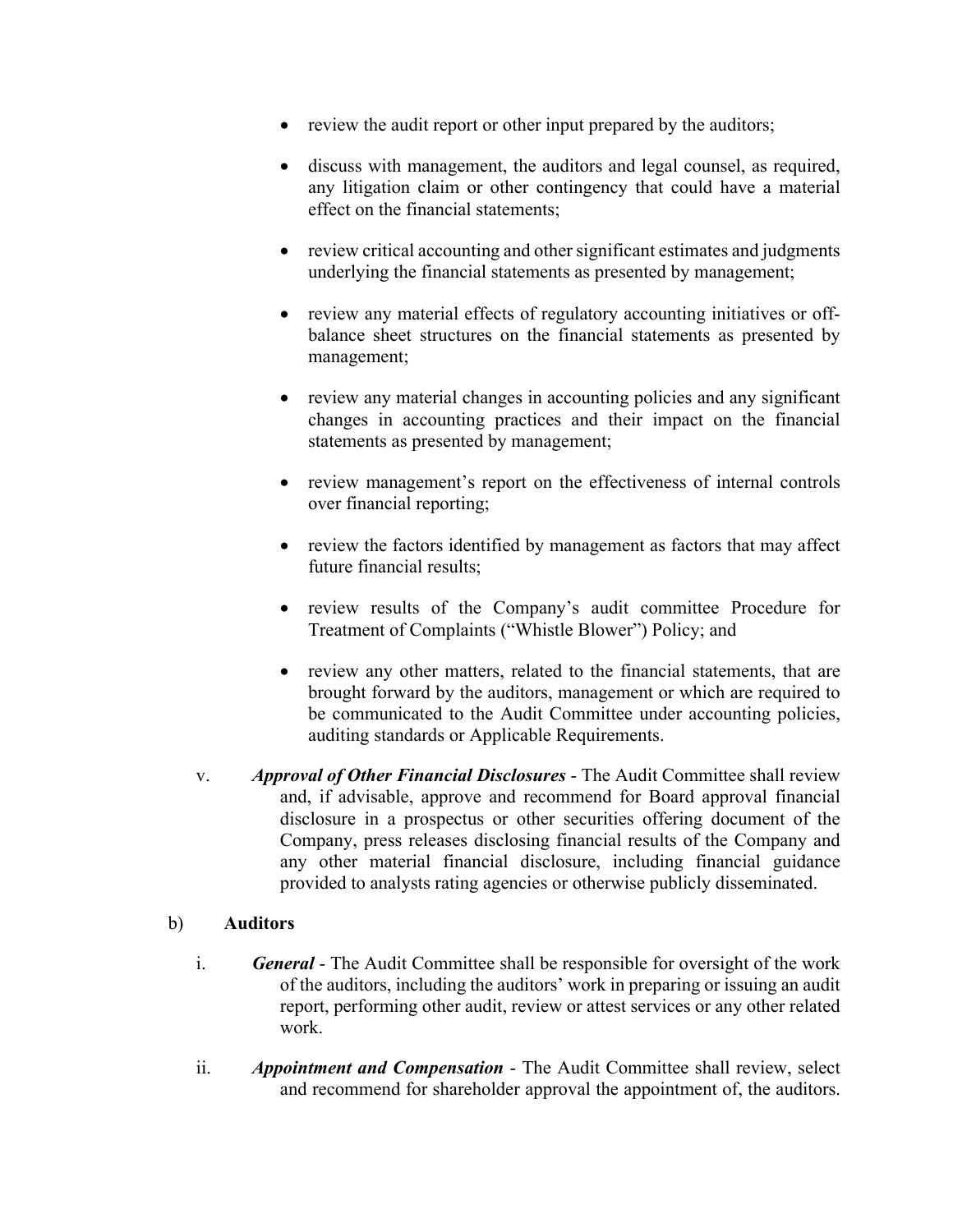- review the audit report or other input prepared by the auditors;
- discuss with management, the auditors and legal counsel, as required, any litigation claim or other contingency that could have a material effect on the financial statements;
- review critical accounting and other significant estimates and judgments underlying the financial statements as presented by management;
- review any material effects of regulatory accounting initiatives or off-balance sheet structures on the financial statements as presented by management;
- review any material changes in accounting policies and any significant changes in accounting practices and their impact on the financial statements as presented by management;
- review management's report on the effectiveness of internal controls over financial reporting;
- review the factors identified by management as factors that may affect future financial results;
- review results of the Company's audit committee Procedure for Treatment of Complaints ("Whistle Blower") Policy; and
- review any other matters, related to the financial statements, that are brought forward by the auditors, management or which are required to be communicated to the Audit Committee under accounting policies, auditing standards or Applicable Requirements.

v. ***Approval of Other Financial Disclosures*** - The Audit Committee shall review and, if advisable, approve and recommend for Board approval financial disclosure in a prospectus or other securities offering document of the Company, press releases disclosing financial results of the Company and any other material financial disclosure, including financial guidance provided to analysts rating agencies or otherwise publicly disseminated.

b) **Auditors**

i. ***General*** - The Audit Committee shall be responsible for oversight of the work of the auditors, including the auditors' work in preparing or issuing an audit report, performing other audit, review or attest services or any other related work.

ii. ***Appointment and Compensation*** - The Audit Committee shall review, select and recommend for shareholder approval the appointment of, the auditors.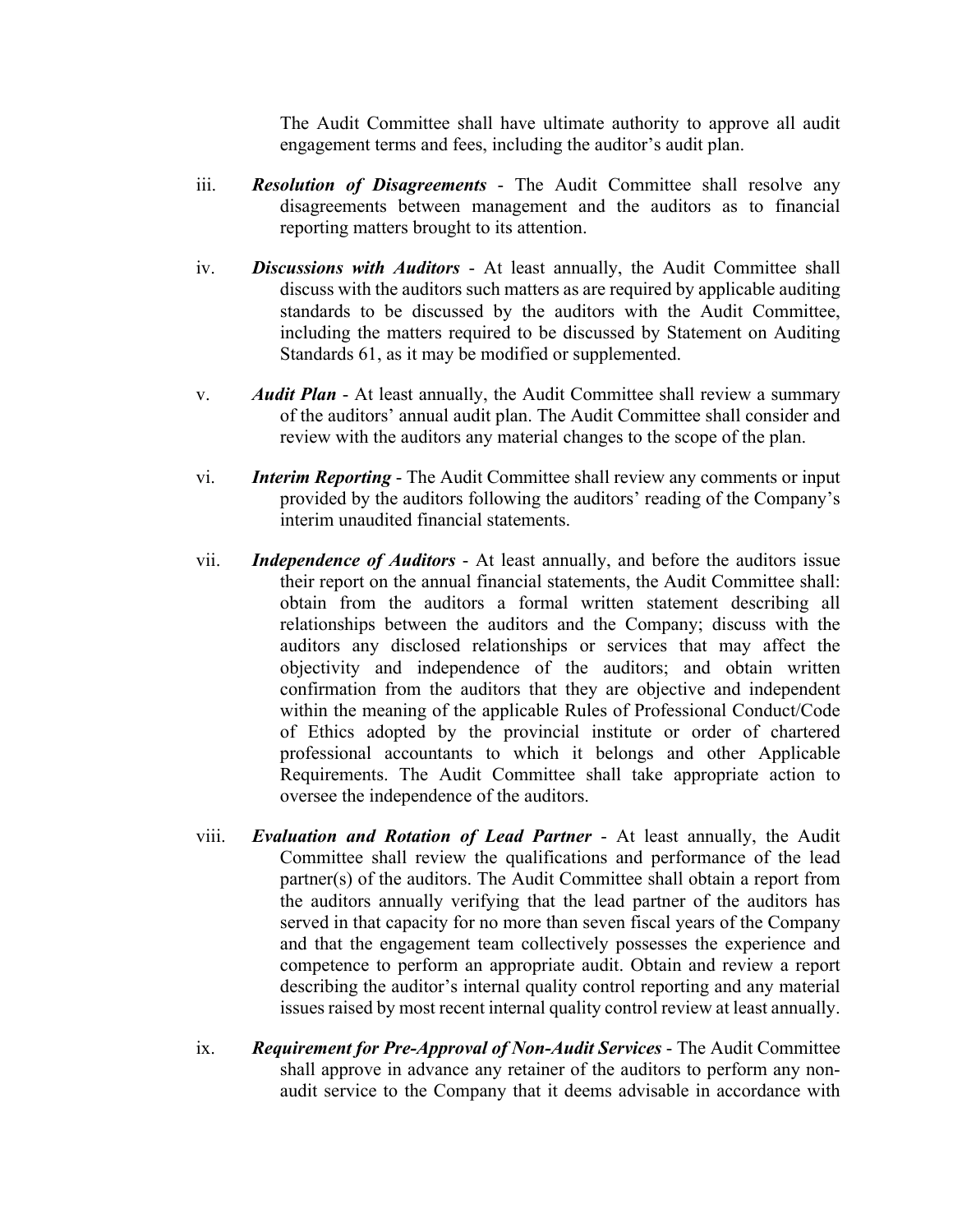The Audit Committee shall have ultimate authority to approve all audit engagement terms and fees, including the auditor's audit plan.

iii. ***Resolution of Disagreements*** - The Audit Committee shall resolve any disagreements between management and the auditors as to financial reporting matters brought to its attention.

iv. ***Discussions with Auditors*** - At least annually, the Audit Committee shall discuss with the auditors such matters as are required by applicable auditing standards to be discussed by the auditors with the Audit Committee, including the matters required to be discussed by Statement on Auditing Standards 61, as it may be modified or supplemented.

v. ***Audit Plan*** - At least annually, the Audit Committee shall review a summary of the auditors' annual audit plan. The Audit Committee shall consider and review with the auditors any material changes to the scope of the plan.

vi. ***Interim Reporting*** - The Audit Committee shall review any comments or input provided by the auditors following the auditors' reading of the Company's interim unaudited financial statements.

vii. ***Independence of Auditors*** - At least annually, and before the auditors issue their report on the annual financial statements, the Audit Committee shall: obtain from the auditors a formal written statement describing all relationships between the auditors and the Company; discuss with the auditors any disclosed relationships or services that may affect the objectivity and independence of the auditors; and obtain written confirmation from the auditors that they are objective and independent within the meaning of the applicable Rules of Professional Conduct/Code of Ethics adopted by the provincial institute or order of chartered professional accountants to which it belongs and other Applicable Requirements. The Audit Committee shall take appropriate action to oversee the independence of the auditors.

viii. ***Evaluation and Rotation of Lead Partner*** - At least annually, the Audit Committee shall review the qualifications and performance of the lead partner(s) of the auditors. The Audit Committee shall obtain a report from the auditors annually verifying that the lead partner of the auditors has served in that capacity for no more than seven fiscal years of the Company and that the engagement team collectively possesses the experience and competence to perform an appropriate audit. Obtain and review a report describing the auditor's internal quality control reporting and any material issues raised by most recent internal quality control review at least annually.

ix. ***Requirement for Pre-Approval of Non-Audit Services*** - The Audit Committee shall approve in advance any retainer of the auditors to perform any non-audit service to the Company that it deems advisable in accordance with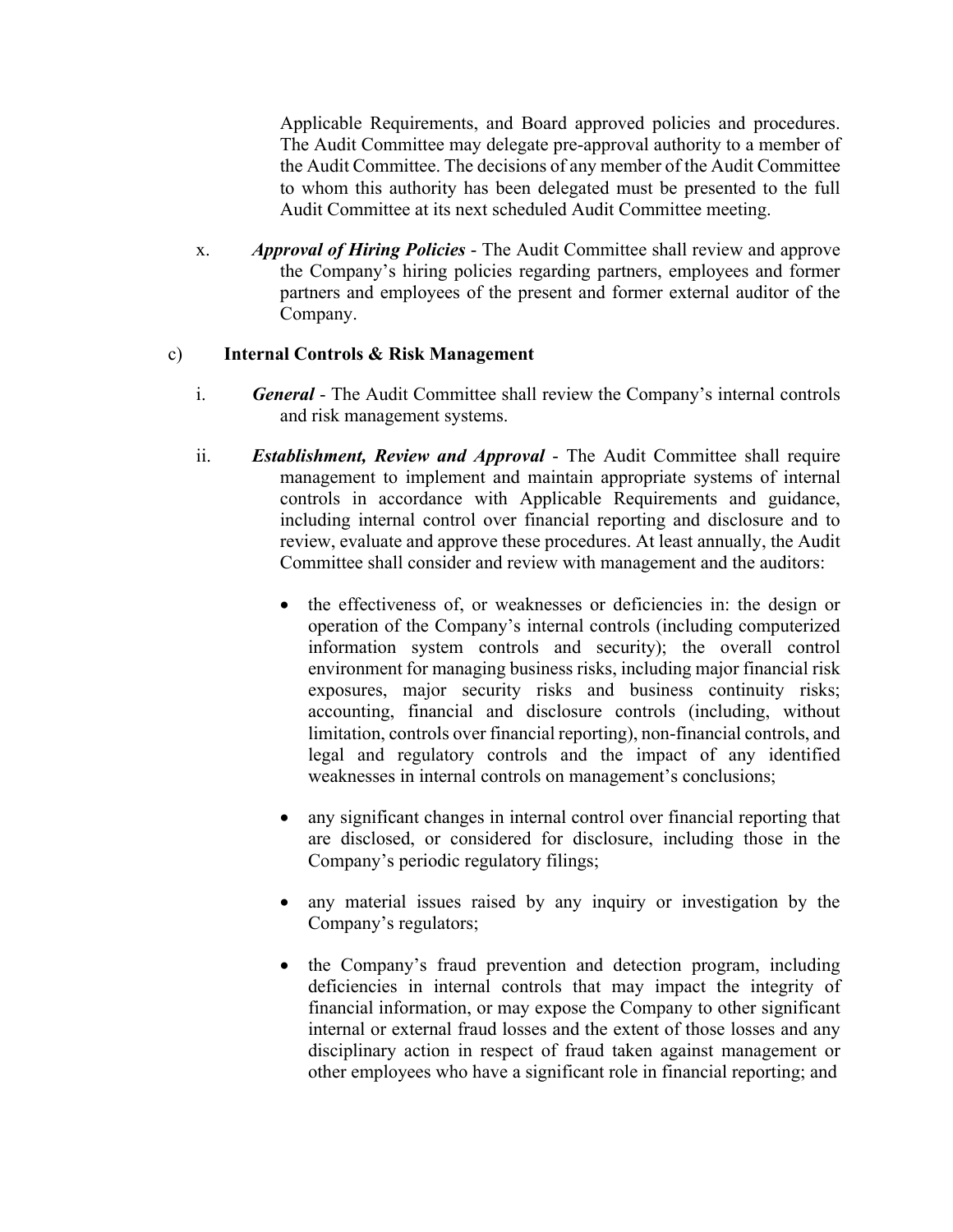Applicable Requirements, and Board approved policies and procedures. The Audit Committee may delegate pre-approval authority to a member of the Audit Committee. The decisions of any member of the Audit Committee to whom this authority has been delegated must be presented to the full Audit Committee at its next scheduled Audit Committee meeting.

x. ***Approval of Hiring Policies*** - The Audit Committee shall review and approve the Company's hiring policies regarding partners, employees and former partners and employees of the present and former external auditor of the Company.

c) **Internal Controls & Risk Management**

i. ***General*** - The Audit Committee shall review the Company's internal controls and risk management systems.

ii. ***Establishment, Review and Approval*** - The Audit Committee shall require management to implement and maintain appropriate systems of internal controls in accordance with Applicable Requirements and guidance, including internal control over financial reporting and disclosure and to review, evaluate and approve these procedures. At least annually, the Audit Committee shall consider and review with management and the auditors:

- the effectiveness of, or weaknesses or deficiencies in: the design or operation of the Company's internal controls (including computerized information system controls and security); the overall control environment for managing business risks, including major financial risk exposures, major security risks and business continuity risks; accounting, financial and disclosure controls (including, without limitation, controls over financial reporting), non-financial controls, and legal and regulatory controls and the impact of any identified weaknesses in internal controls on management's conclusions;

- any significant changes in internal control over financial reporting that are disclosed, or considered for disclosure, including those in the Company's periodic regulatory filings;

- any material issues raised by any inquiry or investigation by the Company's regulators;

- the Company's fraud prevention and detection program, including deficiencies in internal controls that may impact the integrity of financial information, or may expose the Company to other significant internal or external fraud losses and the extent of those losses and any disciplinary action in respect of fraud taken against management or other employees who have a significant role in financial reporting; and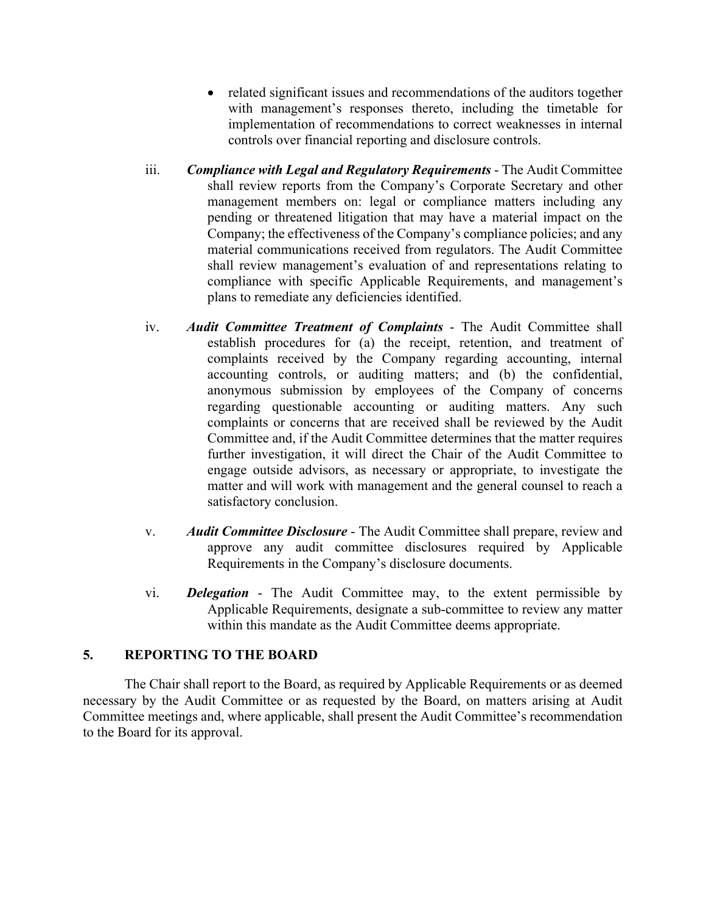- related significant issues and recommendations of the auditors together with management's responses thereto, including the timetable for implementation of recommendations to correct weaknesses in internal controls over financial reporting and disclosure controls.

iii. ***Compliance with Legal and Regulatory Requirements*** - The Audit Committee shall review reports from the Company's Corporate Secretary and other management members on: legal or compliance matters including any pending or threatened litigation that may have a material impact on the Company; the effectiveness of the Company's compliance policies; and any material communications received from regulators. The Audit Committee shall review management's evaluation of and representations relating to compliance with specific Applicable Requirements, and management's plans to remediate any deficiencies identified.

iv. ***Audit Committee Treatment of Complaints*** - The Audit Committee shall establish procedures for (a) the receipt, retention, and treatment of complaints received by the Company regarding accounting, internal accounting controls, or auditing matters; and (b) the confidential, anonymous submission by employees of the Company of concerns regarding questionable accounting or auditing matters. Any such complaints or concerns that are received shall be reviewed by the Audit Committee and, if the Audit Committee determines that the matter requires further investigation, it will direct the Chair of the Audit Committee to engage outside advisors, as necessary or appropriate, to investigate the matter and will work with management and the general counsel to reach a satisfactory conclusion.

v. ***Audit Committee Disclosure*** - The Audit Committee shall prepare, review and approve any audit committee disclosures required by Applicable Requirements in the Company's disclosure documents.

vi. ***Delegation*** - The Audit Committee may, to the extent permissible by Applicable Requirements, designate a sub-committee to review any matter within this mandate as the Audit Committee deems appropriate.

## 5. REPORTING TO THE BOARD

The Chair shall report to the Board, as required by Applicable Requirements or as deemed necessary by the Audit Committee or as requested by the Board, on matters arising at Audit Committee meetings and, where applicable, shall present the Audit Committee's recommendation to the Board for its approval.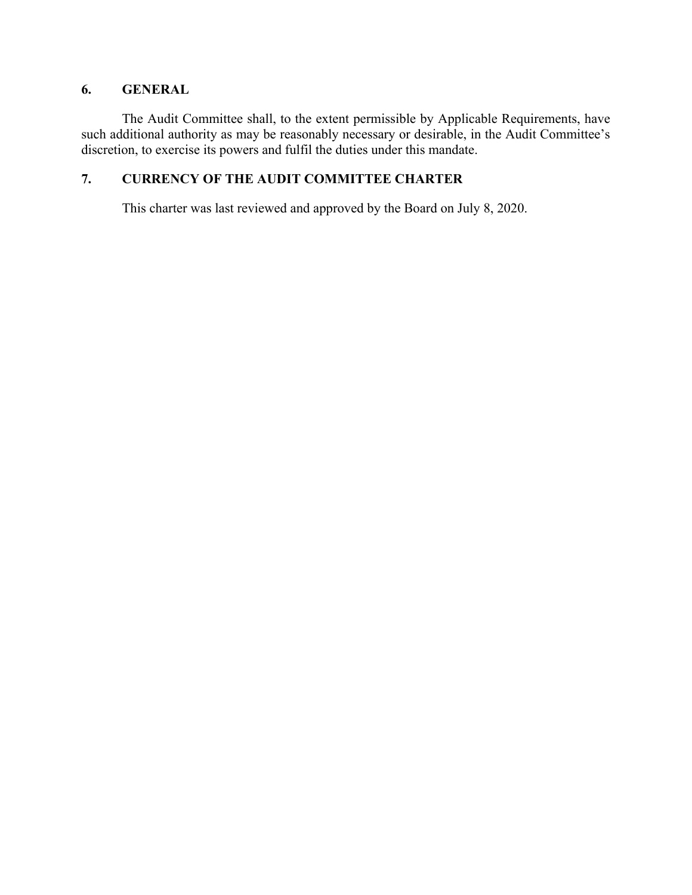## 6. GENERAL

The Audit Committee shall, to the extent permissible by Applicable Requirements, have such additional authority as may be reasonably necessary or desirable, in the Audit Committee's discretion, to exercise its powers and fulfil the duties under this mandate.

## 7. CURRENCY OF THE AUDIT COMMITTEE CHARTER

This charter was last reviewed and approved by the Board on July 8, 2020.